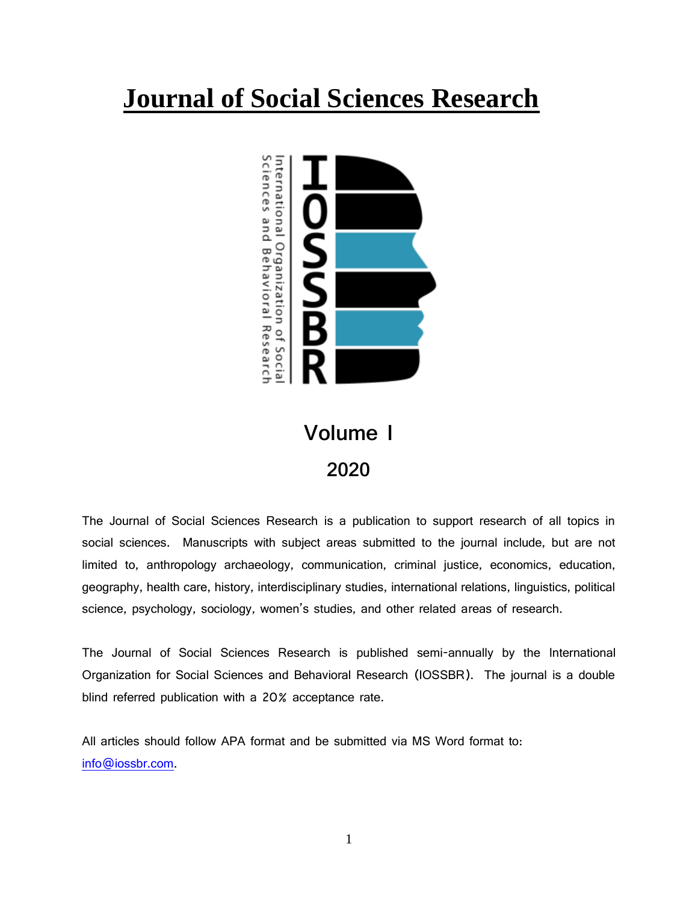# Journal of Social Sciences Research

Volume I

2020

The Journal of Social Sciences Research is a publication to support research of all topics in social sciences. Manuscripts with subject areas submitted to the journal include, but are not limited to, anthropology archaeology, communication, criminal justice, economics, education, geography, health care, history, interdisciplinary studies, international relations, linguistics, political science, psychology, sociology, women's studies, and other related areas of research.

The Journal of Social Sciences Research is published semi-annually by the International Organization for Social Sciences and Behavioral Research (IOSSBR). The journal is a double blind referred publication with a 20% acceptance rate.

All articles should follow APA format and be submitted via MS Word format to: info@iossbr.com.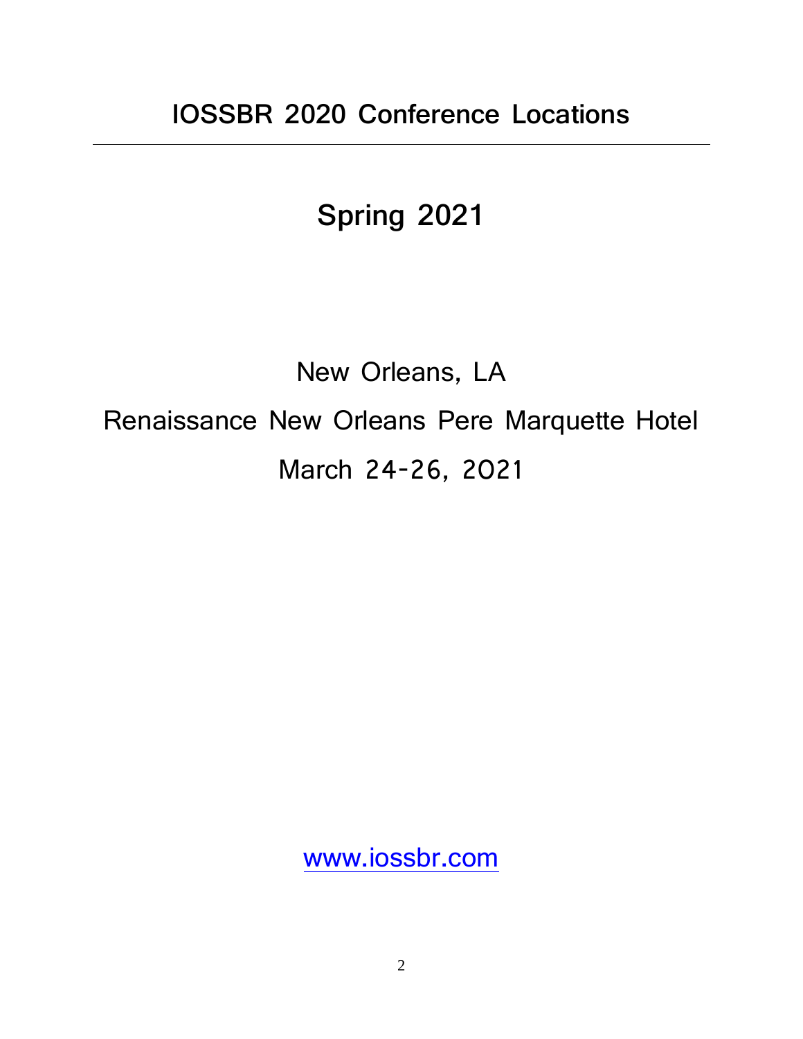# IOSSBR 2020 Conference Locations

---

## Spring 2021

New Orleans, LA

Renaissance New Orleans Pere Marquette Hotel

March 24-26, 2021

www.iossbr.com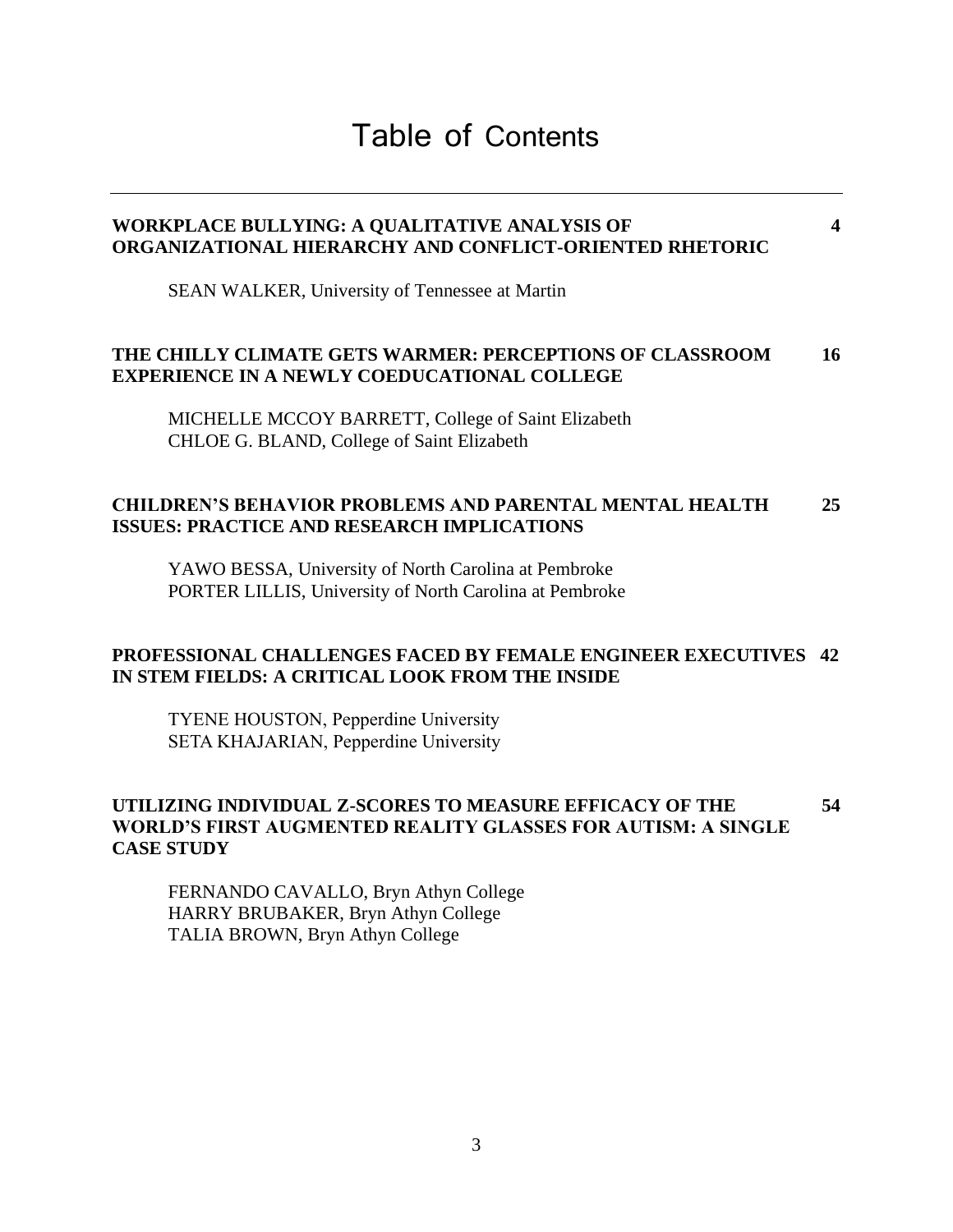# Table of Contents

---

**WORKPLACE BULLYING: A QUALITATIVE ANALYSIS OF ORGANIZATIONAL HIERARCHY AND CONFLICT-ORIENTED RHETORIC** **4**

SEAN WALKER, University of Tennessee at Martin

**THE CHILLY CLIMATE GETS WARMER: PERCEPTIONS OF CLASSROOM EXPERIENCE IN A NEWLY COEDUCATIONAL COLLEGE** **16**

MICHELLE MCCOY BARRETT, College of Saint Elizabeth
CHLOE G. BLAND, College of Saint Elizabeth

**CHILDREN'S BEHAVIOR PROBLEMS AND PARENTAL MENTAL HEALTH ISSUES: PRACTICE AND RESEARCH IMPLICATIONS** **25**

YAWO BESSA, University of North Carolina at Pembroke
PORTER LILLIS, University of North Carolina at Pembroke

**PROFESSIONAL CHALLENGES FACED BY FEMALE ENGINEER EXECUTIVES IN STEM FIELDS: A CRITICAL LOOK FROM THE INSIDE** **42**

TYENE HOUSTON, Pepperdine University
SETA KHAJARIAN, Pepperdine University

**UTILIZING INDIVIDUAL Z-SCORES TO MEASURE EFFICACY OF THE WORLD'S FIRST AUGMENTED REALITY GLASSES FOR AUTISM: A SINGLE CASE STUDY** **54**

FERNANDO CAVALLO, Bryn Athyn College
HARRY BRUBAKER, Bryn Athyn College
TALIA BROWN, Bryn Athyn College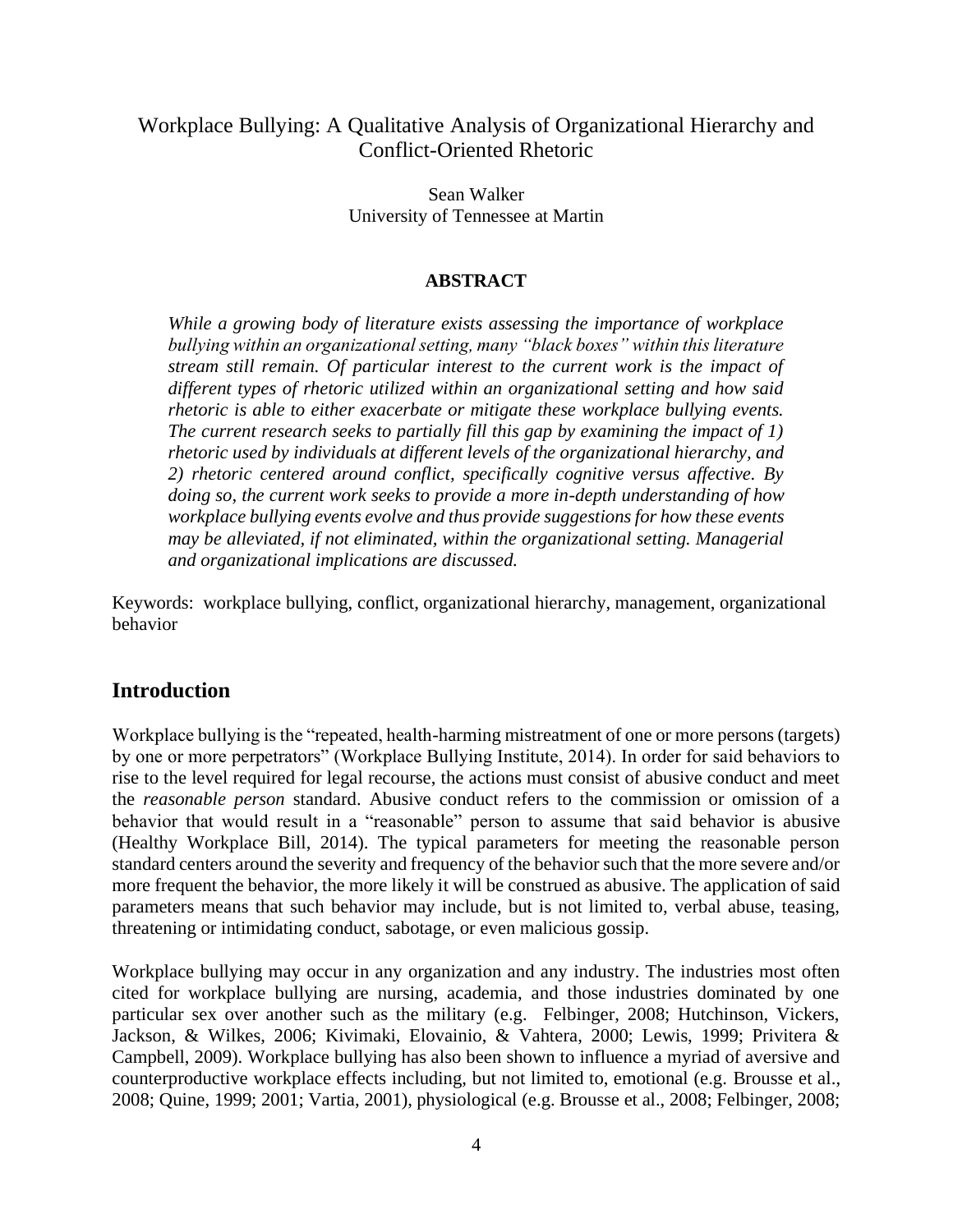# Workplace Bullying: A Qualitative Analysis of Organizational Hierarchy and Conflict-Oriented Rhetoric

Sean Walker
University of Tennessee at Martin

**ABSTRACT**

*While a growing body of literature exists assessing the importance of workplace bullying within an organizational setting, many "black boxes" within this literature stream still remain. Of particular interest to the current work is the impact of different types of rhetoric utilized within an organizational setting and how said rhetoric is able to either exacerbate or mitigate these workplace bullying events. The current research seeks to partially fill this gap by examining the impact of 1) rhetoric used by individuals at different levels of the organizational hierarchy, and 2) rhetoric centered around conflict, specifically cognitive versus affective. By doing so, the current work seeks to provide a more in-depth understanding of how workplace bullying events evolve and thus provide suggestions for how these events may be alleviated, if not eliminated, within the organizational setting. Managerial and organizational implications are discussed.*

Keywords: workplace bullying, conflict, organizational hierarchy, management, organizational behavior

## Introduction

Workplace bullying is the "repeated, health-harming mistreatment of one or more persons (targets) by one or more perpetrators" (Workplace Bullying Institute, 2014). In order for said behaviors to rise to the level required for legal recourse, the actions must consist of abusive conduct and meet the *reasonable person* standard. Abusive conduct refers to the commission or omission of a behavior that would result in a "reasonable" person to assume that said behavior is abusive (Healthy Workplace Bill, 2014). The typical parameters for meeting the reasonable person standard centers around the severity and frequency of the behavior such that the more severe and/or more frequent the behavior, the more likely it will be construed as abusive. The application of said parameters means that such behavior may include, but is not limited to, verbal abuse, teasing, threatening or intimidating conduct, sabotage, or even malicious gossip.

Workplace bullying may occur in any organization and any industry. The industries most often cited for workplace bullying are nursing, academia, and those industries dominated by one particular sex over another such as the military (e.g. Felbinger, 2008; Hutchinson, Vickers, Jackson, & Wilkes, 2006; Kivimaki, Elovainio, & Vahtera, 2000; Lewis, 1999; Privitera & Campbell, 2009). Workplace bullying has also been shown to influence a myriad of aversive and counterproductive workplace effects including, but not limited to, emotional (e.g. Brousse et al., 2008; Quine, 1999; 2001; Vartia, 2001), physiological (e.g. Brousse et al., 2008; Felbinger, 2008;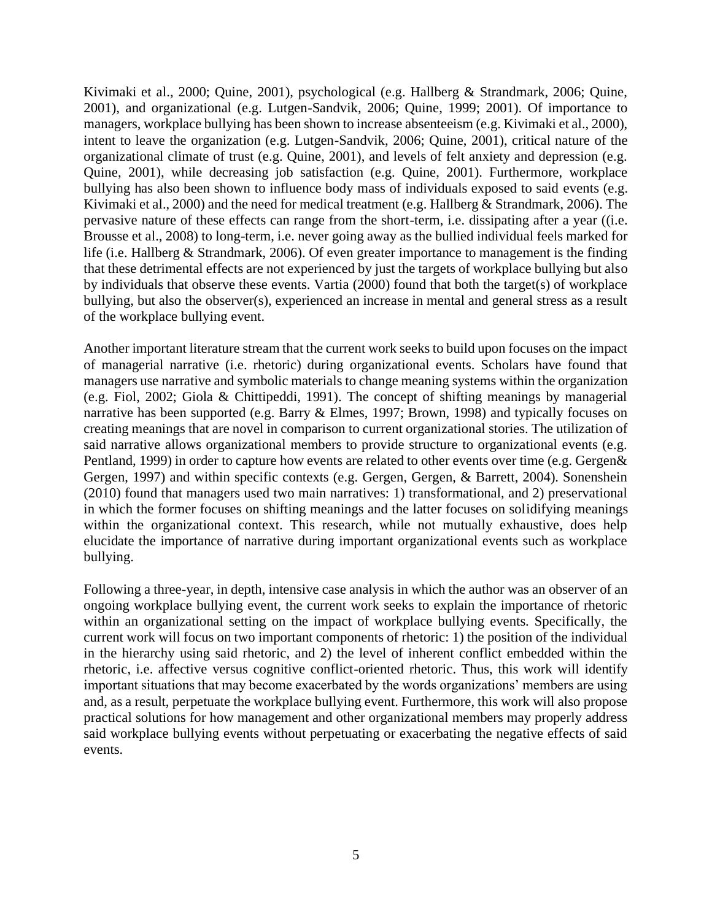Kivimaki et al., 2000; Quine, 2001), psychological (e.g. Hallberg & Strandmark, 2006; Quine, 2001), and organizational (e.g. Lutgen-Sandvik, 2006; Quine, 1999; 2001). Of importance to managers, workplace bullying has been shown to increase absenteeism (e.g. Kivimaki et al., 2000), intent to leave the organization (e.g. Lutgen-Sandvik, 2006; Quine, 2001), critical nature of the organizational climate of trust (e.g. Quine, 2001), and levels of felt anxiety and depression (e.g. Quine, 2001), while decreasing job satisfaction (e.g. Quine, 2001). Furthermore, workplace bullying has also been shown to influence body mass of individuals exposed to said events (e.g. Kivimaki et al., 2000) and the need for medical treatment (e.g. Hallberg & Strandmark, 2006). The pervasive nature of these effects can range from the short-term, i.e. dissipating after a year ((i.e. Brousse et al., 2008) to long-term, i.e. never going away as the bullied individual feels marked for life (i.e. Hallberg & Strandmark, 2006). Of even greater importance to management is the finding that these detrimental effects are not experienced by just the targets of workplace bullying but also by individuals that observe these events. Vartia (2000) found that both the target(s) of workplace bullying, but also the observer(s), experienced an increase in mental and general stress as a result of the workplace bullying event.

Another important literature stream that the current work seeks to build upon focuses on the impact of managerial narrative (i.e. rhetoric) during organizational events. Scholars have found that managers use narrative and symbolic materials to change meaning systems within the organization (e.g. Fiol, 2002; Giola & Chittipeddi, 1991). The concept of shifting meanings by managerial narrative has been supported (e.g. Barry & Elmes, 1997; Brown, 1998) and typically focuses on creating meanings that are novel in comparison to current organizational stories. The utilization of said narrative allows organizational members to provide structure to organizational events (e.g. Pentland, 1999) in order to capture how events are related to other events over time (e.g. Gergen& Gergen, 1997) and within specific contexts (e.g. Gergen, Gergen, & Barrett, 2004). Sonenshein (2010) found that managers used two main narratives: 1) transformational, and 2) preservational in which the former focuses on shifting meanings and the latter focuses on solidifying meanings within the organizational context. This research, while not mutually exhaustive, does help elucidate the importance of narrative during important organizational events such as workplace bullying.

Following a three-year, in depth, intensive case analysis in which the author was an observer of an ongoing workplace bullying event, the current work seeks to explain the importance of rhetoric within an organizational setting on the impact of workplace bullying events. Specifically, the current work will focus on two important components of rhetoric: 1) the position of the individual in the hierarchy using said rhetoric, and 2) the level of inherent conflict embedded within the rhetoric, i.e. affective versus cognitive conflict-oriented rhetoric. Thus, this work will identify important situations that may become exacerbated by the words organizations' members are using and, as a result, perpetuate the workplace bullying event. Furthermore, this work will also propose practical solutions for how management and other organizational members may properly address said workplace bullying events without perpetuating or exacerbating the negative effects of said events.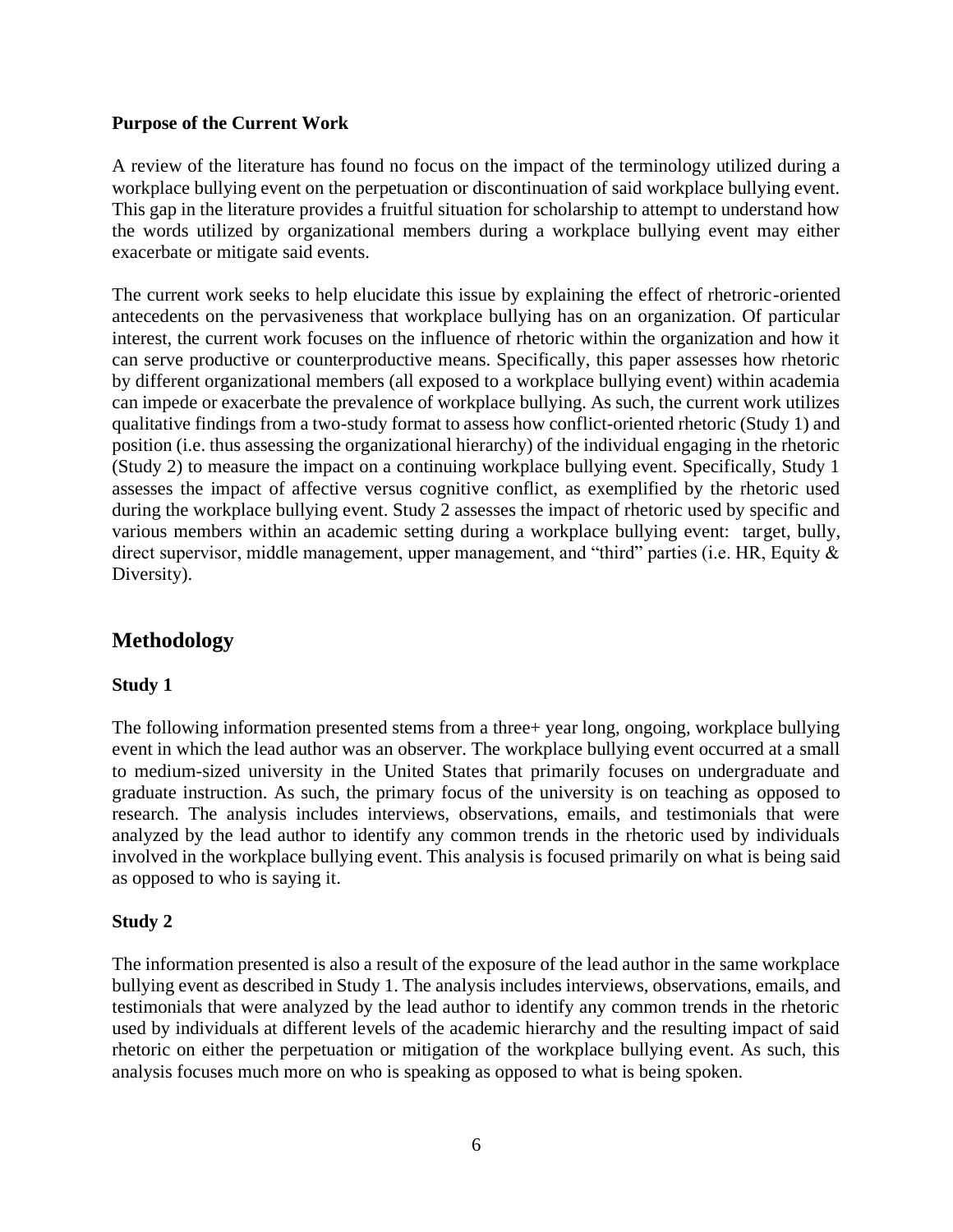**Purpose of the Current Work**

A review of the literature has found no focus on the impact of the terminology utilized during a workplace bullying event on the perpetuation or discontinuation of said workplace bullying event. This gap in the literature provides a fruitful situation for scholarship to attempt to understand how the words utilized by organizational members during a workplace bullying event may either exacerbate or mitigate said events.

The current work seeks to help elucidate this issue by explaining the effect of rhetroric-oriented antecedents on the pervasiveness that workplace bullying has on an organization. Of particular interest, the current work focuses on the influence of rhetoric within the organization and how it can serve productive or counterproductive means. Specifically, this paper assesses how rhetoric by different organizational members (all exposed to a workplace bullying event) within academia can impede or exacerbate the prevalence of workplace bullying. As such, the current work utilizes qualitative findings from a two-study format to assess how conflict-oriented rhetoric (Study 1) and position (i.e. thus assessing the organizational hierarchy) of the individual engaging in the rhetoric (Study 2) to measure the impact on a continuing workplace bullying event. Specifically, Study 1 assesses the impact of affective versus cognitive conflict, as exemplified by the rhetoric used during the workplace bullying event. Study 2 assesses the impact of rhetoric used by specific and various members within an academic setting during a workplace bullying event: target, bully, direct supervisor, middle management, upper management, and "third" parties (i.e. HR, Equity & Diversity).

## Methodology

**Study 1**

The following information presented stems from a three+ year long, ongoing, workplace bullying event in which the lead author was an observer. The workplace bullying event occurred at a small to medium-sized university in the United States that primarily focuses on undergraduate and graduate instruction. As such, the primary focus of the university is on teaching as opposed to research. The analysis includes interviews, observations, emails, and testimonials that were analyzed by the lead author to identify any common trends in the rhetoric used by individuals involved in the workplace bullying event. This analysis is focused primarily on what is being said as opposed to who is saying it.

**Study 2**

The information presented is also a result of the exposure of the lead author in the same workplace bullying event as described in Study 1. The analysis includes interviews, observations, emails, and testimonials that were analyzed by the lead author to identify any common trends in the rhetoric used by individuals at different levels of the academic hierarchy and the resulting impact of said rhetoric on either the perpetuation or mitigation of the workplace bullying event. As such, this analysis focuses much more on who is speaking as opposed to what is being spoken.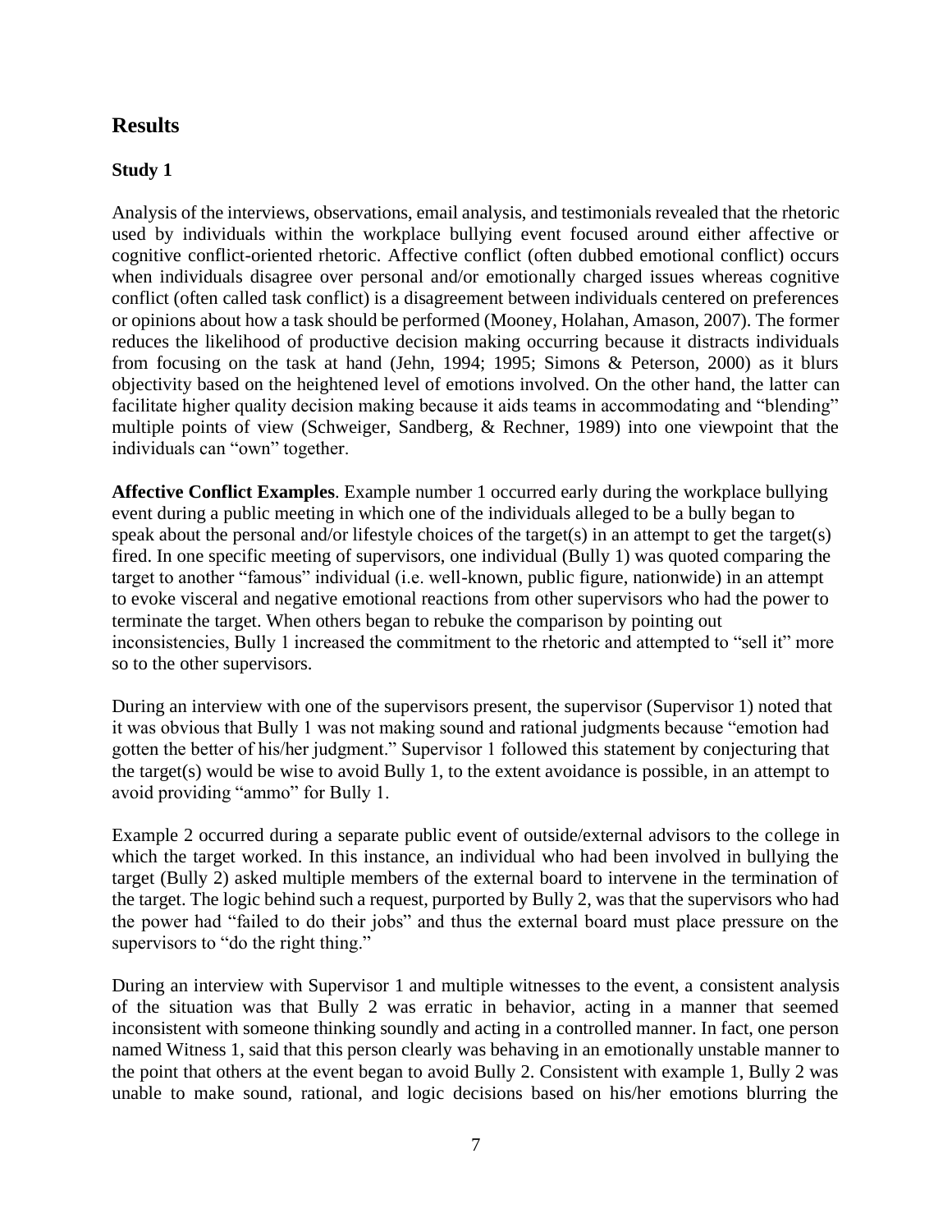## Results

### Study 1

Analysis of the interviews, observations, email analysis, and testimonials revealed that the rhetoric used by individuals within the workplace bullying event focused around either affective or cognitive conflict-oriented rhetoric. Affective conflict (often dubbed emotional conflict) occurs when individuals disagree over personal and/or emotionally charged issues whereas cognitive conflict (often called task conflict) is a disagreement between individuals centered on preferences or opinions about how a task should be performed (Mooney, Holahan, Amason, 2007). The former reduces the likelihood of productive decision making occurring because it distracts individuals from focusing on the task at hand (Jehn, 1994; 1995; Simons & Peterson, 2000) as it blurs objectivity based on the heightened level of emotions involved. On the other hand, the latter can facilitate higher quality decision making because it aids teams in accommodating and "blending" multiple points of view (Schweiger, Sandberg, & Rechner, 1989) into one viewpoint that the individuals can "own" together.

**Affective Conflict Examples**. Example number 1 occurred early during the workplace bullying event during a public meeting in which one of the individuals alleged to be a bully began to speak about the personal and/or lifestyle choices of the target(s) in an attempt to get the target(s) fired. In one specific meeting of supervisors, one individual (Bully 1) was quoted comparing the target to another "famous" individual (i.e. well-known, public figure, nationwide) in an attempt to evoke visceral and negative emotional reactions from other supervisors who had the power to terminate the target. When others began to rebuke the comparison by pointing out inconsistencies, Bully 1 increased the commitment to the rhetoric and attempted to "sell it" more so to the other supervisors.

During an interview with one of the supervisors present, the supervisor (Supervisor 1) noted that it was obvious that Bully 1 was not making sound and rational judgments because "emotion had gotten the better of his/her judgment." Supervisor 1 followed this statement by conjecturing that the target(s) would be wise to avoid Bully 1, to the extent avoidance is possible, in an attempt to avoid providing "ammo" for Bully 1.

Example 2 occurred during a separate public event of outside/external advisors to the college in which the target worked. In this instance, an individual who had been involved in bullying the target (Bully 2) asked multiple members of the external board to intervene in the termination of the target. The logic behind such a request, purported by Bully 2, was that the supervisors who had the power had "failed to do their jobs" and thus the external board must place pressure on the supervisors to "do the right thing."

During an interview with Supervisor 1 and multiple witnesses to the event, a consistent analysis of the situation was that Bully 2 was erratic in behavior, acting in a manner that seemed inconsistent with someone thinking soundly and acting in a controlled manner. In fact, one person named Witness 1, said that this person clearly was behaving in an emotionally unstable manner to the point that others at the event began to avoid Bully 2. Consistent with example 1, Bully 2 was unable to make sound, rational, and logic decisions based on his/her emotions blurring the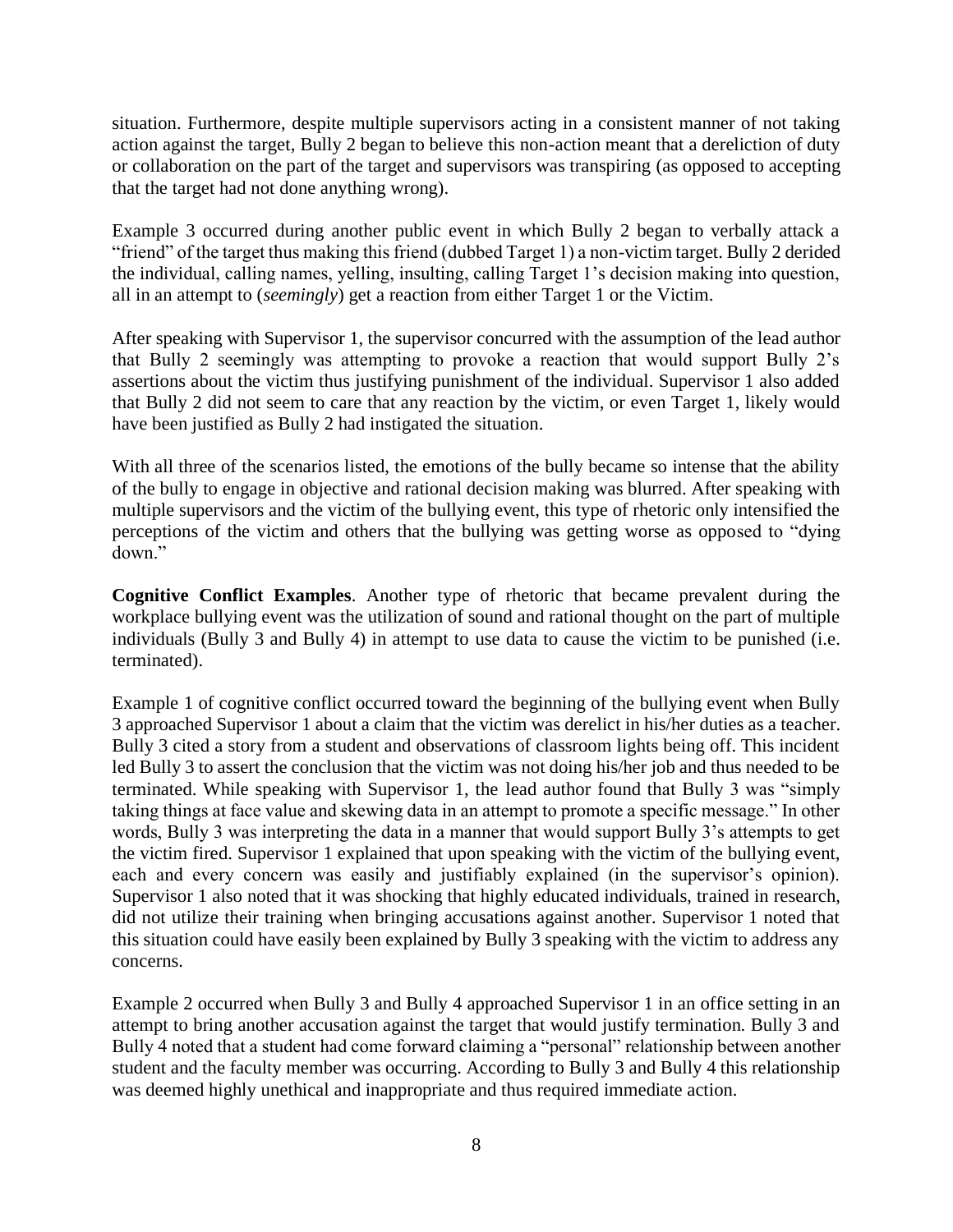situation. Furthermore, despite multiple supervisors acting in a consistent manner of not taking action against the target, Bully 2 began to believe this non-action meant that a dereliction of duty or collaboration on the part of the target and supervisors was transpiring (as opposed to accepting that the target had not done anything wrong).

Example 3 occurred during another public event in which Bully 2 began to verbally attack a "friend" of the target thus making this friend (dubbed Target 1) a non-victim target. Bully 2 derided the individual, calling names, yelling, insulting, calling Target 1's decision making into question, all in an attempt to (*seemingly*) get a reaction from either Target 1 or the Victim.

After speaking with Supervisor 1, the supervisor concurred with the assumption of the lead author that Bully 2 seemingly was attempting to provoke a reaction that would support Bully 2's assertions about the victim thus justifying punishment of the individual. Supervisor 1 also added that Bully 2 did not seem to care that any reaction by the victim, or even Target 1, likely would have been justified as Bully 2 had instigated the situation.

With all three of the scenarios listed, the emotions of the bully became so intense that the ability of the bully to engage in objective and rational decision making was blurred. After speaking with multiple supervisors and the victim of the bullying event, this type of rhetoric only intensified the perceptions of the victim and others that the bullying was getting worse as opposed to "dying down."

**Cognitive Conflict Examples**. Another type of rhetoric that became prevalent during the workplace bullying event was the utilization of sound and rational thought on the part of multiple individuals (Bully 3 and Bully 4) in attempt to use data to cause the victim to be punished (i.e. terminated).

Example 1 of cognitive conflict occurred toward the beginning of the bullying event when Bully 3 approached Supervisor 1 about a claim that the victim was derelict in his/her duties as a teacher. Bully 3 cited a story from a student and observations of classroom lights being off. This incident led Bully 3 to assert the conclusion that the victim was not doing his/her job and thus needed to be terminated. While speaking with Supervisor 1, the lead author found that Bully 3 was "simply taking things at face value and skewing data in an attempt to promote a specific message." In other words, Bully 3 was interpreting the data in a manner that would support Bully 3's attempts to get the victim fired. Supervisor 1 explained that upon speaking with the victim of the bullying event, each and every concern was easily and justifiably explained (in the supervisor's opinion). Supervisor 1 also noted that it was shocking that highly educated individuals, trained in research, did not utilize their training when bringing accusations against another. Supervisor 1 noted that this situation could have easily been explained by Bully 3 speaking with the victim to address any concerns.

Example 2 occurred when Bully 3 and Bully 4 approached Supervisor 1 in an office setting in an attempt to bring another accusation against the target that would justify termination. Bully 3 and Bully 4 noted that a student had come forward claiming a "personal" relationship between another student and the faculty member was occurring. According to Bully 3 and Bully 4 this relationship was deemed highly unethical and inappropriate and thus required immediate action.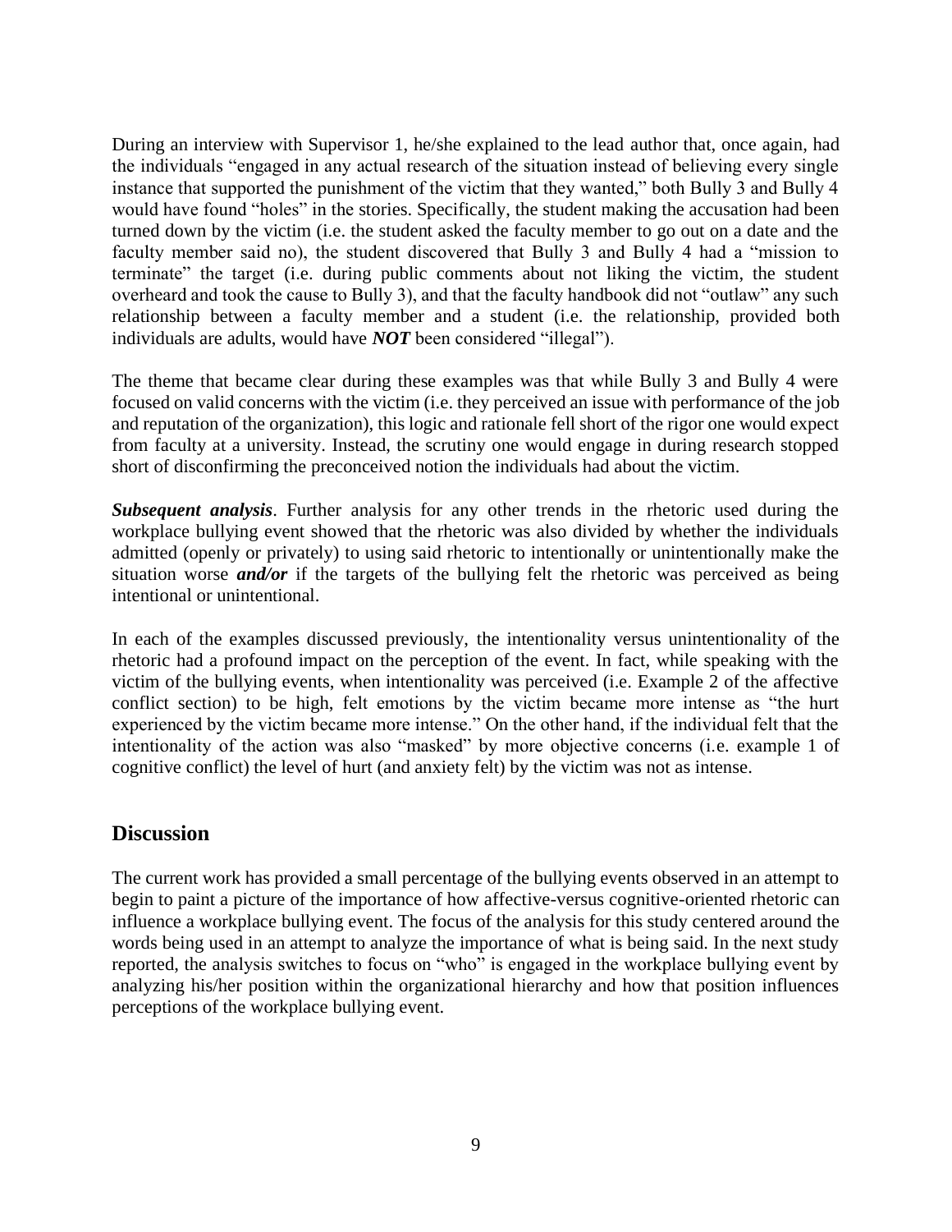During an interview with Supervisor 1, he/she explained to the lead author that, once again, had the individuals "engaged in any actual research of the situation instead of believing every single instance that supported the punishment of the victim that they wanted," both Bully 3 and Bully 4 would have found "holes" in the stories. Specifically, the student making the accusation had been turned down by the victim (i.e. the student asked the faculty member to go out on a date and the faculty member said no), the student discovered that Bully 3 and Bully 4 had a "mission to terminate" the target (i.e. during public comments about not liking the victim, the student overheard and took the cause to Bully 3), and that the faculty handbook did not "outlaw" any such relationship between a faculty member and a student (i.e. the relationship, provided both individuals are adults, would have ***NOT*** been considered "illegal").

The theme that became clear during these examples was that while Bully 3 and Bully 4 were focused on valid concerns with the victim (i.e. they perceived an issue with performance of the job and reputation of the organization), this logic and rationale fell short of the rigor one would expect from faculty at a university. Instead, the scrutiny one would engage in during research stopped short of disconfirming the preconceived notion the individuals had about the victim.

***Subsequent analysis***. Further analysis for any other trends in the rhetoric used during the workplace bullying event showed that the rhetoric was also divided by whether the individuals admitted (openly or privately) to using said rhetoric to intentionally or unintentionally make the situation worse ***and/or*** if the targets of the bullying felt the rhetoric was perceived as being intentional or unintentional.

In each of the examples discussed previously, the intentionality versus unintentionality of the rhetoric had a profound impact on the perception of the event. In fact, while speaking with the victim of the bullying events, when intentionality was perceived (i.e. Example 2 of the affective conflict section) to be high, felt emotions by the victim became more intense as "the hurt experienced by the victim became more intense." On the other hand, if the individual felt that the intentionality of the action was also "masked" by more objective concerns (i.e. example 1 of cognitive conflict) the level of hurt (and anxiety felt) by the victim was not as intense.

## Discussion

The current work has provided a small percentage of the bullying events observed in an attempt to begin to paint a picture of the importance of how affective-versus cognitive-oriented rhetoric can influence a workplace bullying event. The focus of the analysis for this study centered around the words being used in an attempt to analyze the importance of what is being said. In the next study reported, the analysis switches to focus on "who" is engaged in the workplace bullying event by analyzing his/her position within the organizational hierarchy and how that position influences perceptions of the workplace bullying event.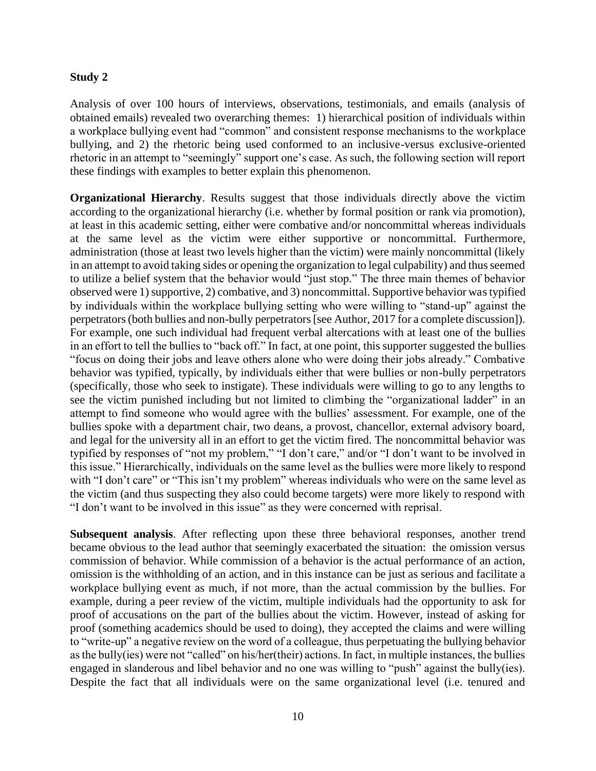**Study 2**

Analysis of over 100 hours of interviews, observations, testimonials, and emails (analysis of obtained emails) revealed two overarching themes: 1) hierarchical position of individuals within a workplace bullying event had "common" and consistent response mechanisms to the workplace bullying, and 2) the rhetoric being used conformed to an inclusive-versus exclusive-oriented rhetoric in an attempt to "seemingly" support one's case. As such, the following section will report these findings with examples to better explain this phenomenon.

**Organizational Hierarchy**. Results suggest that those individuals directly above the victim according to the organizational hierarchy (i.e. whether by formal position or rank via promotion), at least in this academic setting, either were combative and/or noncommittal whereas individuals at the same level as the victim were either supportive or noncommittal. Furthermore, administration (those at least two levels higher than the victim) were mainly noncommittal (likely in an attempt to avoid taking sides or opening the organization to legal culpability) and thus seemed to utilize a belief system that the behavior would "just stop." The three main themes of behavior observed were 1) supportive, 2) combative, and 3) noncommittal. Supportive behavior was typified by individuals within the workplace bullying setting who were willing to "stand-up" against the perpetrators (both bullies and non-bully perpetrators [see Author, 2017 for a complete discussion]). For example, one such individual had frequent verbal altercations with at least one of the bullies in an effort to tell the bullies to "back off." In fact, at one point, this supporter suggested the bullies "focus on doing their jobs and leave others alone who were doing their jobs already." Combative behavior was typified, typically, by individuals either that were bullies or non-bully perpetrators (specifically, those who seek to instigate). These individuals were willing to go to any lengths to see the victim punished including but not limited to climbing the "organizational ladder" in an attempt to find someone who would agree with the bullies' assessment. For example, one of the bullies spoke with a department chair, two deans, a provost, chancellor, external advisory board, and legal for the university all in an effort to get the victim fired. The noncommittal behavior was typified by responses of "not my problem," "I don't care," and/or "I don't want to be involved in this issue." Hierarchically, individuals on the same level as the bullies were more likely to respond with "I don't care" or "This isn't my problem" whereas individuals who were on the same level as the victim (and thus suspecting they also could become targets) were more likely to respond with "I don't want to be involved in this issue" as they were concerned with reprisal.

**Subsequent analysis**. After reflecting upon these three behavioral responses, another trend became obvious to the lead author that seemingly exacerbated the situation: the omission versus commission of behavior. While commission of a behavior is the actual performance of an action, omission is the withholding of an action, and in this instance can be just as serious and facilitate a workplace bullying event as much, if not more, than the actual commission by the bullies. For example, during a peer review of the victim, multiple individuals had the opportunity to ask for proof of accusations on the part of the bullies about the victim. However, instead of asking for proof (something academics should be used to doing), they accepted the claims and were willing to "write-up" a negative review on the word of a colleague, thus perpetuating the bullying behavior as the bully(ies) were not "called" on his/her(their) actions. In fact, in multiple instances, the bullies engaged in slanderous and libel behavior and no one was willing to "push" against the bully(ies). Despite the fact that all individuals were on the same organizational level (i.e. tenured and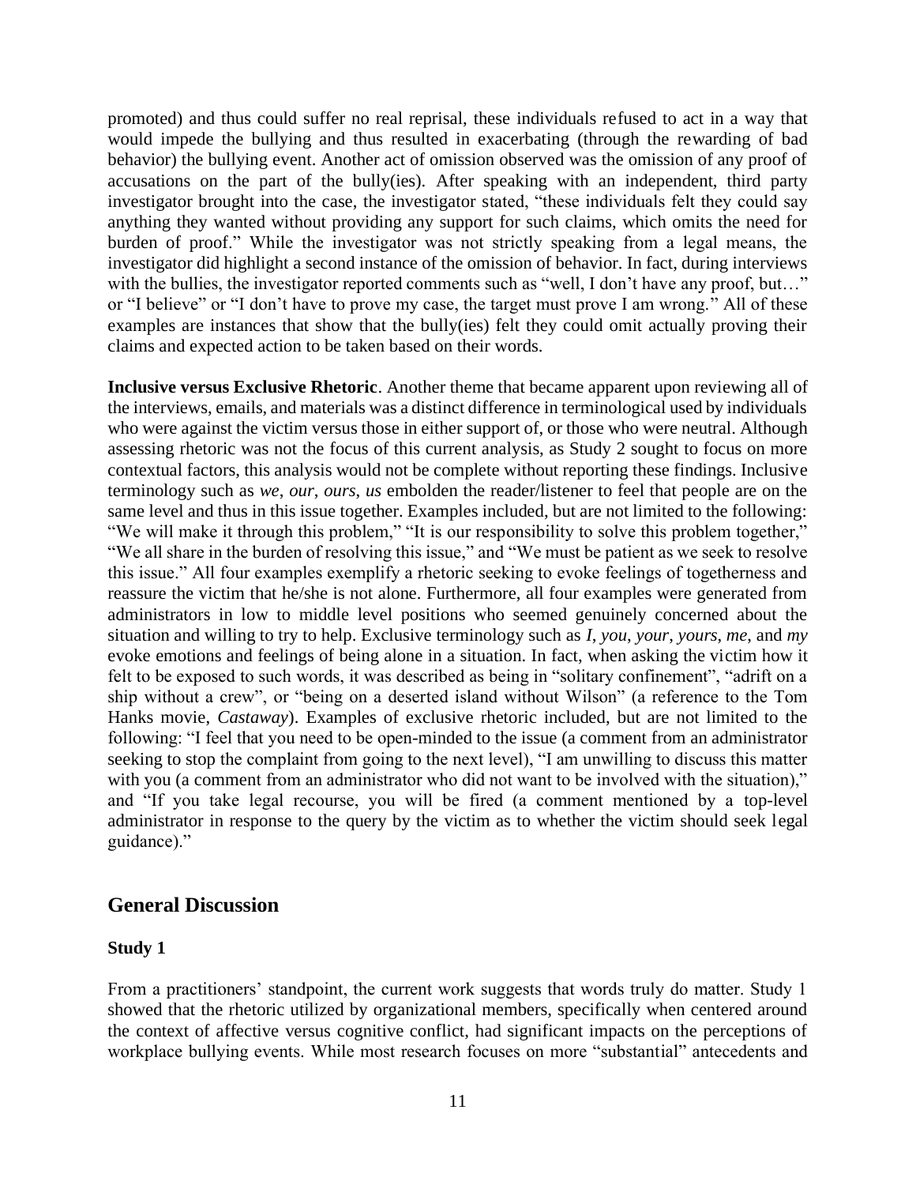promoted) and thus could suffer no real reprisal, these individuals refused to act in a way that would impede the bullying and thus resulted in exacerbating (through the rewarding of bad behavior) the bullying event. Another act of omission observed was the omission of any proof of accusations on the part of the bully(ies). After speaking with an independent, third party investigator brought into the case, the investigator stated, "these individuals felt they could say anything they wanted without providing any support for such claims, which omits the need for burden of proof." While the investigator was not strictly speaking from a legal means, the investigator did highlight a second instance of the omission of behavior. In fact, during interviews with the bullies, the investigator reported comments such as "well, I don't have any proof, but…" or "I believe" or "I don't have to prove my case, the target must prove I am wrong." All of these examples are instances that show that the bully(ies) felt they could omit actually proving their claims and expected action to be taken based on their words.

**Inclusive versus Exclusive Rhetoric**. Another theme that became apparent upon reviewing all of the interviews, emails, and materials was a distinct difference in terminological used by individuals who were against the victim versus those in either support of, or those who were neutral. Although assessing rhetoric was not the focus of this current analysis, as Study 2 sought to focus on more contextual factors, this analysis would not be complete without reporting these findings. Inclusive terminology such as *we*, *our*, *ours*, *us* embolden the reader/listener to feel that people are on the same level and thus in this issue together. Examples included, but are not limited to the following: "We will make it through this problem," "It is our responsibility to solve this problem together," "We all share in the burden of resolving this issue," and "We must be patient as we seek to resolve this issue." All four examples exemplify a rhetoric seeking to evoke feelings of togetherness and reassure the victim that he/she is not alone. Furthermore, all four examples were generated from administrators in low to middle level positions who seemed genuinely concerned about the situation and willing to try to help. Exclusive terminology such as *I*, *you*, *your*, *yours*, *me*, and *my* evoke emotions and feelings of being alone in a situation. In fact, when asking the victim how it felt to be exposed to such words, it was described as being in "solitary confinement", "adrift on a ship without a crew", or "being on a deserted island without Wilson" (a reference to the Tom Hanks movie, *Castaway*). Examples of exclusive rhetoric included, but are not limited to the following: "I feel that you need to be open-minded to the issue (a comment from an administrator seeking to stop the complaint from going to the next level), "I am unwilling to discuss this matter with you (a comment from an administrator who did not want to be involved with the situation)," and "If you take legal recourse, you will be fired (a comment mentioned by a top-level administrator in response to the query by the victim as to whether the victim should seek legal guidance)."

## General Discussion

### Study 1

From a practitioners' standpoint, the current work suggests that words truly do matter. Study 1 showed that the rhetoric utilized by organizational members, specifically when centered around the context of affective versus cognitive conflict, had significant impacts on the perceptions of workplace bullying events. While most research focuses on more "substantial" antecedents and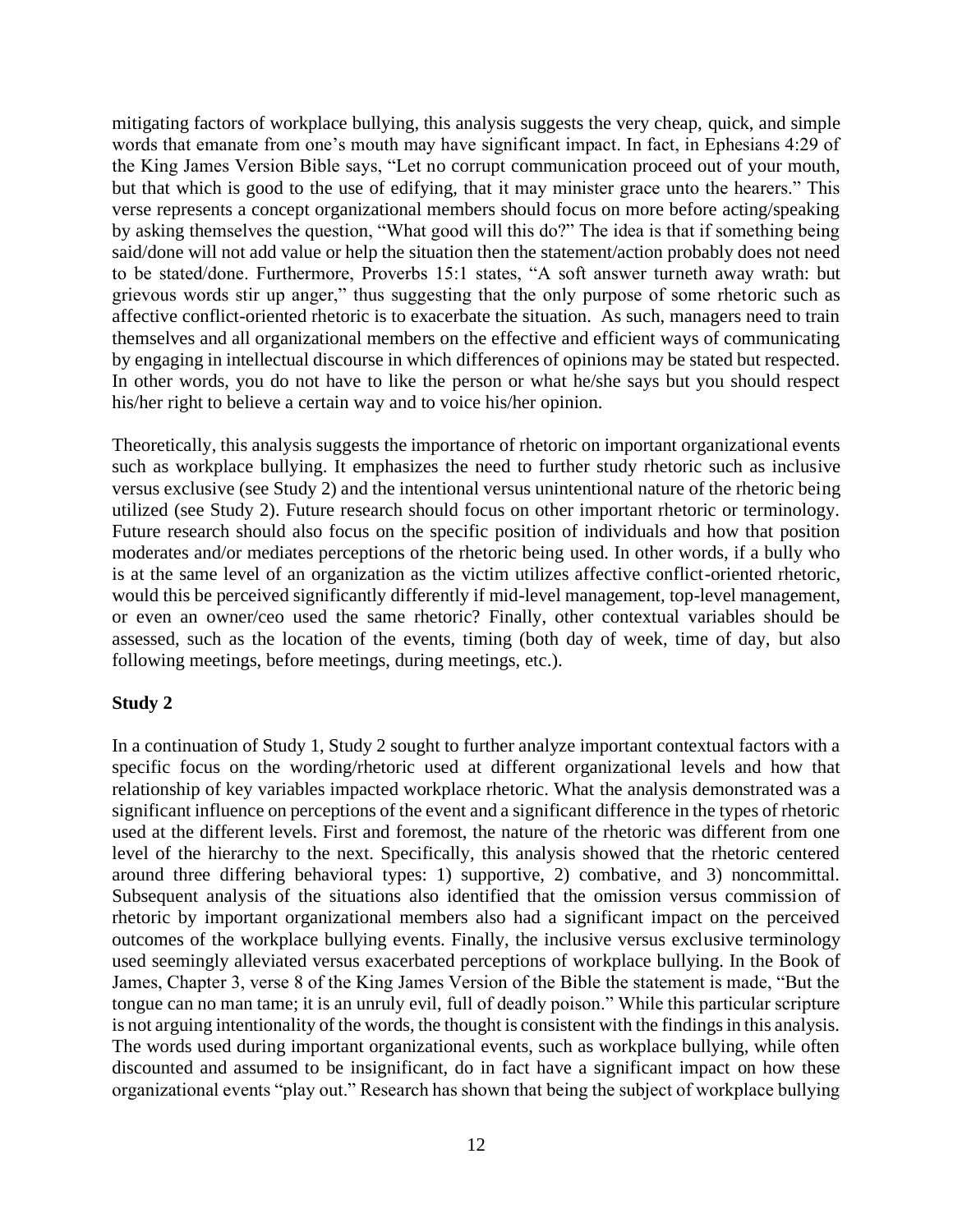mitigating factors of workplace bullying, this analysis suggests the very cheap, quick, and simple words that emanate from one's mouth may have significant impact. In fact, in Ephesians 4:29 of the King James Version Bible says, "Let no corrupt communication proceed out of your mouth, but that which is good to the use of edifying, that it may minister grace unto the hearers." This verse represents a concept organizational members should focus on more before acting/speaking by asking themselves the question, "What good will this do?" The idea is that if something being said/done will not add value or help the situation then the statement/action probably does not need to be stated/done. Furthermore, Proverbs 15:1 states, "A soft answer turneth away wrath: but grievous words stir up anger," thus suggesting that the only purpose of some rhetoric such as affective conflict-oriented rhetoric is to exacerbate the situation. As such, managers need to train themselves and all organizational members on the effective and efficient ways of communicating by engaging in intellectual discourse in which differences of opinions may be stated but respected. In other words, you do not have to like the person or what he/she says but you should respect his/her right to believe a certain way and to voice his/her opinion.

Theoretically, this analysis suggests the importance of rhetoric on important organizational events such as workplace bullying. It emphasizes the need to further study rhetoric such as inclusive versus exclusive (see Study 2) and the intentional versus unintentional nature of the rhetoric being utilized (see Study 2). Future research should focus on other important rhetoric or terminology. Future research should also focus on the specific position of individuals and how that position moderates and/or mediates perceptions of the rhetoric being used. In other words, if a bully who is at the same level of an organization as the victim utilizes affective conflict-oriented rhetoric, would this be perceived significantly differently if mid-level management, top-level management, or even an owner/ceo used the same rhetoric? Finally, other contextual variables should be assessed, such as the location of the events, timing (both day of week, time of day, but also following meetings, before meetings, during meetings, etc.).

**Study 2**

In a continuation of Study 1, Study 2 sought to further analyze important contextual factors with a specific focus on the wording/rhetoric used at different organizational levels and how that relationship of key variables impacted workplace rhetoric. What the analysis demonstrated was a significant influence on perceptions of the event and a significant difference in the types of rhetoric used at the different levels. First and foremost, the nature of the rhetoric was different from one level of the hierarchy to the next. Specifically, this analysis showed that the rhetoric centered around three differing behavioral types: 1) supportive, 2) combative, and 3) noncommittal. Subsequent analysis of the situations also identified that the omission versus commission of rhetoric by important organizational members also had a significant impact on the perceived outcomes of the workplace bullying events. Finally, the inclusive versus exclusive terminology used seemingly alleviated versus exacerbated perceptions of workplace bullying. In the Book of James, Chapter 3, verse 8 of the King James Version of the Bible the statement is made, "But the tongue can no man tame; it is an unruly evil, full of deadly poison." While this particular scripture is not arguing intentionality of the words, the thought is consistent with the findings in this analysis. The words used during important organizational events, such as workplace bullying, while often discounted and assumed to be insignificant, do in fact have a significant impact on how these organizational events "play out." Research has shown that being the subject of workplace bullying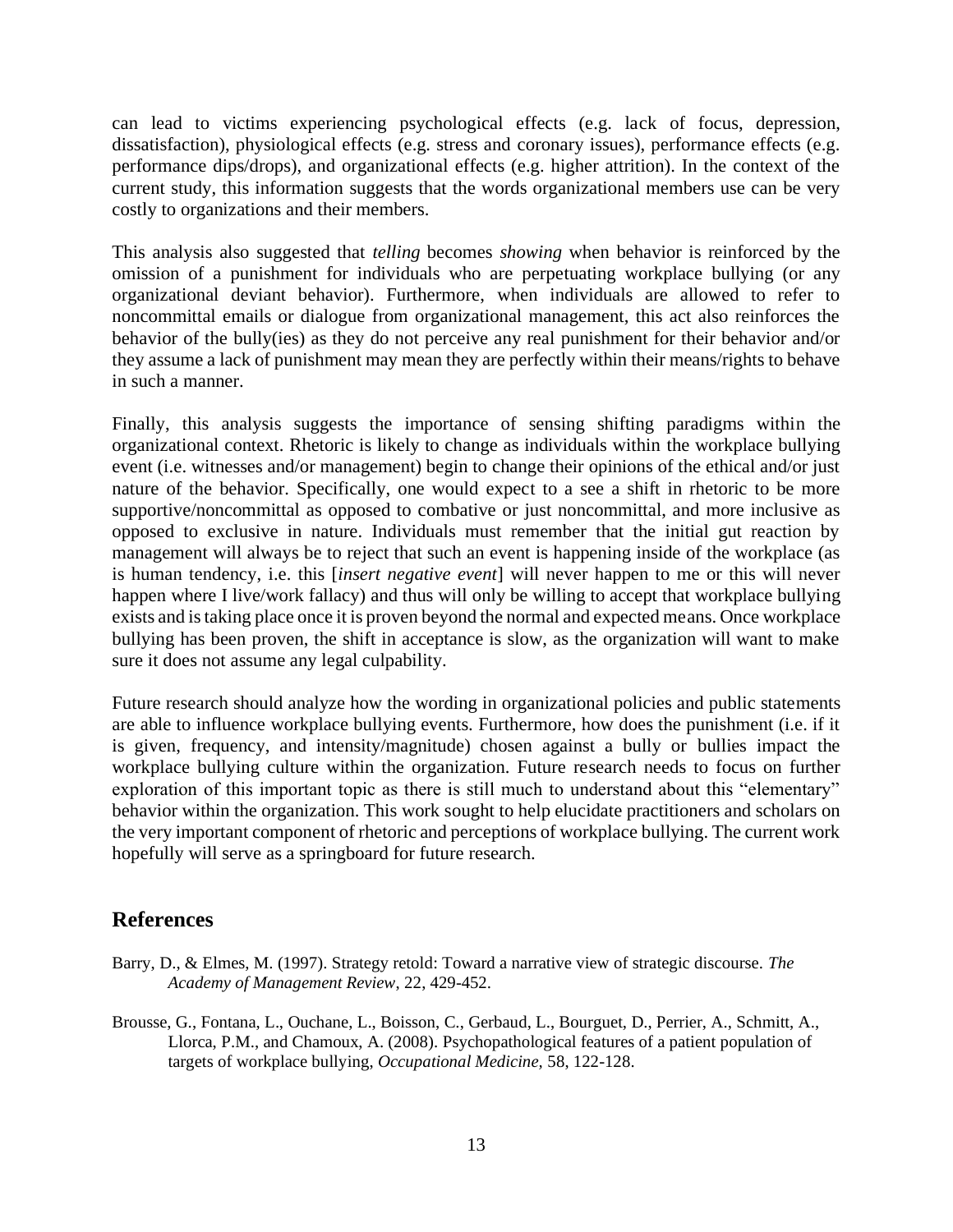can lead to victims experiencing psychological effects (e.g. lack of focus, depression, dissatisfaction), physiological effects (e.g. stress and coronary issues), performance effects (e.g. performance dips/drops), and organizational effects (e.g. higher attrition). In the context of the current study, this information suggests that the words organizational members use can be very costly to organizations and their members.

This analysis also suggested that *telling* becomes *showing* when behavior is reinforced by the omission of a punishment for individuals who are perpetuating workplace bullying (or any organizational deviant behavior). Furthermore, when individuals are allowed to refer to noncommittal emails or dialogue from organizational management, this act also reinforces the behavior of the bully(ies) as they do not perceive any real punishment for their behavior and/or they assume a lack of punishment may mean they are perfectly within their means/rights to behave in such a manner.

Finally, this analysis suggests the importance of sensing shifting paradigms within the organizational context. Rhetoric is likely to change as individuals within the workplace bullying event (i.e. witnesses and/or management) begin to change their opinions of the ethical and/or just nature of the behavior. Specifically, one would expect to a see a shift in rhetoric to be more supportive/noncommittal as opposed to combative or just noncommittal, and more inclusive as opposed to exclusive in nature. Individuals must remember that the initial gut reaction by management will always be to reject that such an event is happening inside of the workplace (as is human tendency, i.e. this [*insert negative event*] will never happen to me or this will never happen where I live/work fallacy) and thus will only be willing to accept that workplace bullying exists and is taking place once it is proven beyond the normal and expected means. Once workplace bullying has been proven, the shift in acceptance is slow, as the organization will want to make sure it does not assume any legal culpability.

Future research should analyze how the wording in organizational policies and public statements are able to influence workplace bullying events. Furthermore, how does the punishment (i.e. if it is given, frequency, and intensity/magnitude) chosen against a bully or bullies impact the workplace bullying culture within the organization. Future research needs to focus on further exploration of this important topic as there is still much to understand about this "elementary" behavior within the organization. This work sought to help elucidate practitioners and scholars on the very important component of rhetoric and perceptions of workplace bullying. The current work hopefully will serve as a springboard for future research.

## References

Barry, D., & Elmes, M. (1997). Strategy retold: Toward a narrative view of strategic discourse. *The Academy of Management Review*, 22, 429-452.

Brousse, G., Fontana, L., Ouchane, L., Boisson, C., Gerbaud, L., Bourguet, D., Perrier, A., Schmitt, A., Llorca, P.M., and Chamoux, A. (2008). Psychopathological features of a patient population of targets of workplace bullying, *Occupational Medicine*, 58, 122-128.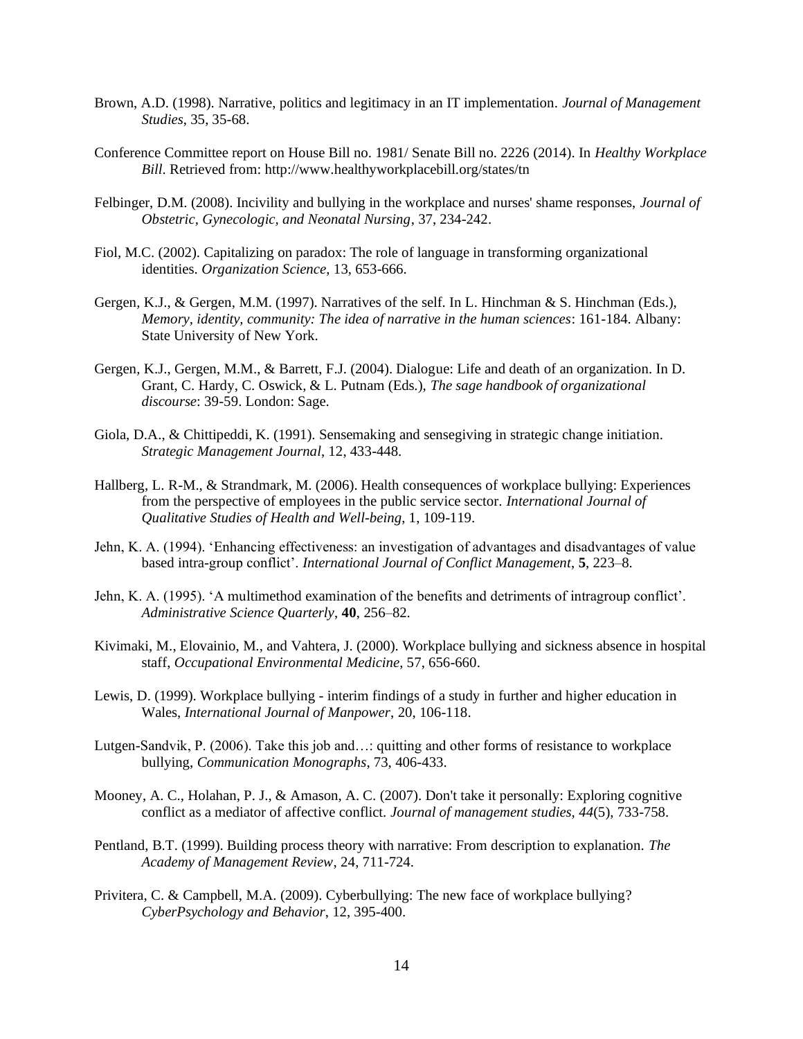Brown, A.D. (1998). Narrative, politics and legitimacy in an IT implementation. *Journal of Management Studies*, 35, 35-68.

Conference Committee report on House Bill no. 1981/ Senate Bill no. 2226 (2014). In *Healthy Workplace Bill*. Retrieved from: http://www.healthyworkplacebill.org/states/tn

Felbinger, D.M. (2008). Incivility and bullying in the workplace and nurses' shame responses, *Journal of Obstetric, Gynecologic, and Neonatal Nursing*, 37, 234-242.

Fiol, M.C. (2002). Capitalizing on paradox: The role of language in transforming organizational identities. *Organization Science*, 13, 653-666.

Gergen, K.J., & Gergen, M.M. (1997). Narratives of the self. In L. Hinchman & S. Hinchman (Eds.), *Memory, identity, community: The idea of narrative in the human sciences*: 161-184. Albany: State University of New York.

Gergen, K.J., Gergen, M.M., & Barrett, F.J. (2004). Dialogue: Life and death of an organization. In D. Grant, C. Hardy, C. Oswick, & L. Putnam (Eds.), *The sage handbook of organizational discourse*: 39-59. London: Sage.

Giola, D.A., & Chittipeddi, K. (1991). Sensemaking and sensegiving in strategic change initiation. *Strategic Management Journal*, 12, 433-448.

Hallberg, L. R-M., & Strandmark, M. (2006). Health consequences of workplace bullying: Experiences from the perspective of employees in the public service sector. *International Journal of Qualitative Studies of Health and Well-being*, 1, 109-119.

Jehn, K. A. (1994). 'Enhancing effectiveness: an investigation of advantages and disadvantages of value based intra-group conflict'. *International Journal of Conflict Management*, **5**, 223–8.

Jehn, K. A. (1995). 'A multimethod examination of the benefits and detriments of intragroup conflict'. *Administrative Science Quarterly*, **40**, 256–82.

Kivimaki, M., Elovainio, M., and Vahtera, J. (2000). Workplace bullying and sickness absence in hospital staff, *Occupational Environmental Medicine*, 57, 656-660.

Lewis, D. (1999). Workplace bullying - interim findings of a study in further and higher education in Wales, *International Journal of Manpower*, 20, 106-118.

Lutgen-Sandvik, P. (2006). Take this job and…: quitting and other forms of resistance to workplace bullying, *Communication Monographs*, 73, 406-433.

Mooney, A. C., Holahan, P. J., & Amason, A. C. (2007). Don't take it personally: Exploring cognitive conflict as a mediator of affective conflict. *Journal of management studies*, *44*(5), 733-758.

Pentland, B.T. (1999). Building process theory with narrative: From description to explanation. *The Academy of Management Review*, 24, 711-724.

Privitera, C. & Campbell, M.A. (2009). Cyberbullying: The new face of workplace bullying? *CyberPsychology and Behavior*, 12, 395-400.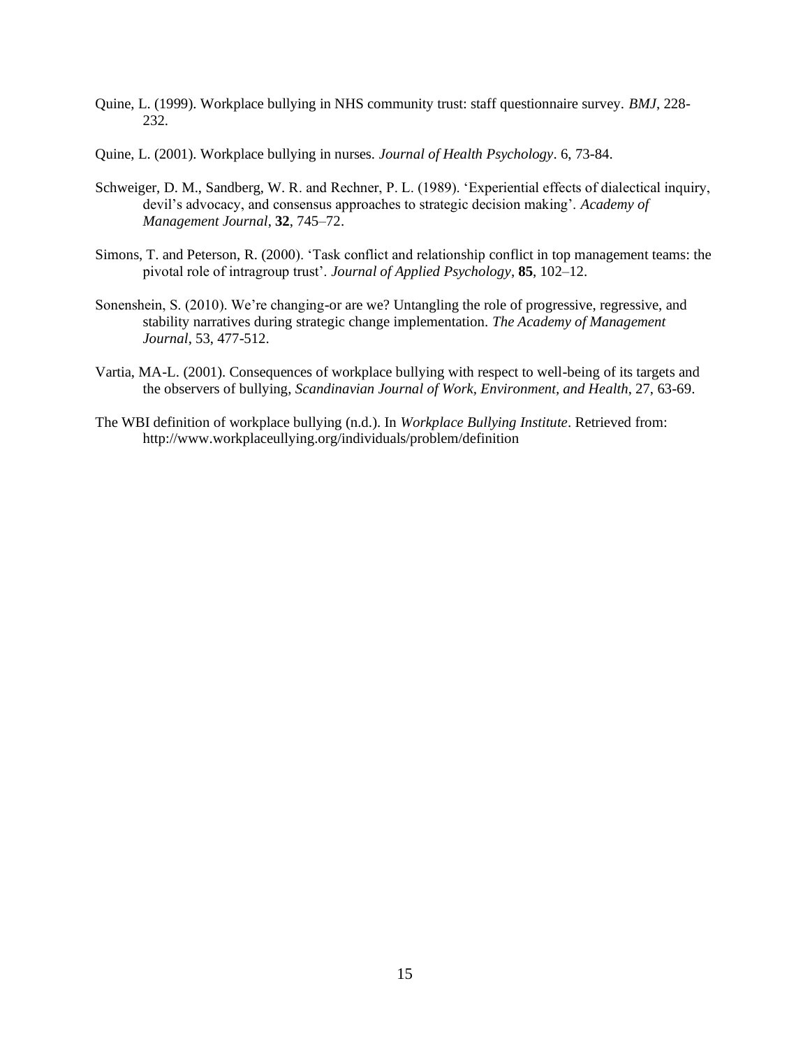Quine, L. (1999). Workplace bullying in NHS community trust: staff questionnaire survey. *BMJ*, 228-232.

Quine, L. (2001). Workplace bullying in nurses. *Journal of Health Psychology*. 6, 73-84.

Schweiger, D. M., Sandberg, W. R. and Rechner, P. L. (1989). 'Experiential effects of dialectical inquiry, devil's advocacy, and consensus approaches to strategic decision making'. *Academy of Management Journal*, **32**, 745–72.

Simons, T. and Peterson, R. (2000). 'Task conflict and relationship conflict in top management teams: the pivotal role of intragroup trust'. *Journal of Applied Psychology*, **85**, 102–12.

Sonenshein, S. (2010). We're changing-or are we? Untangling the role of progressive, regressive, and stability narratives during strategic change implementation. *The Academy of Management Journal*, 53, 477-512.

Vartia, MA-L. (2001). Consequences of workplace bullying with respect to well-being of its targets and the observers of bullying, *Scandinavian Journal of Work, Environment, and Health*, 27, 63-69.

The WBI definition of workplace bullying (n.d.). In *Workplace Bullying Institute*. Retrieved from: http://www.workplaceullying.org/individuals/problem/definition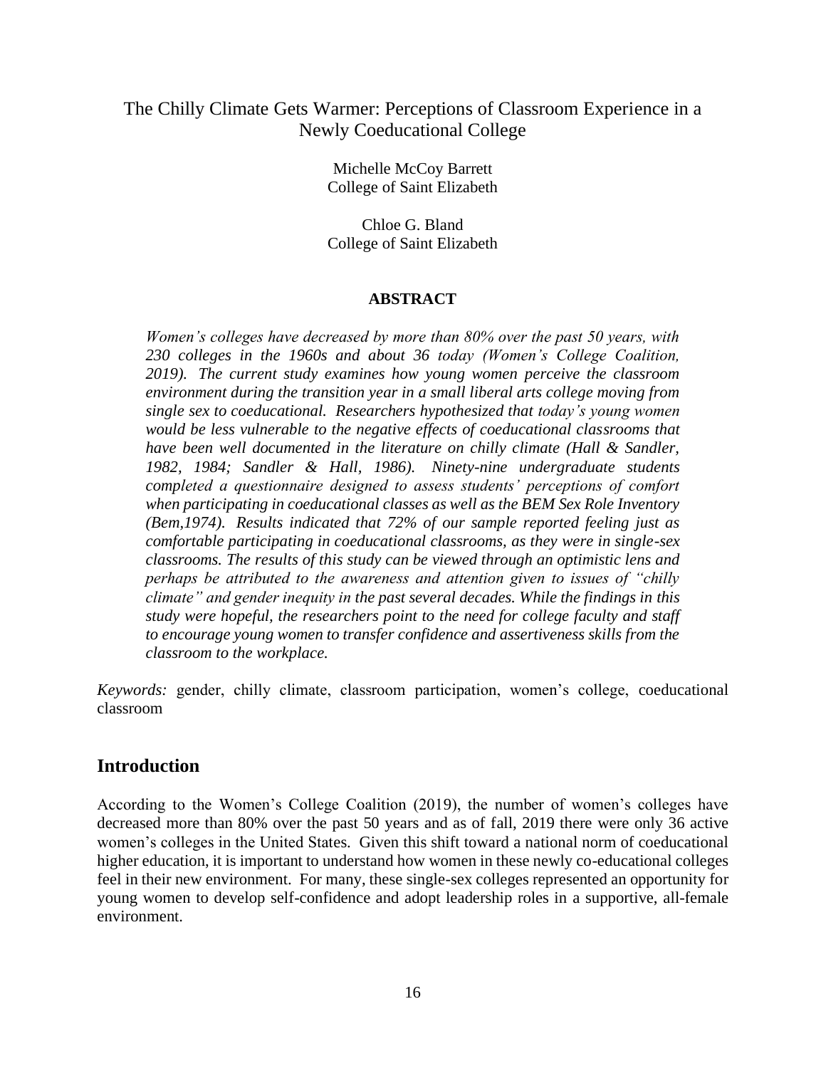# The Chilly Climate Gets Warmer: Perceptions of Classroom Experience in a Newly Coeducational College

Michelle McCoy Barrett
College of Saint Elizabeth

Chloe G. Bland
College of Saint Elizabeth

### ABSTRACT

*Women's colleges have decreased by more than 80% over the past 50 years, with 230 colleges in the 1960s and about 36 today (Women's College Coalition, 2019). The current study examines how young women perceive the classroom environment during the transition year in a small liberal arts college moving from single sex to coeducational. Researchers hypothesized that today's young women would be less vulnerable to the negative effects of coeducational classrooms that have been well documented in the literature on chilly climate (Hall & Sandler, 1982, 1984; Sandler & Hall, 1986). Ninety-nine undergraduate students completed a questionnaire designed to assess students' perceptions of comfort when participating in coeducational classes as well as the BEM Sex Role Inventory (Bem,1974). Results indicated that 72% of our sample reported feeling just as comfortable participating in coeducational classrooms, as they were in single-sex classrooms. The results of this study can be viewed through an optimistic lens and perhaps be attributed to the awareness and attention given to issues of "chilly climate" and gender inequity in the past several decades. While the findings in this study were hopeful, the researchers point to the need for college faculty and staff to encourage young women to transfer confidence and assertiveness skills from the classroom to the workplace.*

*Keywords:* gender, chilly climate, classroom participation, women's college, coeducational classroom

## Introduction

According to the Women's College Coalition (2019), the number of women's colleges have decreased more than 80% over the past 50 years and as of fall, 2019 there were only 36 active women's colleges in the United States. Given this shift toward a national norm of coeducational higher education, it is important to understand how women in these newly co-educational colleges feel in their new environment. For many, these single-sex colleges represented an opportunity for young women to develop self-confidence and adopt leadership roles in a supportive, all-female environment.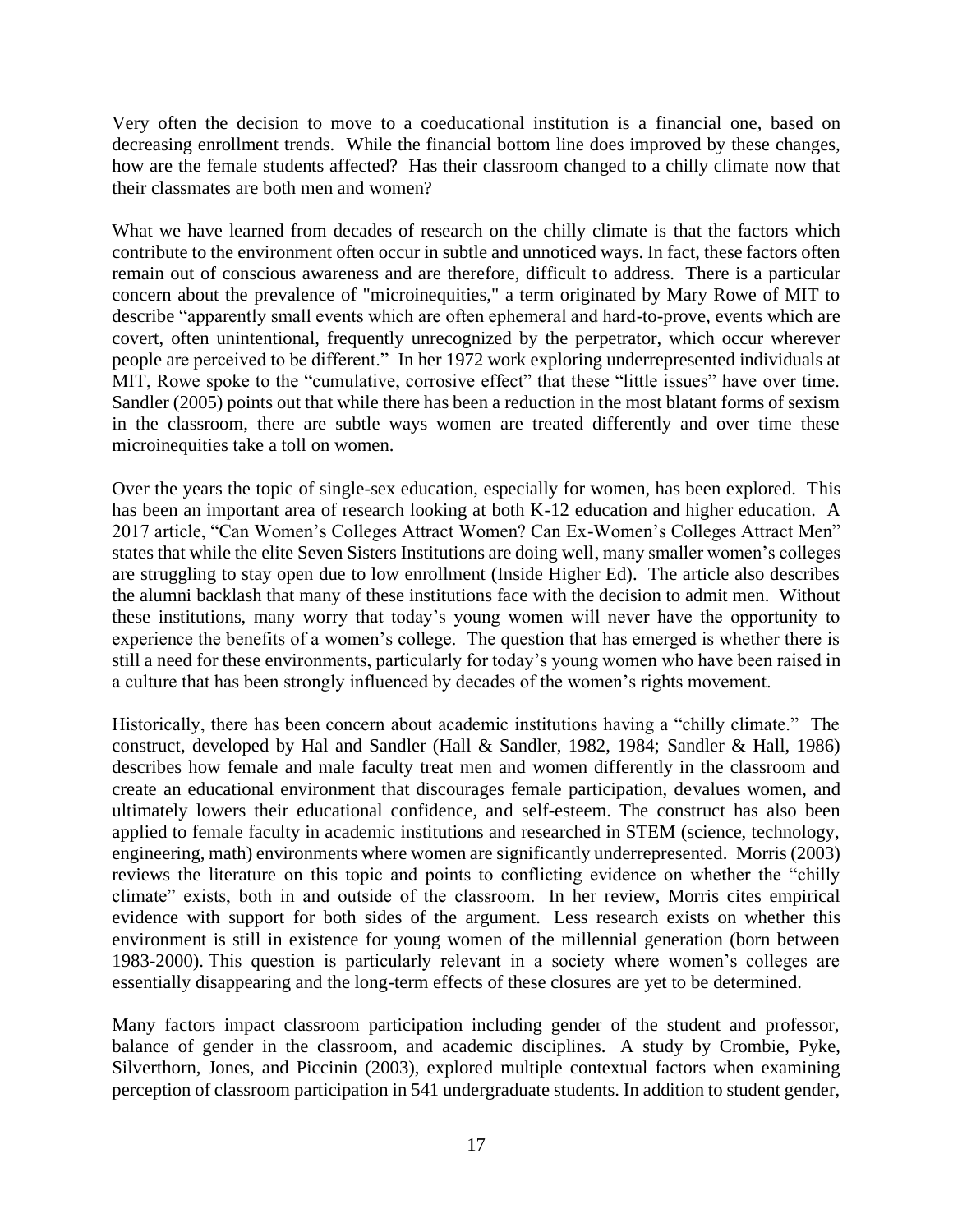Very often the decision to move to a coeducational institution is a financial one, based on decreasing enrollment trends. While the financial bottom line does improved by these changes, how are the female students affected? Has their classroom changed to a chilly climate now that their classmates are both men and women?

What we have learned from decades of research on the chilly climate is that the factors which contribute to the environment often occur in subtle and unnoticed ways. In fact, these factors often remain out of conscious awareness and are therefore, difficult to address. There is a particular concern about the prevalence of "microinequities," a term originated by Mary Rowe of MIT to describe "apparently small events which are often ephemeral and hard-to-prove, events which are covert, often unintentional, frequently unrecognized by the perpetrator, which occur wherever people are perceived to be different." In her 1972 work exploring underrepresented individuals at MIT, Rowe spoke to the "cumulative, corrosive effect" that these "little issues" have over time. Sandler (2005) points out that while there has been a reduction in the most blatant forms of sexism in the classroom, there are subtle ways women are treated differently and over time these microinequities take a toll on women.

Over the years the topic of single-sex education, especially for women, has been explored. This has been an important area of research looking at both K-12 education and higher education. A 2017 article, "Can Women's Colleges Attract Women? Can Ex-Women's Colleges Attract Men" states that while the elite Seven Sisters Institutions are doing well, many smaller women's colleges are struggling to stay open due to low enrollment (Inside Higher Ed). The article also describes the alumni backlash that many of these institutions face with the decision to admit men. Without these institutions, many worry that today's young women will never have the opportunity to experience the benefits of a women's college. The question that has emerged is whether there is still a need for these environments, particularly for today's young women who have been raised in a culture that has been strongly influenced by decades of the women's rights movement.

Historically, there has been concern about academic institutions having a "chilly climate." The construct, developed by Hal and Sandler (Hall & Sandler, 1982, 1984; Sandler & Hall, 1986) describes how female and male faculty treat men and women differently in the classroom and create an educational environment that discourages female participation, devalues women, and ultimately lowers their educational confidence, and self-esteem. The construct has also been applied to female faculty in academic institutions and researched in STEM (science, technology, engineering, math) environments where women are significantly underrepresented. Morris (2003) reviews the literature on this topic and points to conflicting evidence on whether the "chilly climate" exists, both in and outside of the classroom. In her review, Morris cites empirical evidence with support for both sides of the argument. Less research exists on whether this environment is still in existence for young women of the millennial generation (born between 1983-2000). This question is particularly relevant in a society where women's colleges are essentially disappearing and the long-term effects of these closures are yet to be determined.

Many factors impact classroom participation including gender of the student and professor, balance of gender in the classroom, and academic disciplines. A study by Crombie, Pyke, Silverthorn, Jones, and Piccinin (2003), explored multiple contextual factors when examining perception of classroom participation in 541 undergraduate students. In addition to student gender,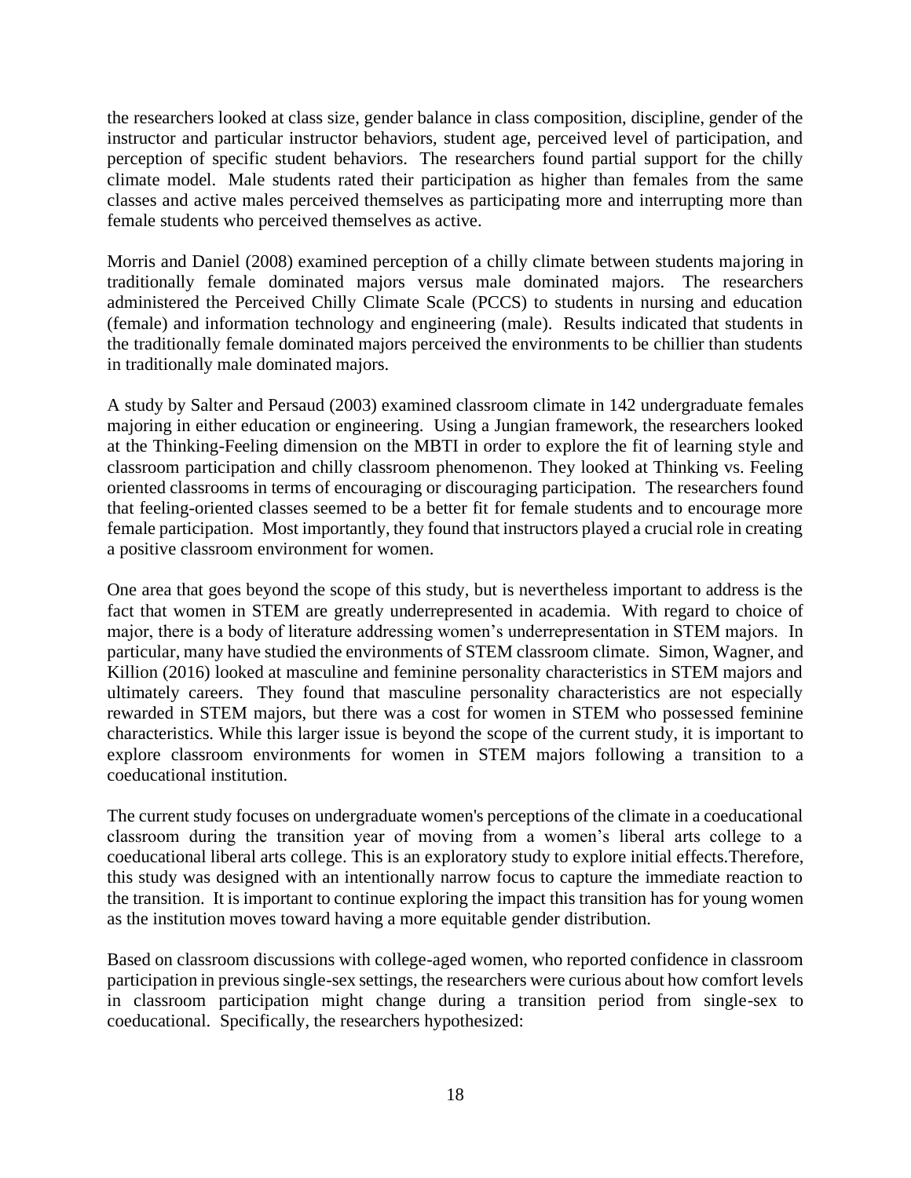the researchers looked at class size, gender balance in class composition, discipline, gender of the instructor and particular instructor behaviors, student age, perceived level of participation, and perception of specific student behaviors. The researchers found partial support for the chilly climate model. Male students rated their participation as higher than females from the same classes and active males perceived themselves as participating more and interrupting more than female students who perceived themselves as active.

Morris and Daniel (2008) examined perception of a chilly climate between students majoring in traditionally female dominated majors versus male dominated majors. The researchers administered the Perceived Chilly Climate Scale (PCCS) to students in nursing and education (female) and information technology and engineering (male). Results indicated that students in the traditionally female dominated majors perceived the environments to be chillier than students in traditionally male dominated majors.

A study by Salter and Persaud (2003) examined classroom climate in 142 undergraduate females majoring in either education or engineering. Using a Jungian framework, the researchers looked at the Thinking-Feeling dimension on the MBTI in order to explore the fit of learning style and classroom participation and chilly classroom phenomenon. They looked at Thinking vs. Feeling oriented classrooms in terms of encouraging or discouraging participation. The researchers found that feeling-oriented classes seemed to be a better fit for female students and to encourage more female participation. Most importantly, they found that instructors played a crucial role in creating a positive classroom environment for women.

One area that goes beyond the scope of this study, but is nevertheless important to address is the fact that women in STEM are greatly underrepresented in academia. With regard to choice of major, there is a body of literature addressing women's underrepresentation in STEM majors. In particular, many have studied the environments of STEM classroom climate. Simon, Wagner, and Killion (2016) looked at masculine and feminine personality characteristics in STEM majors and ultimately careers. They found that masculine personality characteristics are not especially rewarded in STEM majors, but there was a cost for women in STEM who possessed feminine characteristics. While this larger issue is beyond the scope of the current study, it is important to explore classroom environments for women in STEM majors following a transition to a coeducational institution.

The current study focuses on undergraduate women's perceptions of the climate in a coeducational classroom during the transition year of moving from a women's liberal arts college to a coeducational liberal arts college. This is an exploratory study to explore initial effects.Therefore, this study was designed with an intentionally narrow focus to capture the immediate reaction to the transition. It is important to continue exploring the impact this transition has for young women as the institution moves toward having a more equitable gender distribution.

Based on classroom discussions with college-aged women, who reported confidence in classroom participation in previous single-sex settings, the researchers were curious about how comfort levels in classroom participation might change during a transition period from single-sex to coeducational. Specifically, the researchers hypothesized: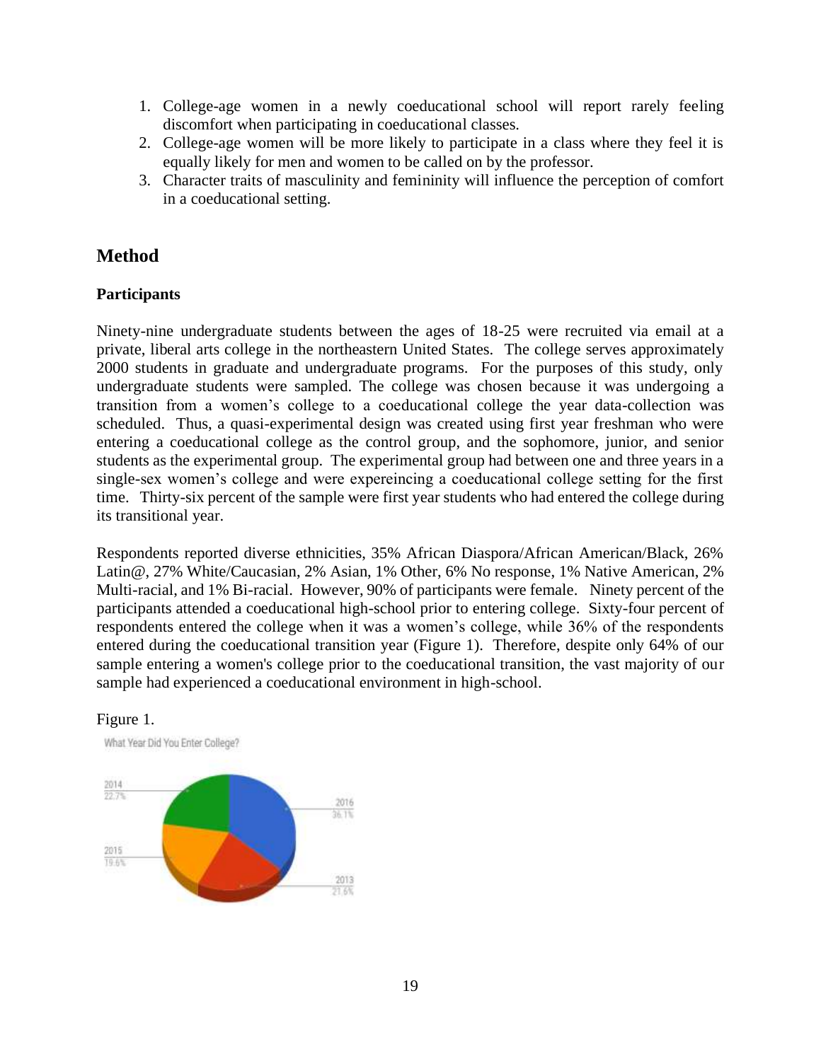2. College-age women will be more likely to participate in a class where they feel it is equally likely for men and women to be called on by the professor.
3. Character traits of masculinity and femininity will influence the perception of comfort in a coeducational setting.

1. College-age women in a newly coeducational school will report rarely feeling discomfort when participating in coeducational classes.

## Method

### Participants

Ninety-nine undergraduate students between the ages of 18-25 were recruited via email at a private, liberal arts college in the northeastern United States. The college serves approximately 2000 students in graduate and undergraduate programs. For the purposes of this study, only undergraduate students were sampled. The college was chosen because it was undergoing a transition from a women's college to a coeducational college the year data-collection was scheduled. Thus, a quasi-experimental design was created using first year freshman who were entering a coeducational college as the control group, and the sophomore, junior, and senior students as the experimental group. The experimental group had between one and three years in a single-sex women's college and were expereincing a coeducational college setting for the first time. Thirty-six percent of the sample were first year students who had entered the college during its transitional year.

Respondents reported diverse ethnicities, 35% African Diaspora/African American/Black, 26% Latin@, 27% White/Caucasian, 2% Asian, 1% Other, 6% No response, 1% Native American, 2% Multi-racial, and 1% Bi-racial. However, 90% of participants were female. Ninety percent of the participants attended a coeducational high-school prior to entering college. Sixty-four percent of respondents entered the college when it was a women's college, while 36% of the respondents entered during the coeducational transition year (Figure 1). Therefore, despite only 64% of our sample entering a women's college prior to the coeducational transition, the vast majority of our sample had experienced a coeducational environment in high-school.

Figure 1.

What Year Did You Enter College?

2014 22.7%

2015 19.6%

2016 36.1%

2013 21.6%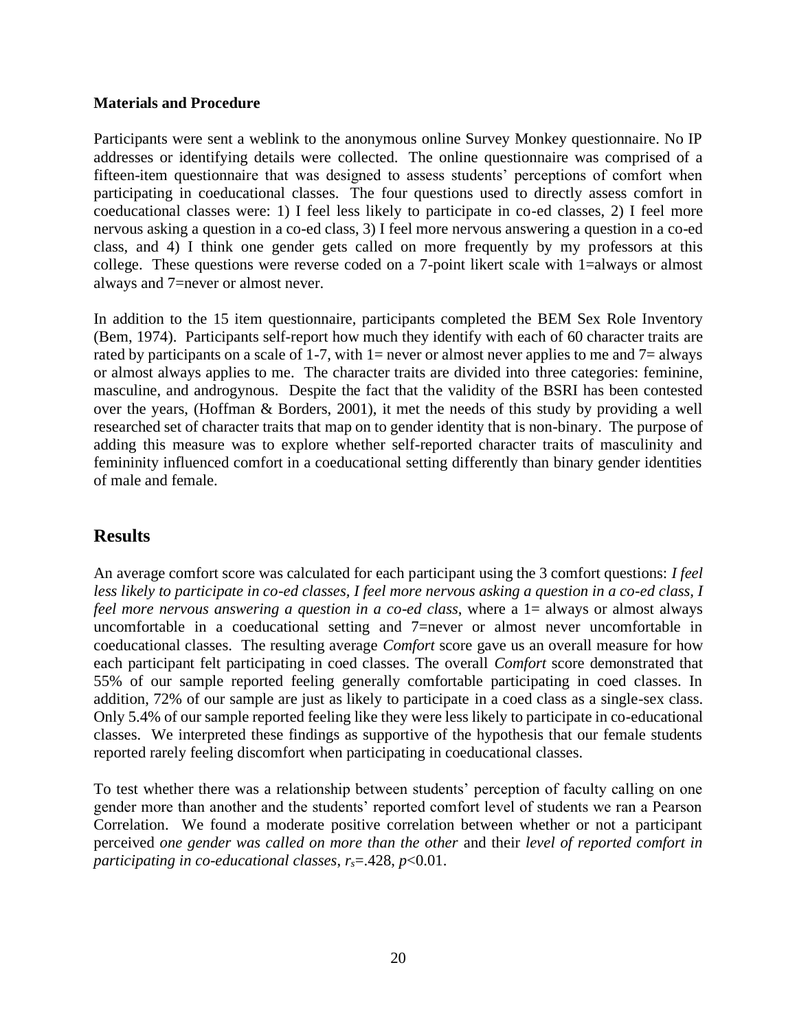**Materials and Procedure**

Participants were sent a weblink to the anonymous online Survey Monkey questionnaire. No IP addresses or identifying details were collected. The online questionnaire was comprised of a fifteen-item questionnaire that was designed to assess students' perceptions of comfort when participating in coeducational classes. The four questions used to directly assess comfort in coeducational classes were: 1) I feel less likely to participate in co-ed classes, 2) I feel more nervous asking a question in a co-ed class, 3) I feel more nervous answering a question in a co-ed class, and 4) I think one gender gets called on more frequently by my professors at this college. These questions were reverse coded on a 7-point likert scale with 1=always or almost always and 7=never or almost never.

In addition to the 15 item questionnaire, participants completed the BEM Sex Role Inventory (Bem, 1974). Participants self-report how much they identify with each of 60 character traits are rated by participants on a scale of 1-7, with 1= never or almost never applies to me and 7= always or almost always applies to me. The character traits are divided into three categories: feminine, masculine, and androgynous. Despite the fact that the validity of the BSRI has been contested over the years, (Hoffman & Borders, 2001), it met the needs of this study by providing a well researched set of character traits that map on to gender identity that is non-binary. The purpose of adding this measure was to explore whether self-reported character traits of masculinity and femininity influenced comfort in a coeducational setting differently than binary gender identities of male and female.

## Results

An average comfort score was calculated for each participant using the 3 comfort questions: *I feel less likely to participate in co-ed classes*, *I feel more nervous asking a question in a co-ed class*, *I feel more nervous answering a question in a co-ed class*, where a 1= always or almost always uncomfortable in a coeducational setting and 7=never or almost never uncomfortable in coeducational classes. The resulting average *Comfort* score gave us an overall measure for how each participant felt participating in coed classes. The overall *Comfort* score demonstrated that 55% of our sample reported feeling generally comfortable participating in coed classes. In addition, 72% of our sample are just as likely to participate in a coed class as a single-sex class. Only 5.4% of our sample reported feeling like they were less likely to participate in co-educational classes. We interpreted these findings as supportive of the hypothesis that our female students reported rarely feeling discomfort when participating in coeducational classes.

To test whether there was a relationship between students' perception of faculty calling on one gender more than another and the students' reported comfort level of students we ran a Pearson Correlation. We found a moderate positive correlation between whether or not a participant perceived *one gender was called on more than the other* and their *level of reported comfort in participating in co-educational classes*, $r_s$=.428, $p$<0.01.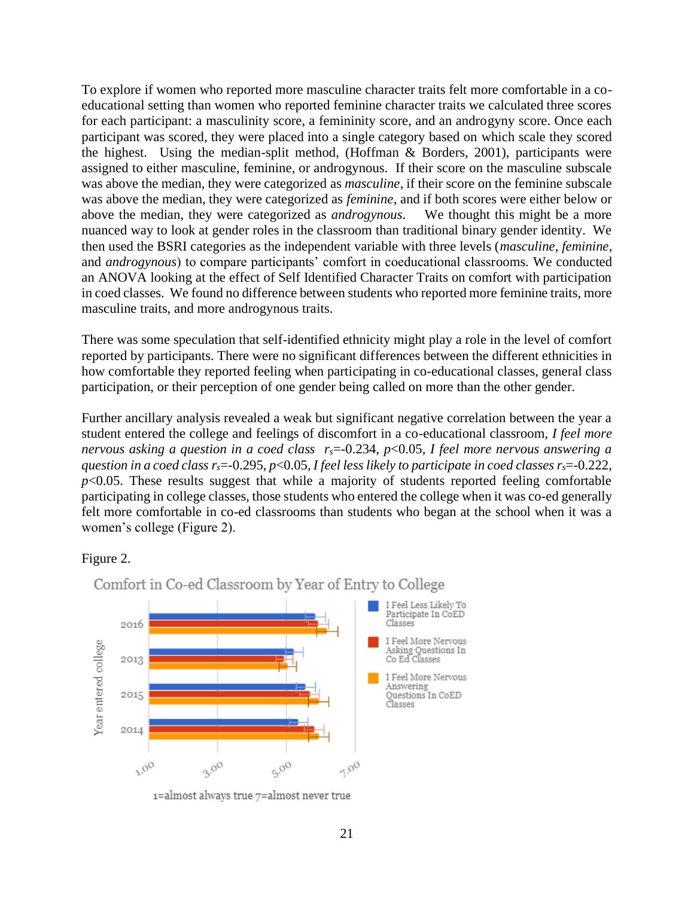To explore if women who reported more masculine character traits felt more comfortable in a co-educational setting than women who reported feminine character traits we calculated three scores for each participant: a masculinity score, a femininity score, and an androgyny score. Once each participant was scored, they were placed into a single category based on which scale they scored the highest. Using the median-split method, (Hoffman & Borders, 2001), participants were assigned to either masculine, feminine, or androgynous. If their score on the masculine subscale was above the median, they were categorized as *masculine*, if their score on the feminine subscale was above the median, they were categorized as *feminine*, and if both scores were either below or above the median, they were categorized as *androgynous*. We thought this might be a more nuanced way to look at gender roles in the classroom than traditional binary gender identity. We then used the BSRI categories as the independent variable with three levels (*masculine*, *feminine*, and *androgynous*) to compare participants' comfort in coeducational classrooms. We conducted an ANOVA looking at the effect of Self Identified Character Traits on comfort with participation in coed classes. We found no difference between students who reported more feminine traits, more masculine traits, and more androgynous traits.

There was some speculation that self-identified ethnicity might play a role in the level of comfort reported by participants. There were no significant differences between the different ethnicities in how comfortable they reported feeling when participating in co-educational classes, general class participation, or their perception of one gender being called on more than the other gender.

Further ancillary analysis revealed a weak but significant negative correlation between the year a student entered the college and feelings of discomfort in a co-educational classroom, *I feel more nervous asking a question in a coed class* $r_s$=-0.234, $p<0.05$, *I feel more nervous answering a question in a coed class* $r_s$=-0.295, $p<0.05$, *I feel less likely to participate in coed classes* $r_s$=-0.222, $p<0.05$. These results suggest that while a majority of students reported feeling comfortable participating in college classes, those students who entered the college when it was co-ed generally felt more comfortable in co-ed classrooms than students who began at the school when it was a women's college (Figure 2).

Figure 2.

Comfort in Co-ed Classroom by Year of Entry to College

Legend: I Feel Less Likely To Participate In CoED Classes; I Feel More Nervous Asking Questions In Co Ed Classes; I Feel More Nervous Answering Questions In CoED Classes

Y-axis: Year entered college (2016, 2013, 2015, 2014)

X-axis: 1=almost always true 7=almost never true (1.00, 3.00, 5.00, 7.00)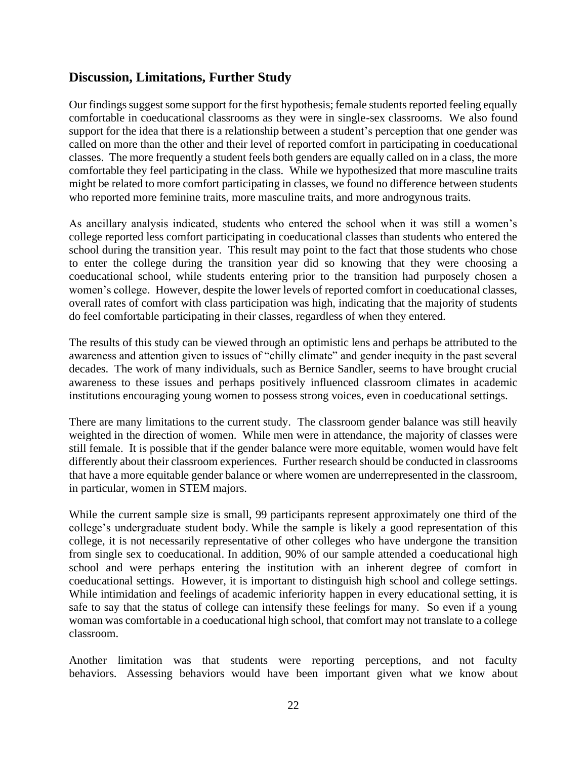## Discussion, Limitations, Further Study

Our findings suggest some support for the first hypothesis; female students reported feeling equally comfortable in coeducational classrooms as they were in single-sex classrooms. We also found support for the idea that there is a relationship between a student's perception that one gender was called on more than the other and their level of reported comfort in participating in coeducational classes. The more frequently a student feels both genders are equally called on in a class, the more comfortable they feel participating in the class. While we hypothesized that more masculine traits might be related to more comfort participating in classes, we found no difference between students who reported more feminine traits, more masculine traits, and more androgynous traits.

As ancillary analysis indicated, students who entered the school when it was still a women's college reported less comfort participating in coeducational classes than students who entered the school during the transition year. This result may point to the fact that those students who chose to enter the college during the transition year did so knowing that they were choosing a coeducational school, while students entering prior to the transition had purposely chosen a women's college. However, despite the lower levels of reported comfort in coeducational classes, overall rates of comfort with class participation was high, indicating that the majority of students do feel comfortable participating in their classes, regardless of when they entered.

The results of this study can be viewed through an optimistic lens and perhaps be attributed to the awareness and attention given to issues of "chilly climate" and gender inequity in the past several decades. The work of many individuals, such as Bernice Sandler, seems to have brought crucial awareness to these issues and perhaps positively influenced classroom climates in academic institutions encouraging young women to possess strong voices, even in coeducational settings.

There are many limitations to the current study. The classroom gender balance was still heavily weighted in the direction of women. While men were in attendance, the majority of classes were still female. It is possible that if the gender balance were more equitable, women would have felt differently about their classroom experiences. Further research should be conducted in classrooms that have a more equitable gender balance or where women are underrepresented in the classroom, in particular, women in STEM majors.

While the current sample size is small, 99 participants represent approximately one third of the college's undergraduate student body. While the sample is likely a good representation of this college, it is not necessarily representative of other colleges who have undergone the transition from single sex to coeducational. In addition, 90% of our sample attended a coeducational high school and were perhaps entering the institution with an inherent degree of comfort in coeducational settings. However, it is important to distinguish high school and college settings. While intimidation and feelings of academic inferiority happen in every educational setting, it is safe to say that the status of college can intensify these feelings for many. So even if a young woman was comfortable in a coeducational high school, that comfort may not translate to a college classroom.

Another limitation was that students were reporting perceptions, and not faculty behaviors. Assessing behaviors would have been important given what we know about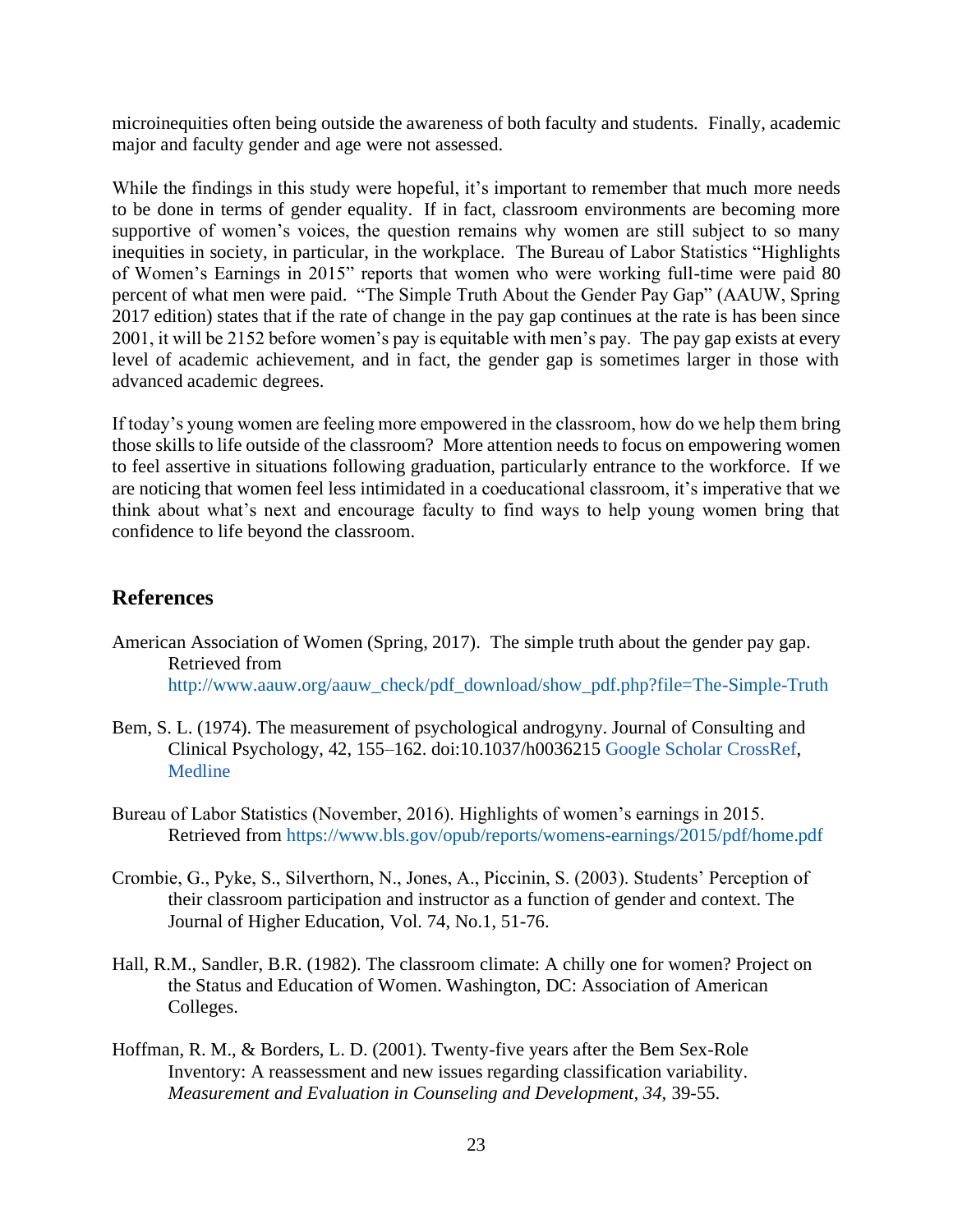microinequities often being outside the awareness of both faculty and students. Finally, academic major and faculty gender and age were not assessed.

While the findings in this study were hopeful, it's important to remember that much more needs to be done in terms of gender equality. If in fact, classroom environments are becoming more supportive of women's voices, the question remains why women are still subject to so many inequities in society, in particular, in the workplace. The Bureau of Labor Statistics "Highlights of Women's Earnings in 2015" reports that women who were working full-time were paid 80 percent of what men were paid. "The Simple Truth About the Gender Pay Gap" (AAUW, Spring 2017 edition) states that if the rate of change in the pay gap continues at the rate is has been since 2001, it will be 2152 before women's pay is equitable with men's pay. The pay gap exists at every level of academic achievement, and in fact, the gender gap is sometimes larger in those with advanced academic degrees.

If today's young women are feeling more empowered in the classroom, how do we help them bring those skills to life outside of the classroom? More attention needs to focus on empowering women to feel assertive in situations following graduation, particularly entrance to the workforce. If we are noticing that women feel less intimidated in a coeducational classroom, it's imperative that we think about what's next and encourage faculty to find ways to help young women bring that confidence to life beyond the classroom.

## References

American Association of Women (Spring, 2017). The simple truth about the gender pay gap. Retrieved from http://www.aauw.org/aauw_check/pdf_download/show_pdf.php?file=The-Simple-Truth

Bem, S. L. (1974). The measurement of psychological androgyny. Journal of Consulting and Clinical Psychology, 42, 155–162. doi:10.1037/h0036215 Google Scholar CrossRef, Medline

Bureau of Labor Statistics (November, 2016). Highlights of women's earnings in 2015. Retrieved from https://www.bls.gov/opub/reports/womens-earnings/2015/pdf/home.pdf

Crombie, G., Pyke, S., Silverthorn, N., Jones, A., Piccinin, S. (2003). Students' Perception of their classroom participation and instructor as a function of gender and context. The Journal of Higher Education, Vol. 74, No.1, 51-76.

Hall, R.M., Sandler, B.R. (1982). The classroom climate: A chilly one for women? Project on the Status and Education of Women. Washington, DC: Association of American Colleges.

Hoffman, R. M., & Borders, L. D. (2001). Twenty-five years after the Bem Sex-Role Inventory: A reassessment and new issues regarding classification variability. *Measurement and Evaluation in Counseling and Development, 34*, 39-55.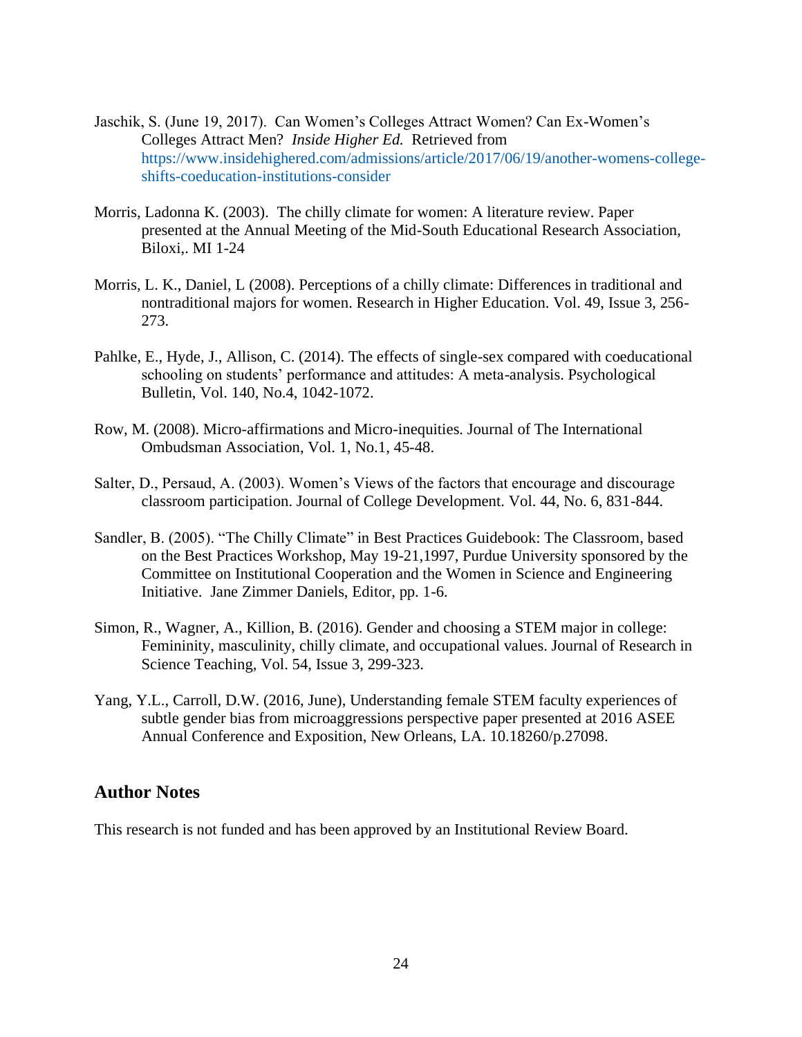Jaschik, S. (June 19, 2017). Can Women's Colleges Attract Women? Can Ex-Women's Colleges Attract Men? *Inside Higher Ed.* Retrieved from https://www.insidehighered.com/admissions/article/2017/06/19/another-womens-college-shifts-coeducation-institutions-consider

Morris, Ladonna K. (2003). The chilly climate for women: A literature review. Paper presented at the Annual Meeting of the Mid-South Educational Research Association, Biloxi,. MI 1-24

Morris, L. K., Daniel, L (2008). Perceptions of a chilly climate: Differences in traditional and nontraditional majors for women. Research in Higher Education. Vol. 49, Issue 3, 256-273.

Pahlke, E., Hyde, J., Allison, C. (2014). The effects of single-sex compared with coeducational schooling on students' performance and attitudes: A meta-analysis. Psychological Bulletin, Vol. 140, No.4, 1042-1072.

Row, M. (2008). Micro-affirmations and Micro-inequities. Journal of The International Ombudsman Association, Vol. 1, No.1, 45-48.

Salter, D., Persaud, A. (2003). Women's Views of the factors that encourage and discourage classroom participation. Journal of College Development. Vol. 44, No. 6, 831-844.

Sandler, B. (2005). "The Chilly Climate" in Best Practices Guidebook: The Classroom, based on the Best Practices Workshop, May 19-21,1997, Purdue University sponsored by the Committee on Institutional Cooperation and the Women in Science and Engineering Initiative. Jane Zimmer Daniels, Editor, pp. 1-6.

Simon, R., Wagner, A., Killion, B. (2016). Gender and choosing a STEM major in college: Femininity, masculinity, chilly climate, and occupational values. Journal of Research in Science Teaching, Vol. 54, Issue 3, 299-323.

Yang, Y.L., Carroll, D.W. (2016, June), Understanding female STEM faculty experiences of subtle gender bias from microaggressions perspective paper presented at 2016 ASEE Annual Conference and Exposition, New Orleans, LA. 10.18260/p.27098.

## Author Notes

This research is not funded and has been approved by an Institutional Review Board.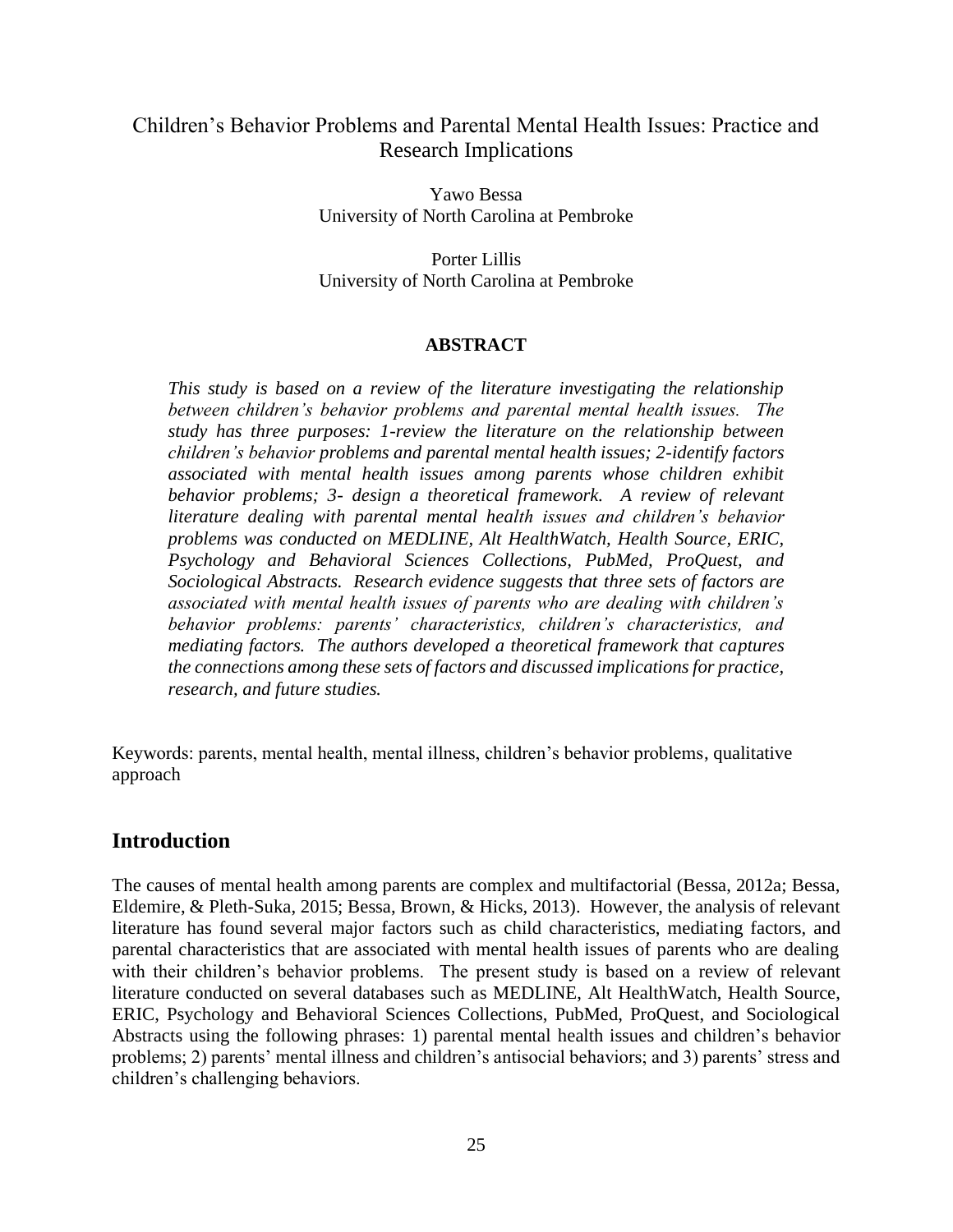# Children's Behavior Problems and Parental Mental Health Issues: Practice and Research Implications

Yawo Bessa
University of North Carolina at Pembroke

Porter Lillis
University of North Carolina at Pembroke

**ABSTRACT**

*This study is based on a review of the literature investigating the relationship between children's behavior problems and parental mental health issues. The study has three purposes: 1-review the literature on the relationship between children's behavior problems and parental mental health issues; 2-identify factors associated with mental health issues among parents whose children exhibit behavior problems; 3- design a theoretical framework. A review of relevant literature dealing with parental mental health issues and children's behavior problems was conducted on MEDLINE, Alt HealthWatch, Health Source, ERIC, Psychology and Behavioral Sciences Collections, PubMed, ProQuest, and Sociological Abstracts. Research evidence suggests that three sets of factors are associated with mental health issues of parents who are dealing with children's behavior problems: parents' characteristics, children's characteristics, and mediating factors. The authors developed a theoretical framework that captures the connections among these sets of factors and discussed implications for practice, research, and future studies.*

Keywords: parents, mental health, mental illness, children's behavior problems, qualitative approach

## Introduction

The causes of mental health among parents are complex and multifactorial (Bessa, 2012a; Bessa, Eldemire, & Pleth-Suka, 2015; Bessa, Brown, & Hicks, 2013). However, the analysis of relevant literature has found several major factors such as child characteristics, mediating factors, and parental characteristics that are associated with mental health issues of parents who are dealing with their children's behavior problems. The present study is based on a review of relevant literature conducted on several databases such as MEDLINE, Alt HealthWatch, Health Source, ERIC, Psychology and Behavioral Sciences Collections, PubMed, ProQuest, and Sociological Abstracts using the following phrases: 1) parental mental health issues and children's behavior problems; 2) parents' mental illness and children's antisocial behaviors; and 3) parents' stress and children's challenging behaviors.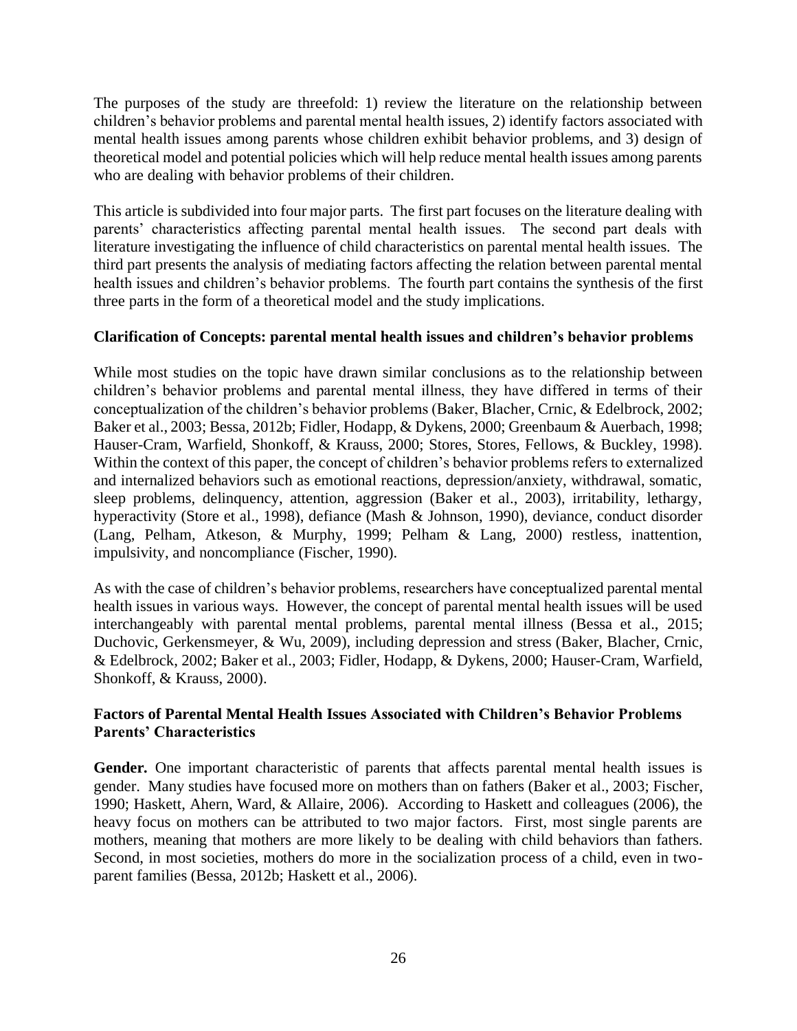The purposes of the study are threefold: 1) review the literature on the relationship between children's behavior problems and parental mental health issues, 2) identify factors associated with mental health issues among parents whose children exhibit behavior problems, and 3) design of theoretical model and potential policies which will help reduce mental health issues among parents who are dealing with behavior problems of their children.

This article is subdivided into four major parts. The first part focuses on the literature dealing with parents' characteristics affecting parental mental health issues. The second part deals with literature investigating the influence of child characteristics on parental mental health issues. The third part presents the analysis of mediating factors affecting the relation between parental mental health issues and children's behavior problems. The fourth part contains the synthesis of the first three parts in the form of a theoretical model and the study implications.

## Clarification of Concepts: parental mental health issues and children's behavior problems

While most studies on the topic have drawn similar conclusions as to the relationship between children's behavior problems and parental mental illness, they have differed in terms of their conceptualization of the children's behavior problems (Baker, Blacher, Crnic, & Edelbrock, 2002; Baker et al., 2003; Bessa, 2012b; Fidler, Hodapp, & Dykens, 2000; Greenbaum & Auerbach, 1998; Hauser-Cram, Warfield, Shonkoff, & Krauss, 2000; Stores, Stores, Fellows, & Buckley, 1998). Within the context of this paper, the concept of children's behavior problems refers to externalized and internalized behaviors such as emotional reactions, depression/anxiety, withdrawal, somatic, sleep problems, delinquency, attention, aggression (Baker et al., 2003), irritability, lethargy, hyperactivity (Store et al., 1998), defiance (Mash & Johnson, 1990), deviance, conduct disorder (Lang, Pelham, Atkeson, & Murphy, 1999; Pelham & Lang, 2000) restless, inattention, impulsivity, and noncompliance (Fischer, 1990).

As with the case of children's behavior problems, researchers have conceptualized parental mental health issues in various ways. However, the concept of parental mental health issues will be used interchangeably with parental mental problems, parental mental illness (Bessa et al., 2015; Duchovic, Gerkensmeyer, & Wu, 2009), including depression and stress (Baker, Blacher, Crnic, & Edelbrock, 2002; Baker et al., 2003; Fidler, Hodapp, & Dykens, 2000; Hauser-Cram, Warfield, Shonkoff, & Krauss, 2000).

## Factors of Parental Mental Health Issues Associated with Children's Behavior Problems

### Parents' Characteristics

**Gender.** One important characteristic of parents that affects parental mental health issues is gender. Many studies have focused more on mothers than on fathers (Baker et al., 2003; Fischer, 1990; Haskett, Ahern, Ward, & Allaire, 2006). According to Haskett and colleagues (2006), the heavy focus on mothers can be attributed to two major factors. First, most single parents are mothers, meaning that mothers are more likely to be dealing with child behaviors than fathers. Second, in most societies, mothers do more in the socialization process of a child, even in two-parent families (Bessa, 2012b; Haskett et al., 2006).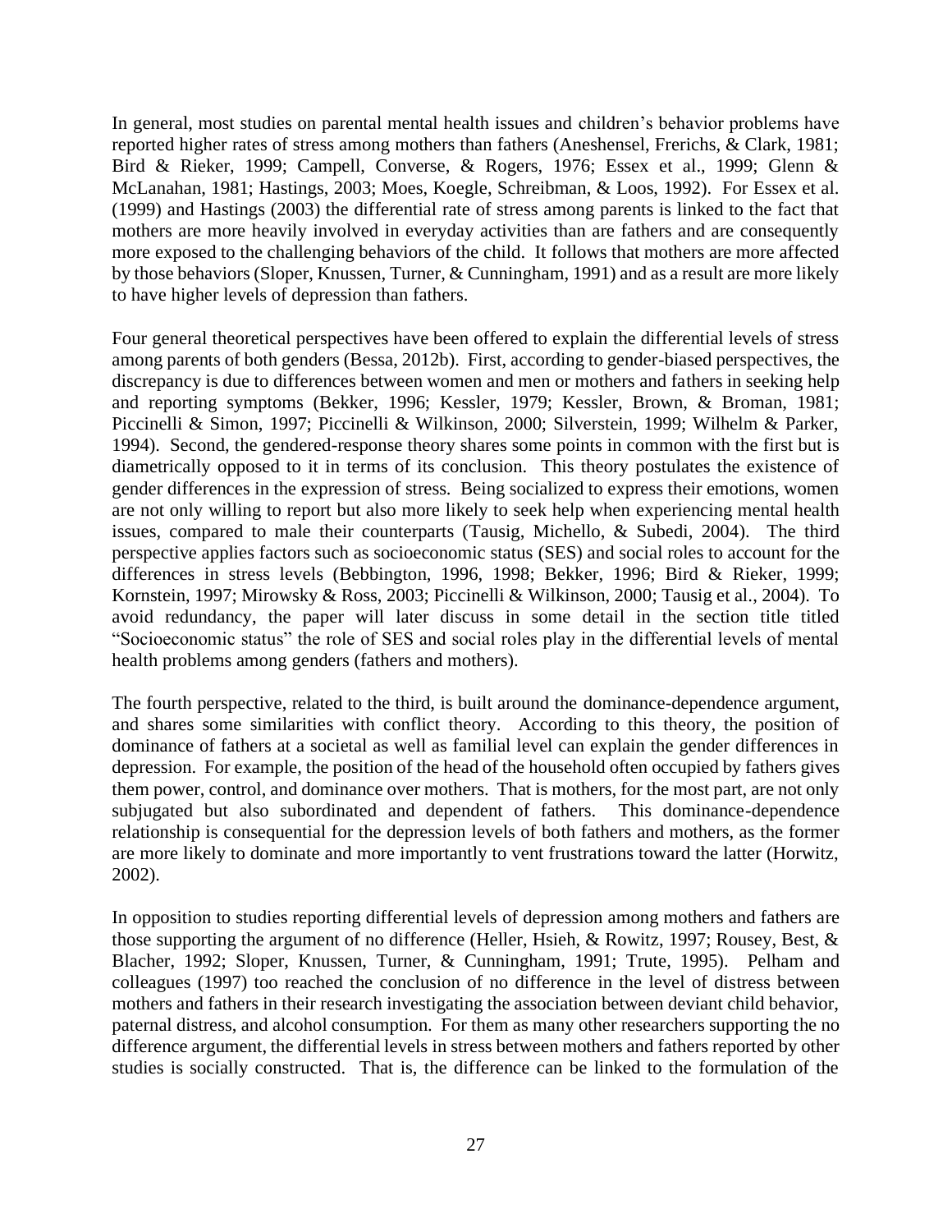In general, most studies on parental mental health issues and children's behavior problems have reported higher rates of stress among mothers than fathers (Aneshensel, Frerichs, & Clark, 1981; Bird & Rieker, 1999; Campell, Converse, & Rogers, 1976; Essex et al., 1999; Glenn & McLanahan, 1981; Hastings, 2003; Moes, Koegle, Schreibman, & Loos, 1992). For Essex et al. (1999) and Hastings (2003) the differential rate of stress among parents is linked to the fact that mothers are more heavily involved in everyday activities than are fathers and are consequently more exposed to the challenging behaviors of the child. It follows that mothers are more affected by those behaviors (Sloper, Knussen, Turner, & Cunningham, 1991) and as a result are more likely to have higher levels of depression than fathers.

Four general theoretical perspectives have been offered to explain the differential levels of stress among parents of both genders (Bessa, 2012b). First, according to gender-biased perspectives, the discrepancy is due to differences between women and men or mothers and fathers in seeking help and reporting symptoms (Bekker, 1996; Kessler, 1979; Kessler, Brown, & Broman, 1981; Piccinelli & Simon, 1997; Piccinelli & Wilkinson, 2000; Silverstein, 1999; Wilhelm & Parker, 1994). Second, the gendered-response theory shares some points in common with the first but is diametrically opposed to it in terms of its conclusion. This theory postulates the existence of gender differences in the expression of stress. Being socialized to express their emotions, women are not only willing to report but also more likely to seek help when experiencing mental health issues, compared to male their counterparts (Tausig, Michello, & Subedi, 2004). The third perspective applies factors such as socioeconomic status (SES) and social roles to account for the differences in stress levels (Bebbington, 1996, 1998; Bekker, 1996; Bird & Rieker, 1999; Kornstein, 1997; Mirowsky & Ross, 2003; Piccinelli & Wilkinson, 2000; Tausig et al., 2004). To avoid redundancy, the paper will later discuss in some detail in the section title titled "Socioeconomic status" the role of SES and social roles play in the differential levels of mental health problems among genders (fathers and mothers).

The fourth perspective, related to the third, is built around the dominance-dependence argument, and shares some similarities with conflict theory. According to this theory, the position of dominance of fathers at a societal as well as familial level can explain the gender differences in depression. For example, the position of the head of the household often occupied by fathers gives them power, control, and dominance over mothers. That is mothers, for the most part, are not only subjugated but also subordinated and dependent of fathers. This dominance-dependence relationship is consequential for the depression levels of both fathers and mothers, as the former are more likely to dominate and more importantly to vent frustrations toward the latter (Horwitz, 2002).

In opposition to studies reporting differential levels of depression among mothers and fathers are those supporting the argument of no difference (Heller, Hsieh, & Rowitz, 1997; Rousey, Best, & Blacher, 1992; Sloper, Knussen, Turner, & Cunningham, 1991; Trute, 1995). Pelham and colleagues (1997) too reached the conclusion of no difference in the level of distress between mothers and fathers in their research investigating the association between deviant child behavior, paternal distress, and alcohol consumption. For them as many other researchers supporting the no difference argument, the differential levels in stress between mothers and fathers reported by other studies is socially constructed. That is, the difference can be linked to the formulation of the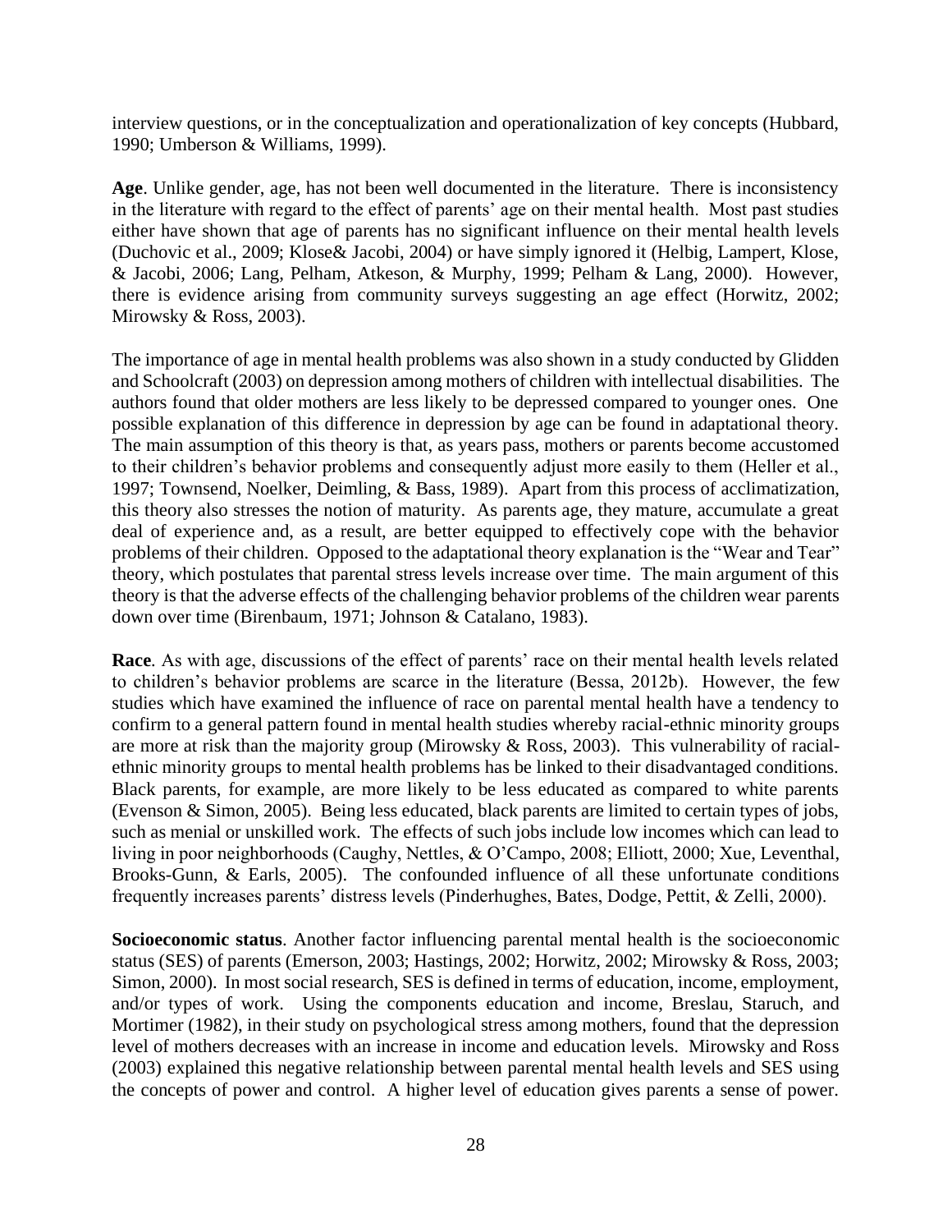interview questions, or in the conceptualization and operationalization of key concepts (Hubbard, 1990; Umberson & Williams, 1999).

**Age**. Unlike gender, age, has not been well documented in the literature. There is inconsistency in the literature with regard to the effect of parents' age on their mental health. Most past studies either have shown that age of parents has no significant influence on their mental health levels (Duchovic et al., 2009; Klose& Jacobi, 2004) or have simply ignored it (Helbig, Lampert, Klose, & Jacobi, 2006; Lang, Pelham, Atkeson, & Murphy, 1999; Pelham & Lang, 2000). However, there is evidence arising from community surveys suggesting an age effect (Horwitz, 2002; Mirowsky & Ross, 2003).

The importance of age in mental health problems was also shown in a study conducted by Glidden and Schoolcraft (2003) on depression among mothers of children with intellectual disabilities. The authors found that older mothers are less likely to be depressed compared to younger ones. One possible explanation of this difference in depression by age can be found in adaptational theory. The main assumption of this theory is that, as years pass, mothers or parents become accustomed to their children's behavior problems and consequently adjust more easily to them (Heller et al., 1997; Townsend, Noelker, Deimling, & Bass, 1989). Apart from this process of acclimatization, this theory also stresses the notion of maturity. As parents age, they mature, accumulate a great deal of experience and, as a result, are better equipped to effectively cope with the behavior problems of their children. Opposed to the adaptational theory explanation is the "Wear and Tear" theory, which postulates that parental stress levels increase over time. The main argument of this theory is that the adverse effects of the challenging behavior problems of the children wear parents down over time (Birenbaum, 1971; Johnson & Catalano, 1983).

**Race**. As with age, discussions of the effect of parents' race on their mental health levels related to children's behavior problems are scarce in the literature (Bessa, 2012b). However, the few studies which have examined the influence of race on parental mental health have a tendency to confirm to a general pattern found in mental health studies whereby racial-ethnic minority groups are more at risk than the majority group (Mirowsky & Ross, 2003). This vulnerability of racial-ethnic minority groups to mental health problems has be linked to their disadvantaged conditions. Black parents, for example, are more likely to be less educated as compared to white parents (Evenson & Simon, 2005). Being less educated, black parents are limited to certain types of jobs, such as menial or unskilled work. The effects of such jobs include low incomes which can lead to living in poor neighborhoods (Caughy, Nettles, & O'Campo, 2008; Elliott, 2000; Xue, Leventhal, Brooks-Gunn, & Earls, 2005). The confounded influence of all these unfortunate conditions frequently increases parents' distress levels (Pinderhughes, Bates, Dodge, Pettit, & Zelli, 2000).

**Socioeconomic status**. Another factor influencing parental mental health is the socioeconomic status (SES) of parents (Emerson, 2003; Hastings, 2002; Horwitz, 2002; Mirowsky & Ross, 2003; Simon, 2000). In most social research, SES is defined in terms of education, income, employment, and/or types of work. Using the components education and income, Breslau, Staruch, and Mortimer (1982), in their study on psychological stress among mothers, found that the depression level of mothers decreases with an increase in income and education levels. Mirowsky and Ross (2003) explained this negative relationship between parental mental health levels and SES using the concepts of power and control. A higher level of education gives parents a sense of power.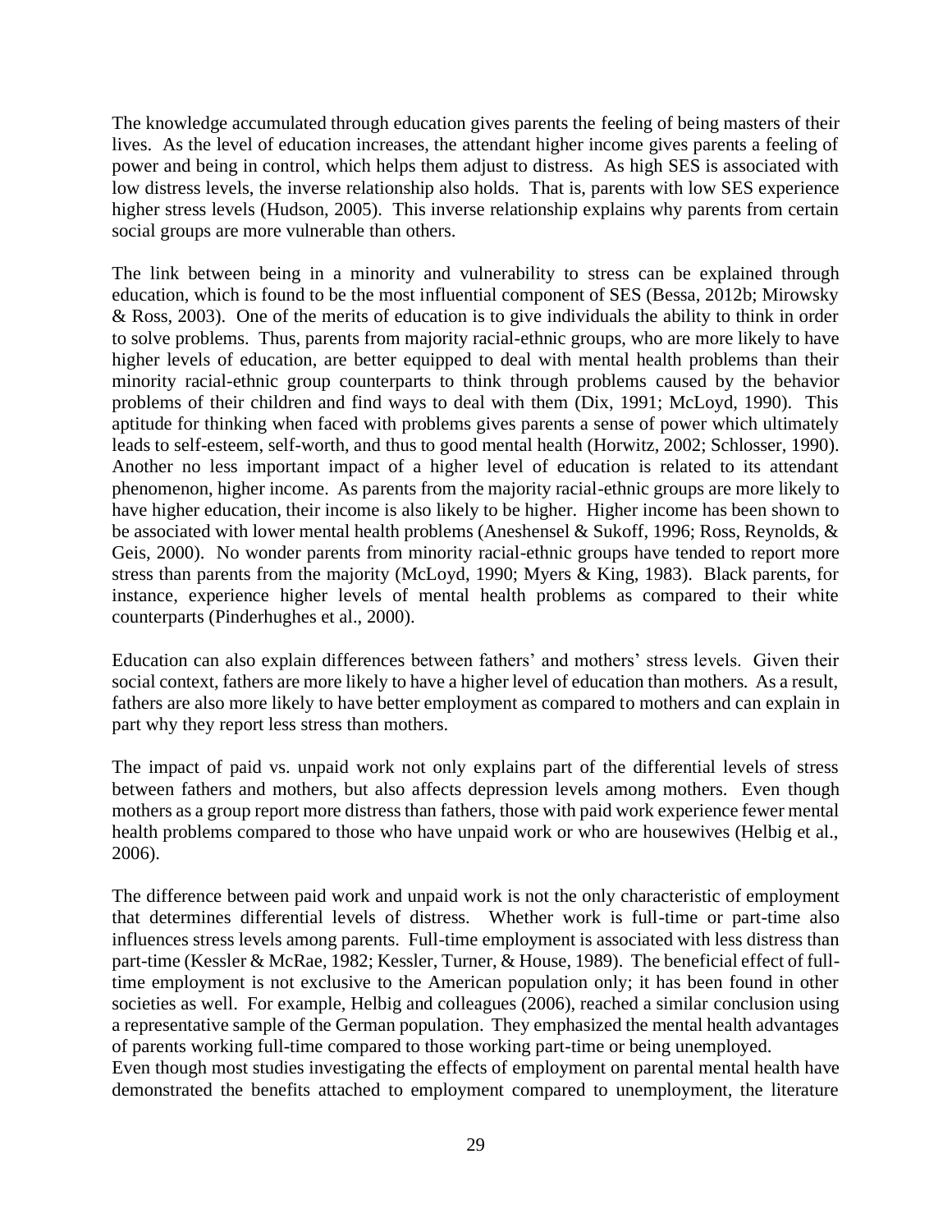The knowledge accumulated through education gives parents the feeling of being masters of their lives. As the level of education increases, the attendant higher income gives parents a feeling of power and being in control, which helps them adjust to distress. As high SES is associated with low distress levels, the inverse relationship also holds. That is, parents with low SES experience higher stress levels (Hudson, 2005). This inverse relationship explains why parents from certain social groups are more vulnerable than others.

The link between being in a minority and vulnerability to stress can be explained through education, which is found to be the most influential component of SES (Bessa, 2012b; Mirowsky & Ross, 2003). One of the merits of education is to give individuals the ability to think in order to solve problems. Thus, parents from majority racial-ethnic groups, who are more likely to have higher levels of education, are better equipped to deal with mental health problems than their minority racial-ethnic group counterparts to think through problems caused by the behavior problems of their children and find ways to deal with them (Dix, 1991; McLoyd, 1990). This aptitude for thinking when faced with problems gives parents a sense of power which ultimately leads to self-esteem, self-worth, and thus to good mental health (Horwitz, 2002; Schlosser, 1990). Another no less important impact of a higher level of education is related to its attendant phenomenon, higher income. As parents from the majority racial-ethnic groups are more likely to have higher education, their income is also likely to be higher. Higher income has been shown to be associated with lower mental health problems (Aneshensel & Sukoff, 1996; Ross, Reynolds, & Geis, 2000). No wonder parents from minority racial-ethnic groups have tended to report more stress than parents from the majority (McLoyd, 1990; Myers & King, 1983). Black parents, for instance, experience higher levels of mental health problems as compared to their white counterparts (Pinderhughes et al., 2000).

Education can also explain differences between fathers' and mothers' stress levels. Given their social context, fathers are more likely to have a higher level of education than mothers. As a result, fathers are also more likely to have better employment as compared to mothers and can explain in part why they report less stress than mothers.

The impact of paid vs. unpaid work not only explains part of the differential levels of stress between fathers and mothers, but also affects depression levels among mothers. Even though mothers as a group report more distress than fathers, those with paid work experience fewer mental health problems compared to those who have unpaid work or who are housewives (Helbig et al., 2006).

The difference between paid work and unpaid work is not the only characteristic of employment that determines differential levels of distress. Whether work is full-time or part-time also influences stress levels among parents. Full-time employment is associated with less distress than part-time (Kessler & McRae, 1982; Kessler, Turner, & House, 1989). The beneficial effect of full-time employment is not exclusive to the American population only; it has been found in other societies as well. For example, Helbig and colleagues (2006), reached a similar conclusion using a representative sample of the German population. They emphasized the mental health advantages of parents working full-time compared to those working part-time or being unemployed.

Even though most studies investigating the effects of employment on parental mental health have demonstrated the benefits attached to employment compared to unemployment, the literature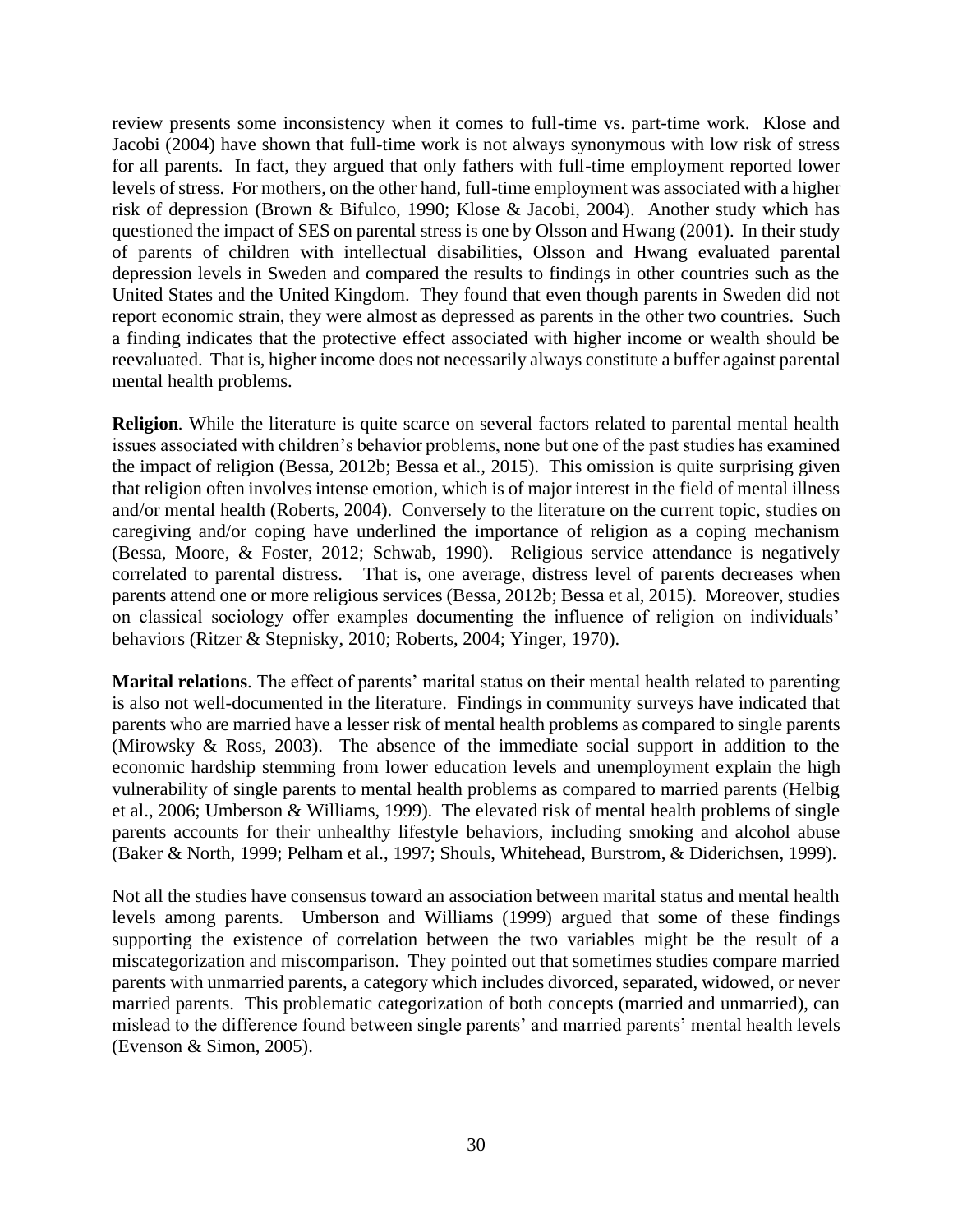review presents some inconsistency when it comes to full-time vs. part-time work. Klose and Jacobi (2004) have shown that full-time work is not always synonymous with low risk of stress for all parents. In fact, they argued that only fathers with full-time employment reported lower levels of stress. For mothers, on the other hand, full-time employment was associated with a higher risk of depression (Brown & Bifulco, 1990; Klose & Jacobi, 2004). Another study which has questioned the impact of SES on parental stress is one by Olsson and Hwang (2001). In their study of parents of children with intellectual disabilities, Olsson and Hwang evaluated parental depression levels in Sweden and compared the results to findings in other countries such as the United States and the United Kingdom. They found that even though parents in Sweden did not report economic strain, they were almost as depressed as parents in the other two countries. Such a finding indicates that the protective effect associated with higher income or wealth should be reevaluated. That is, higher income does not necessarily always constitute a buffer against parental mental health problems.

**Religion**. While the literature is quite scarce on several factors related to parental mental health issues associated with children's behavior problems, none but one of the past studies has examined the impact of religion (Bessa, 2012b; Bessa et al., 2015). This omission is quite surprising given that religion often involves intense emotion, which is of major interest in the field of mental illness and/or mental health (Roberts, 2004). Conversely to the literature on the current topic, studies on caregiving and/or coping have underlined the importance of religion as a coping mechanism (Bessa, Moore, & Foster, 2012; Schwab, 1990). Religious service attendance is negatively correlated to parental distress. That is, one average, distress level of parents decreases when parents attend one or more religious services (Bessa, 2012b; Bessa et al, 2015). Moreover, studies on classical sociology offer examples documenting the influence of religion on individuals' behaviors (Ritzer & Stepnisky, 2010; Roberts, 2004; Yinger, 1970).

**Marital relations**. The effect of parents' marital status on their mental health related to parenting is also not well-documented in the literature. Findings in community surveys have indicated that parents who are married have a lesser risk of mental health problems as compared to single parents (Mirowsky & Ross, 2003). The absence of the immediate social support in addition to the economic hardship stemming from lower education levels and unemployment explain the high vulnerability of single parents to mental health problems as compared to married parents (Helbig et al., 2006; Umberson & Williams, 1999). The elevated risk of mental health problems of single parents accounts for their unhealthy lifestyle behaviors, including smoking and alcohol abuse (Baker & North, 1999; Pelham et al., 1997; Shouls, Whitehead, Burstrom, & Diderichsen, 1999).

Not all the studies have consensus toward an association between marital status and mental health levels among parents. Umberson and Williams (1999) argued that some of these findings supporting the existence of correlation between the two variables might be the result of a miscategorization and miscomparison. They pointed out that sometimes studies compare married parents with unmarried parents, a category which includes divorced, separated, widowed, or never married parents. This problematic categorization of both concepts (married and unmarried), can mislead to the difference found between single parents' and married parents' mental health levels (Evenson & Simon, 2005).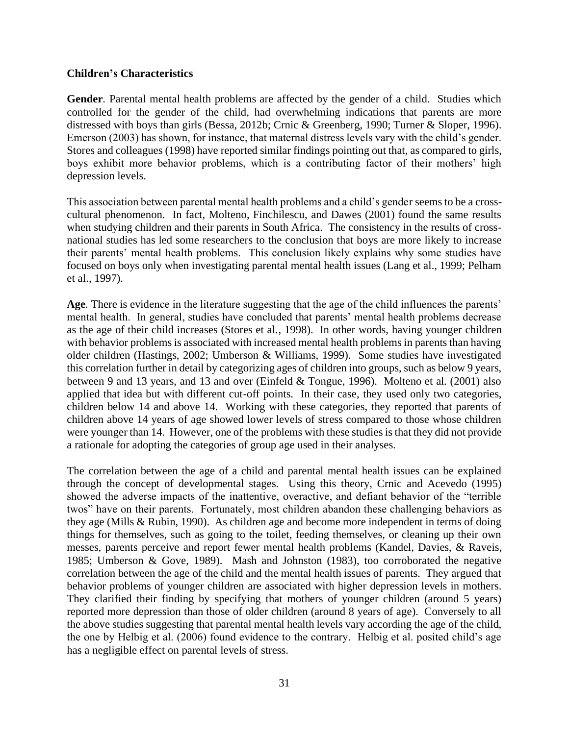**Children's Characteristics**

**Gender**. Parental mental health problems are affected by the gender of a child. Studies which controlled for the gender of the child, had overwhelming indications that parents are more distressed with boys than girls (Bessa, 2012b; Crnic & Greenberg, 1990; Turner & Sloper, 1996). Emerson (2003) has shown, for instance, that maternal distress levels vary with the child's gender. Stores and colleagues (1998) have reported similar findings pointing out that, as compared to girls, boys exhibit more behavior problems, which is a contributing factor of their mothers' high depression levels.

This association between parental mental health problems and a child's gender seems to be a cross-cultural phenomenon. In fact, Molteno, Finchilescu, and Dawes (2001) found the same results when studying children and their parents in South Africa. The consistency in the results of cross-national studies has led some researchers to the conclusion that boys are more likely to increase their parents' mental health problems. This conclusion likely explains why some studies have focused on boys only when investigating parental mental health issues (Lang et al., 1999; Pelham et al., 1997).

**Age**. There is evidence in the literature suggesting that the age of the child influences the parents' mental health. In general, studies have concluded that parents' mental health problems decrease as the age of their child increases (Stores et al., 1998). In other words, having younger children with behavior problems is associated with increased mental health problems in parents than having older children (Hastings, 2002; Umberson & Williams, 1999). Some studies have investigated this correlation further in detail by categorizing ages of children into groups, such as below 9 years, between 9 and 13 years, and 13 and over (Einfeld & Tongue, 1996). Molteno et al. (2001) also applied that idea but with different cut-off points. In their case, they used only two categories, children below 14 and above 14. Working with these categories, they reported that parents of children above 14 years of age showed lower levels of stress compared to those whose children were younger than 14. However, one of the problems with these studies is that they did not provide a rationale for adopting the categories of group age used in their analyses.

The correlation between the age of a child and parental mental health issues can be explained through the concept of developmental stages. Using this theory, Crnic and Acevedo (1995) showed the adverse impacts of the inattentive, overactive, and defiant behavior of the "terrible twos" have on their parents. Fortunately, most children abandon these challenging behaviors as they age (Mills & Rubin, 1990). As children age and become more independent in terms of doing things for themselves, such as going to the toilet, feeding themselves, or cleaning up their own messes, parents perceive and report fewer mental health problems (Kandel, Davies, & Raveis, 1985; Umberson & Gove, 1989). Mash and Johnston (1983), too corroborated the negative correlation between the age of the child and the mental health issues of parents. They argued that behavior problems of younger children are associated with higher depression levels in mothers. They clarified their finding by specifying that mothers of younger children (around 5 years) reported more depression than those of older children (around 8 years of age). Conversely to all the above studies suggesting that parental mental health levels vary according the age of the child, the one by Helbig et al. (2006) found evidence to the contrary. Helbig et al. posited child's age has a negligible effect on parental levels of stress.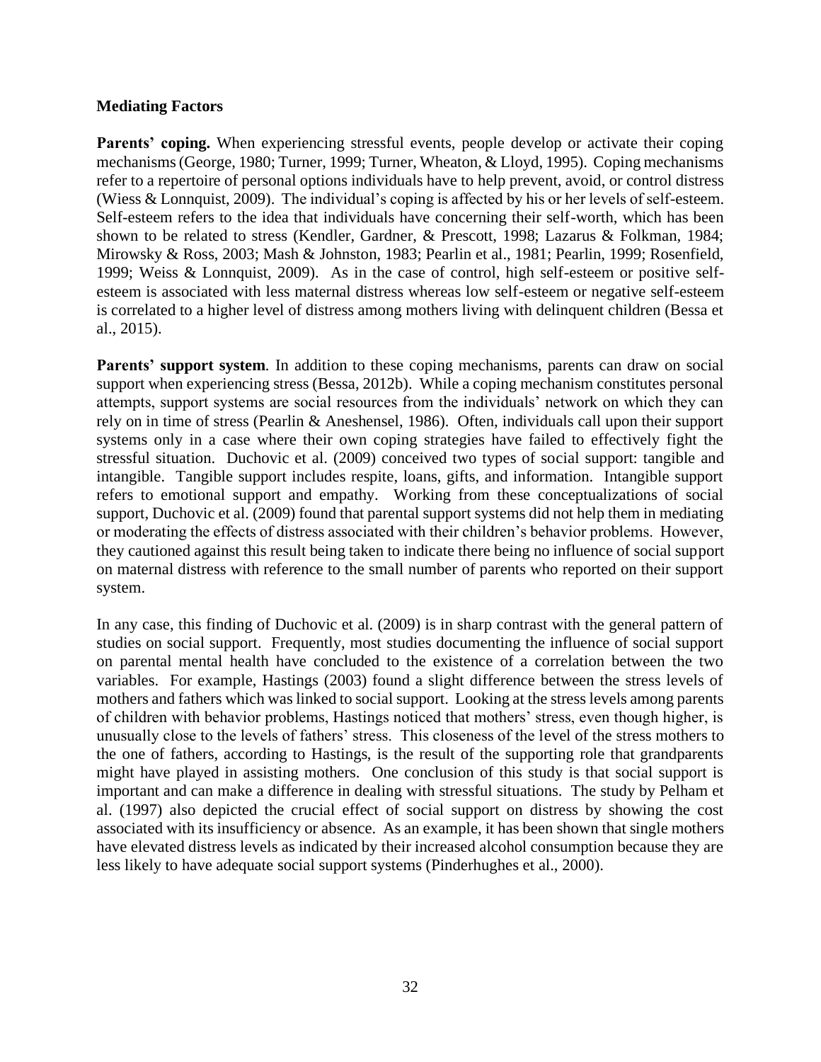**Mediating Factors**

**Parents' coping.** When experiencing stressful events, people develop or activate their coping mechanisms (George, 1980; Turner, 1999; Turner, Wheaton, & Lloyd, 1995). Coping mechanisms refer to a repertoire of personal options individuals have to help prevent, avoid, or control distress (Wiess & Lonnquist, 2009). The individual's coping is affected by his or her levels of self-esteem. Self-esteem refers to the idea that individuals have concerning their self-worth, which has been shown to be related to stress (Kendler, Gardner, & Prescott, 1998; Lazarus & Folkman, 1984; Mirowsky & Ross, 2003; Mash & Johnston, 1983; Pearlin et al., 1981; Pearlin, 1999; Rosenfield, 1999; Weiss & Lonnquist, 2009). As in the case of control, high self-esteem or positive self-esteem is associated with less maternal distress whereas low self-esteem or negative self-esteem is correlated to a higher level of distress among mothers living with delinquent children (Bessa et al., 2015).

**Parents' support system**. In addition to these coping mechanisms, parents can draw on social support when experiencing stress (Bessa, 2012b). While a coping mechanism constitutes personal attempts, support systems are social resources from the individuals' network on which they can rely on in time of stress (Pearlin & Aneshensel, 1986). Often, individuals call upon their support systems only in a case where their own coping strategies have failed to effectively fight the stressful situation. Duchovic et al. (2009) conceived two types of social support: tangible and intangible. Tangible support includes respite, loans, gifts, and information. Intangible support refers to emotional support and empathy. Working from these conceptualizations of social support, Duchovic et al. (2009) found that parental support systems did not help them in mediating or moderating the effects of distress associated with their children's behavior problems. However, they cautioned against this result being taken to indicate there being no influence of social support on maternal distress with reference to the small number of parents who reported on their support system.

In any case, this finding of Duchovic et al. (2009) is in sharp contrast with the general pattern of studies on social support. Frequently, most studies documenting the influence of social support on parental mental health have concluded to the existence of a correlation between the two variables. For example, Hastings (2003) found a slight difference between the stress levels of mothers and fathers which was linked to social support. Looking at the stress levels among parents of children with behavior problems, Hastings noticed that mothers' stress, even though higher, is unusually close to the levels of fathers' stress. This closeness of the level of the stress mothers to the one of fathers, according to Hastings, is the result of the supporting role that grandparents might have played in assisting mothers. One conclusion of this study is that social support is important and can make a difference in dealing with stressful situations. The study by Pelham et al. (1997) also depicted the crucial effect of social support on distress by showing the cost associated with its insufficiency or absence. As an example, it has been shown that single mothers have elevated distress levels as indicated by their increased alcohol consumption because they are less likely to have adequate social support systems (Pinderhughes et al., 2000).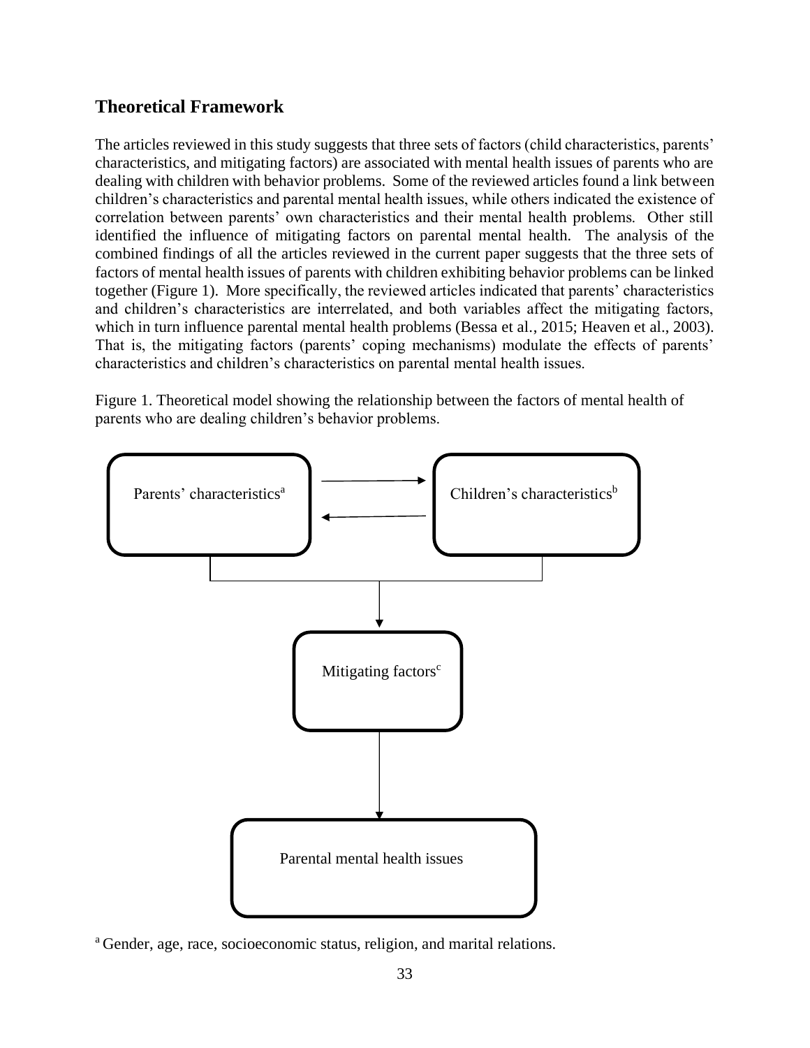## Theoretical Framework

The articles reviewed in this study suggests that three sets of factors (child characteristics, parents' characteristics, and mitigating factors) are associated with mental health issues of parents who are dealing with children with behavior problems. Some of the reviewed articles found a link between children's characteristics and parental mental health issues, while others indicated the existence of correlation between parents' own characteristics and their mental health problems. Other still identified the influence of mitigating factors on parental mental health. The analysis of the combined findings of all the articles reviewed in the current paper suggests that the three sets of factors of mental health issues of parents with children exhibiting behavior problems can be linked together (Figure 1). More specifically, the reviewed articles indicated that parents' characteristics and children's characteristics are interrelated, and both variables affect the mitigating factors, which in turn influence parental mental health problems (Bessa et al., 2015; Heaven et al., 2003). That is, the mitigating factors (parents' coping mechanisms) modulate the effects of parents' characteristics and children's characteristics on parental mental health issues.

Figure 1. Theoretical model showing the relationship between the factors of mental health of parents who are dealing children's behavior problems.

Parents' characteristics[a] ⇄ Children's characteristics[b]

↓

Mitigating factors[c]

↓

Parental mental health issues

[a] Gender, age, race, socioeconomic status, religion, and marital relations.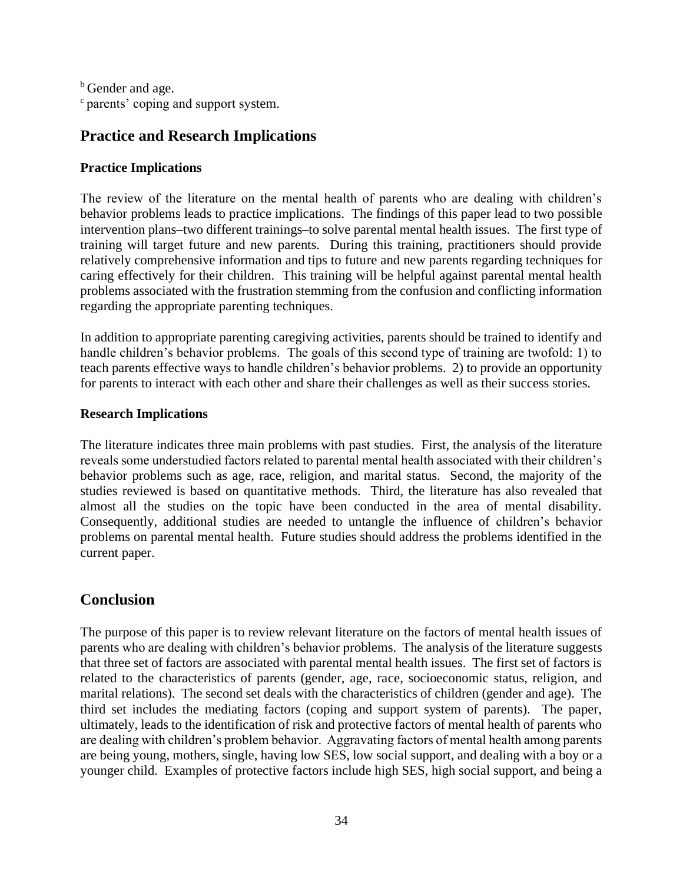[b] Gender and age.
[c] parents' coping and support system.

## Practice and Research Implications

### Practice Implications

The review of the literature on the mental health of parents who are dealing with children's behavior problems leads to practice implications. The findings of this paper lead to two possible intervention plans–two different trainings–to solve parental mental health issues. The first type of training will target future and new parents. During this training, practitioners should provide relatively comprehensive information and tips to future and new parents regarding techniques for caring effectively for their children. This training will be helpful against parental mental health problems associated with the frustration stemming from the confusion and conflicting information regarding the appropriate parenting techniques.

In addition to appropriate parenting caregiving activities, parents should be trained to identify and handle children's behavior problems. The goals of this second type of training are twofold: 1) to teach parents effective ways to handle children's behavior problems. 2) to provide an opportunity for parents to interact with each other and share their challenges as well as their success stories.

### Research Implications

The literature indicates three main problems with past studies. First, the analysis of the literature reveals some understudied factors related to parental mental health associated with their children's behavior problems such as age, race, religion, and marital status. Second, the majority of the studies reviewed is based on quantitative methods. Third, the literature has also revealed that almost all the studies on the topic have been conducted in the area of mental disability. Consequently, additional studies are needed to untangle the influence of children's behavior problems on parental mental health. Future studies should address the problems identified in the current paper.

## Conclusion

The purpose of this paper is to review relevant literature on the factors of mental health issues of parents who are dealing with children's behavior problems. The analysis of the literature suggests that three set of factors are associated with parental mental health issues. The first set of factors is related to the characteristics of parents (gender, age, race, socioeconomic status, religion, and marital relations). The second set deals with the characteristics of children (gender and age). The third set includes the mediating factors (coping and support system of parents). The paper, ultimately, leads to the identification of risk and protective factors of mental health of parents who are dealing with children's problem behavior. Aggravating factors of mental health among parents are being young, mothers, single, having low SES, low social support, and dealing with a boy or a younger child. Examples of protective factors include high SES, high social support, and being a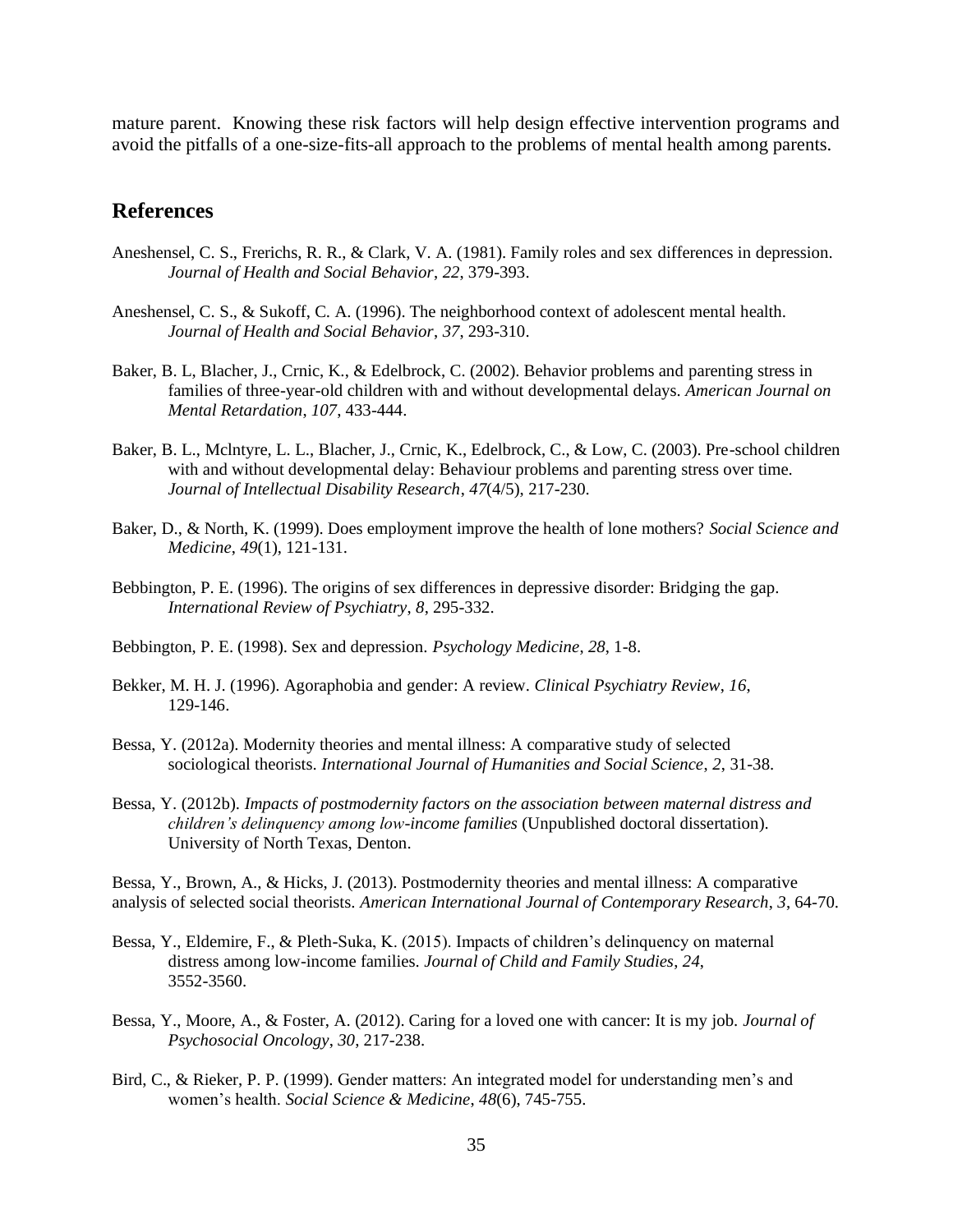mature parent. Knowing these risk factors will help design effective intervention programs and avoid the pitfalls of a one-size-fits-all approach to the problems of mental health among parents.

## References

Aneshensel, C. S., Frerichs, R. R., & Clark, V. A. (1981). Family roles and sex differences in depression. *Journal of Health and Social Behavior*, *22*, 379-393.

Aneshensel, C. S., & Sukoff, C. A. (1996). The neighborhood context of adolescent mental health. *Journal of Health and Social Behavior*, *37*, 293-310.

Baker, B. L, Blacher, J., Crnic, K., & Edelbrock, C. (2002). Behavior problems and parenting stress in families of three-year-old children with and without developmental delays. *American Journal on Mental Retardation*, *107*, 433-444.

Baker, B. L., Mclntyre, L. L., Blacher, J., Crnic, K., Edelbrock, C., & Low, C. (2003). Pre-school children with and without developmental delay: Behaviour problems and parenting stress over time. *Journal of Intellectual Disability Research*, *47*(4/5), 217-230.

Baker, D., & North, K. (1999). Does employment improve the health of lone mothers? *Social Science and Medicine*, *49*(1), 121-131.

Bebbington, P. E. (1996). The origins of sex differences in depressive disorder: Bridging the gap. *International Review of Psychiatry*, *8*, 295-332.

Bebbington, P. E. (1998). Sex and depression. *Psychology Medicine*, *28*, 1-8.

Bekker, M. H. J. (1996). Agoraphobia and gender: A review. *Clinical Psychiatry Review*, *16*, 129-146.

Bessa, Y. (2012a). Modernity theories and mental illness: A comparative study of selected sociological theorists. *International Journal of Humanities and Social Science*, *2*, 31-38.

Bessa, Y. (2012b). *Impacts of postmodernity factors on the association between maternal distress and children's delinquency among low-income families* (Unpublished doctoral dissertation). University of North Texas, Denton.

Bessa, Y., Brown, A., & Hicks, J. (2013). Postmodernity theories and mental illness: A comparative analysis of selected social theorists. *American International Journal of Contemporary Research*, *3*, 64-70.

Bessa, Y., Eldemire, F., & Pleth-Suka, K. (2015). Impacts of children's delinquency on maternal distress among low-income families. *Journal of Child and Family Studies*, *24*, 3552-3560.

Bessa, Y., Moore, A., & Foster, A. (2012). Caring for a loved one with cancer: It is my job. *Journal of Psychosocial Oncology*, *30*, 217-238.

Bird, C., & Rieker, P. P. (1999). Gender matters: An integrated model for understanding men's and women's health. *Social Science & Medicine*, *48*(6), 745-755.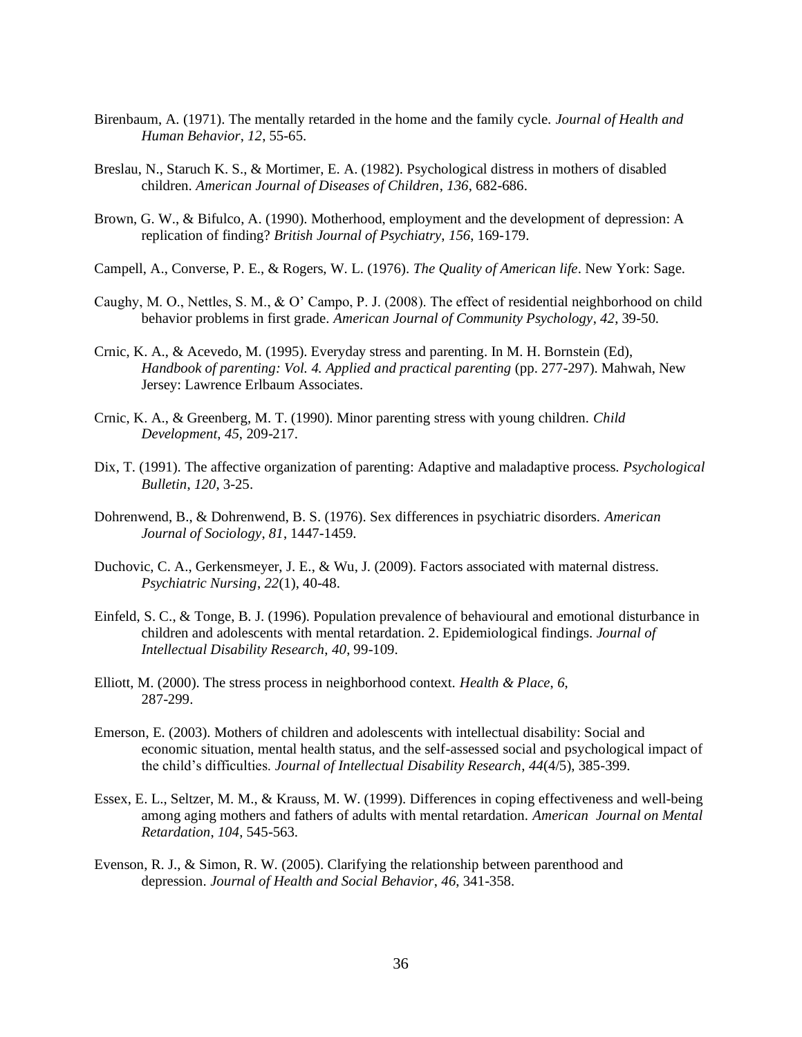Birenbaum, A. (1971). The mentally retarded in the home and the family cycle. *Journal of Health and Human Behavior*, *12*, 55-65.

Breslau, N., Staruch K. S., & Mortimer, E. A. (1982). Psychological distress in mothers of disabled children. *American Journal of Diseases of Children*, *136*, 682-686.

Brown, G. W., & Bifulco, A. (1990). Motherhood, employment and the development of depression: A replication of finding? *British Journal of Psychiatry*, *156*, 169-179.

Campell, A., Converse, P. E., & Rogers, W. L. (1976). *The Quality of American life*. New York: Sage.

Caughy, M. O., Nettles, S. M., & O' Campo, P. J. (2008). The effect of residential neighborhood on child behavior problems in first grade. *American Journal of Community Psychology*, *42*, 39-50.

Crnic, K. A., & Acevedo, M. (1995). Everyday stress and parenting. In M. H. Bornstein (Ed), *Handbook of parenting: Vol. 4. Applied and practical parenting* (pp. 277-297). Mahwah, New Jersey: Lawrence Erlbaum Associates.

Crnic, K. A., & Greenberg, M. T. (1990). Minor parenting stress with young children. *Child Development*, *45*, 209-217.

Dix, T. (1991). The affective organization of parenting: Adaptive and maladaptive process. *Psychological Bulletin*, *120*, 3-25.

Dohrenwend, B., & Dohrenwend, B. S. (1976). Sex differences in psychiatric disorders. *American Journal of Sociology*, *81*, 1447-1459.

Duchovic, C. A., Gerkensmeyer, J. E., & Wu, J. (2009). Factors associated with maternal distress. *Psychiatric Nursing*, *22*(1), 40-48.

Einfeld, S. C., & Tonge, B. J. (1996). Population prevalence of behavioural and emotional disturbance in children and adolescents with mental retardation. 2. Epidemiological findings. *Journal of Intellectual Disability Research*, *40*, 99-109.

Elliott, M. (2000). The stress process in neighborhood context. *Health & Place*, *6*, 287-299.

Emerson, E. (2003). Mothers of children and adolescents with intellectual disability: Social and economic situation, mental health status, and the self-assessed social and psychological impact of the child's difficulties. *Journal of Intellectual Disability Research*, *44*(4/5), 385-399.

Essex, E. L., Seltzer, M. M., & Krauss, M. W. (1999). Differences in coping effectiveness and well-being among aging mothers and fathers of adults with mental retardation. *American Journal on Mental Retardation*, *104*, 545-563.

Evenson, R. J., & Simon, R. W. (2005). Clarifying the relationship between parenthood and depression. *Journal of Health and Social Behavior*, *46*, 341-358.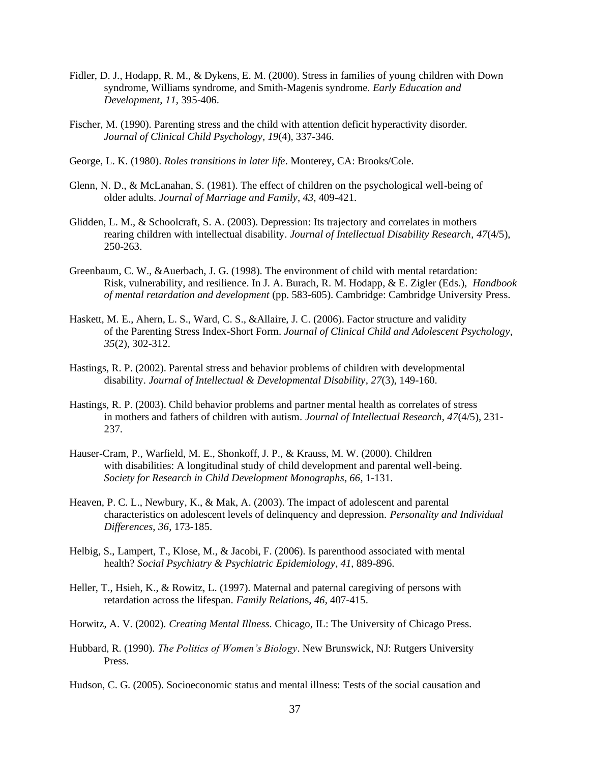Fidler, D. J., Hodapp, R. M., & Dykens, E. M. (2000). Stress in families of young children with Down syndrome, Williams syndrome, and Smith-Magenis syndrome. *Early Education and Development*, *11*, 395-406.

Fischer, M. (1990). Parenting stress and the child with attention deficit hyperactivity disorder. *Journal of Clinical Child Psychology*, *19*(4), 337-346.

George, L. K. (1980). *Roles transitions in later life*. Monterey, CA: Brooks/Cole.

Glenn, N. D., & McLanahan, S. (1981). The effect of children on the psychological well-being of older adults. *Journal of Marriage and Family*, *43*, 409-421.

Glidden, L. M., & Schoolcraft, S. A. (2003). Depression: Its trajectory and correlates in mothers rearing children with intellectual disability. *Journal of Intellectual Disability Research*, *47*(4/5), 250-263.

Greenbaum, C. W., &Auerbach, J. G. (1998). The environment of child with mental retardation: Risk, vulnerability, and resilience. In J. A. Burach, R. M. Hodapp, & E. Zigler (Eds.), *Handbook of mental retardation and development* (pp. 583-605). Cambridge: Cambridge University Press.

Haskett, M. E., Ahern, L. S., Ward, C. S., &Allaire, J. C. (2006). Factor structure and validity of the Parenting Stress Index-Short Form. *Journal of Clinical Child and Adolescent Psychology*, *35*(2), 302-312.

Hastings, R. P. (2002). Parental stress and behavior problems of children with developmental disability. *Journal of Intellectual & Developmental Disability*, *27*(3), 149-160.

Hastings, R. P. (2003). Child behavior problems and partner mental health as correlates of stress in mothers and fathers of children with autism. *Journal of Intellectual Research*, *47*(4/5), 231-237.

Hauser-Cram, P., Warfield, M. E., Shonkoff, J. P., & Krauss, M. W. (2000). Children with disabilities: A longitudinal study of child development and parental well-being. *Society for Research in Child Development Monographs*, *66*, 1-131.

Heaven, P. C. L., Newbury, K., & Mak, A. (2003). The impact of adolescent and parental characteristics on adolescent levels of delinquency and depression. *Personality and Individual Differences*, *36*, 173-185.

Helbig, S., Lampert, T., Klose, M., & Jacobi, F. (2006). Is parenthood associated with mental health? *Social Psychiatry & Psychiatric Epidemiology*, *41*, 889-896.

Heller, T., Hsieh, K., & Rowitz, L. (1997). Maternal and paternal caregiving of persons with retardation across the lifespan. *Family Relations*, *46*, 407-415.

Horwitz, A. V. (2002). *Creating Mental Illness*. Chicago, IL: The University of Chicago Press.

Hubbard, R. (1990). *The Politics of Women's Biology*. New Brunswick, NJ: Rutgers University Press.

Hudson, C. G. (2005). Socioeconomic status and mental illness: Tests of the social causation and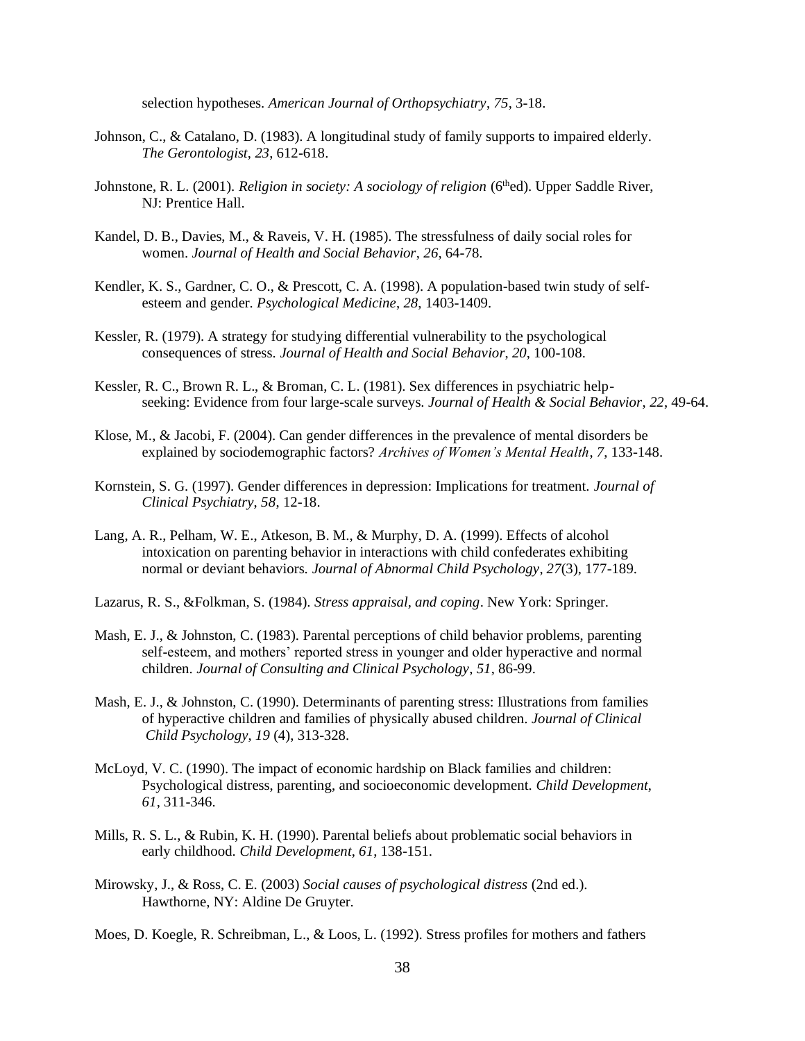selection hypotheses. *American Journal of Orthopsychiatry*, *75*, 3-18.

Johnson, C., & Catalano, D. (1983). A longitudinal study of family supports to impaired elderly. *The Gerontologist*, *23*, 612-618.

Johnstone, R. L. (2001). *Religion in society: A sociology of religion* (6thed). Upper Saddle River, NJ: Prentice Hall.

Kandel, D. B., Davies, M., & Raveis, V. H. (1985). The stressfulness of daily social roles for women. *Journal of Health and Social Behavior*, *26*, 64-78.

Kendler, K. S., Gardner, C. O., & Prescott, C. A. (1998). A population-based twin study of self-esteem and gender. *Psychological Medicine*, *28*, 1403-1409.

Kessler, R. (1979). A strategy for studying differential vulnerability to the psychological consequences of stress. *Journal of Health and Social Behavior*, *20*, 100-108.

Kessler, R. C., Brown R. L., & Broman, C. L. (1981). Sex differences in psychiatric help-seeking: Evidence from four large-scale surveys. *Journal of Health & Social Behavior*, *22*, 49-64.

Klose, M., & Jacobi, F. (2004). Can gender differences in the prevalence of mental disorders be explained by sociodemographic factors? *Archives of Women's Mental Health*, *7*, 133-148.

Kornstein, S. G. (1997). Gender differences in depression: Implications for treatment. *Journal of Clinical Psychiatry*, *58*, 12-18.

Lang, A. R., Pelham, W. E., Atkeson, B. M., & Murphy, D. A. (1999). Effects of alcohol intoxication on parenting behavior in interactions with child confederates exhibiting normal or deviant behaviors. *Journal of Abnormal Child Psychology*, *27*(3), 177-189.

Lazarus, R. S., &Folkman, S. (1984). *Stress appraisal, and coping*. New York: Springer.

Mash, E. J., & Johnston, C. (1983). Parental perceptions of child behavior problems, parenting self-esteem, and mothers' reported stress in younger and older hyperactive and normal children. *Journal of Consulting and Clinical Psychology*, *51*, 86-99.

Mash, E. J., & Johnston, C. (1990). Determinants of parenting stress: Illustrations from families of hyperactive children and families of physically abused children. *Journal of Clinical Child Psychology*, *19* (4), 313-328.

McLoyd, V. C. (1990). The impact of economic hardship on Black families and children: Psychological distress, parenting, and socioeconomic development. *Child Development*, *61*, 311-346.

Mills, R. S. L., & Rubin, K. H. (1990). Parental beliefs about problematic social behaviors in early childhood. *Child Development*, *61*, 138-151.

Mirowsky, J., & Ross, C. E. (2003) *Social causes of psychological distress* (2nd ed.). Hawthorne, NY: Aldine De Gruyter.

Moes, D. Koegle, R. Schreibman, L., & Loos, L. (1992). Stress profiles for mothers and fathers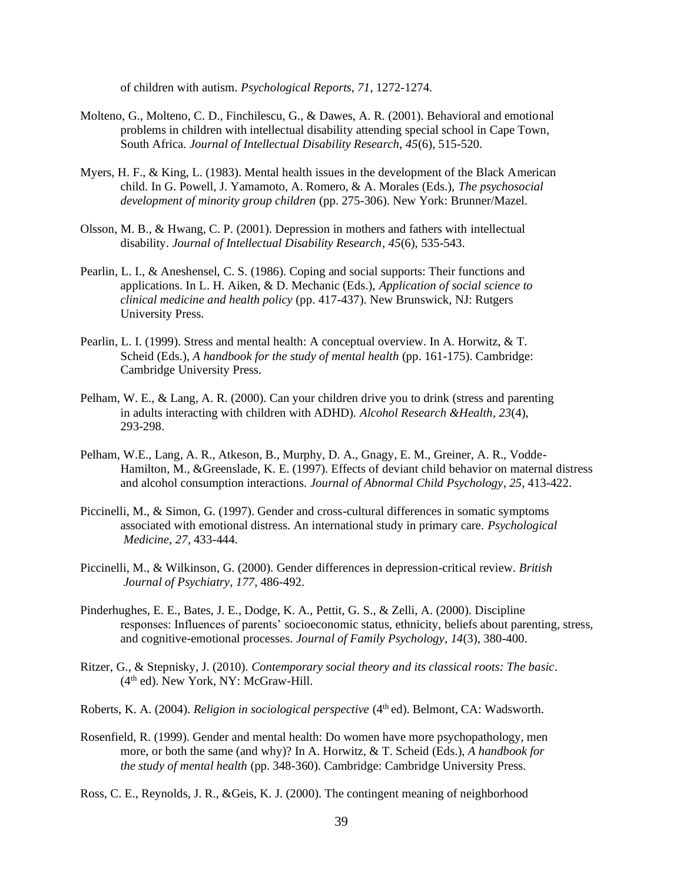of children with autism. *Psychological Reports*, *71*, 1272-1274.

Molteno, G., Molteno, C. D., Finchilescu, G., & Dawes, A. R. (2001). Behavioral and emotional problems in children with intellectual disability attending special school in Cape Town, South Africa. *Journal of Intellectual Disability Research*, *45*(6), 515-520.

Myers, H. F., & King, L. (1983). Mental health issues in the development of the Black American child. In G. Powell, J. Yamamoto, A. Romero, & A. Morales (Eds.), *The psychosocial development of minority group children* (pp. 275-306). New York: Brunner/Mazel.

Olsson, M. B., & Hwang, C. P. (2001). Depression in mothers and fathers with intellectual disability. *Journal of Intellectual Disability Research*, *45*(6), 535-543.

Pearlin, L. I., & Aneshensel, C. S. (1986). Coping and social supports: Their functions and applications. In L. H. Aiken, & D. Mechanic (Eds.), *Application of social science to clinical medicine and health policy* (pp. 417-437). New Brunswick, NJ: Rutgers University Press.

Pearlin, L. I. (1999). Stress and mental health: A conceptual overview. In A. Horwitz, & T. Scheid (Eds.), *A handbook for the study of mental health* (pp. 161-175). Cambridge: Cambridge University Press.

Pelham, W. E., & Lang, A. R. (2000). Can your children drive you to drink (stress and parenting in adults interacting with children with ADHD). *Alcohol Research &Health*, *23*(4), 293-298.

Pelham, W.E., Lang, A. R., Atkeson, B., Murphy, D. A., Gnagy, E. M., Greiner, A. R., Vodde-Hamilton, M., &Greenslade, K. E. (1997). Effects of deviant child behavior on maternal distress and alcohol consumption interactions. *Journal of Abnormal Child Psychology*, *25*, 413-422.

Piccinelli, M., & Simon, G. (1997). Gender and cross-cultural differences in somatic symptoms associated with emotional distress. An international study in primary care. *Psychological Medicine*, *27*, 433-444.

Piccinelli, M., & Wilkinson, G. (2000). Gender differences in depression-critical review. *British Journal of Psychiatry*, *177*, 486-492.

Pinderhughes, E. E., Bates, J. E., Dodge, K. A., Pettit, G. S., & Zelli, A. (2000). Discipline responses: Influences of parents' socioeconomic status, ethnicity, beliefs about parenting, stress, and cognitive-emotional processes. *Journal of Family Psychology*, *14*(3), 380-400.

Ritzer, G., & Stepnisky, J. (2010). *Contemporary social theory and its classical roots: The basic*. (4th ed). New York, NY: McGraw-Hill.

Roberts, K. A. (2004). *Religion in sociological perspective* (4th ed). Belmont, CA: Wadsworth.

Rosenfield, R. (1999). Gender and mental health: Do women have more psychopathology, men more, or both the same (and why)? In A. Horwitz, & T. Scheid (Eds.), *A handbook for the study of mental health* (pp. 348-360). Cambridge: Cambridge University Press.

Ross, C. E., Reynolds, J. R., &Geis, K. J. (2000). The contingent meaning of neighborhood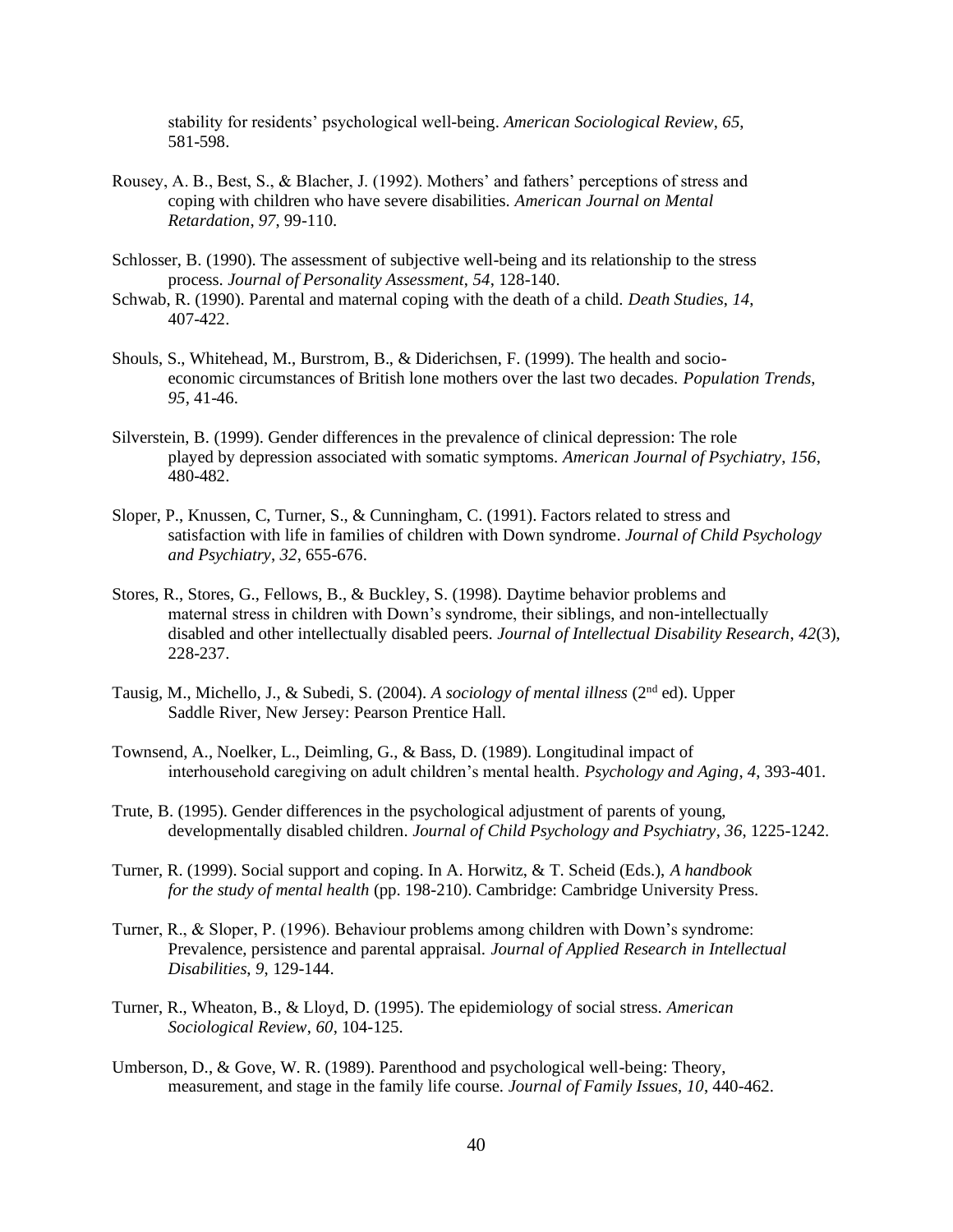stability for residents' psychological well-being. *American Sociological Review*, *65*, 581-598.

Rousey, A. B., Best, S., & Blacher, J. (1992). Mothers' and fathers' perceptions of stress and coping with children who have severe disabilities. *American Journal on Mental Retardation*, *97*, 99-110.

Schlosser, B. (1990). The assessment of subjective well-being and its relationship to the stress process. *Journal of Personality Assessment*, *54*, 128-140.

Schwab, R. (1990). Parental and maternal coping with the death of a child. *Death Studies*, *14*, 407-422.

Shouls, S., Whitehead, M., Burstrom, B., & Diderichsen, F. (1999). The health and socio-economic circumstances of British lone mothers over the last two decades. *Population Trends*, *95*, 41-46.

Silverstein, B. (1999). Gender differences in the prevalence of clinical depression: The role played by depression associated with somatic symptoms. *American Journal of Psychiatry*, *156*, 480-482.

Sloper, P., Knussen, C, Turner, S., & Cunningham, C. (1991). Factors related to stress and satisfaction with life in families of children with Down syndrome. *Journal of Child Psychology and Psychiatry*, *32*, 655-676.

Stores, R., Stores, G., Fellows, B., & Buckley, S. (1998). Daytime behavior problems and maternal stress in children with Down's syndrome, their siblings, and non-intellectually disabled and other intellectually disabled peers. *Journal of Intellectual Disability Research*, *42*(3), 228-237.

Tausig, M., Michello, J., & Subedi, S. (2004). *A sociology of mental illness* (2nd ed). Upper Saddle River, New Jersey: Pearson Prentice Hall.

Townsend, A., Noelker, L., Deimling, G., & Bass, D. (1989). Longitudinal impact of interhousehold caregiving on adult children's mental health. *Psychology and Aging*, *4*, 393-401.

Trute, B. (1995). Gender differences in the psychological adjustment of parents of young, developmentally disabled children. *Journal of Child Psychology and Psychiatry*, *36*, 1225-1242.

Turner, R. (1999). Social support and coping. In A. Horwitz, & T. Scheid (Eds.), *A handbook for the study of mental health* (pp. 198-210). Cambridge: Cambridge University Press.

Turner, R., & Sloper, P. (1996). Behaviour problems among children with Down's syndrome: Prevalence, persistence and parental appraisal. *Journal of Applied Research in Intellectual Disabilities*, *9*, 129-144.

Turner, R., Wheaton, B., & Lloyd, D. (1995). The epidemiology of social stress. *American Sociological Review*, *60*, 104-125.

Umberson, D., & Gove, W. R. (1989). Parenthood and psychological well-being: Theory, measurement, and stage in the family life course. *Journal of Family Issues*, *10*, 440-462.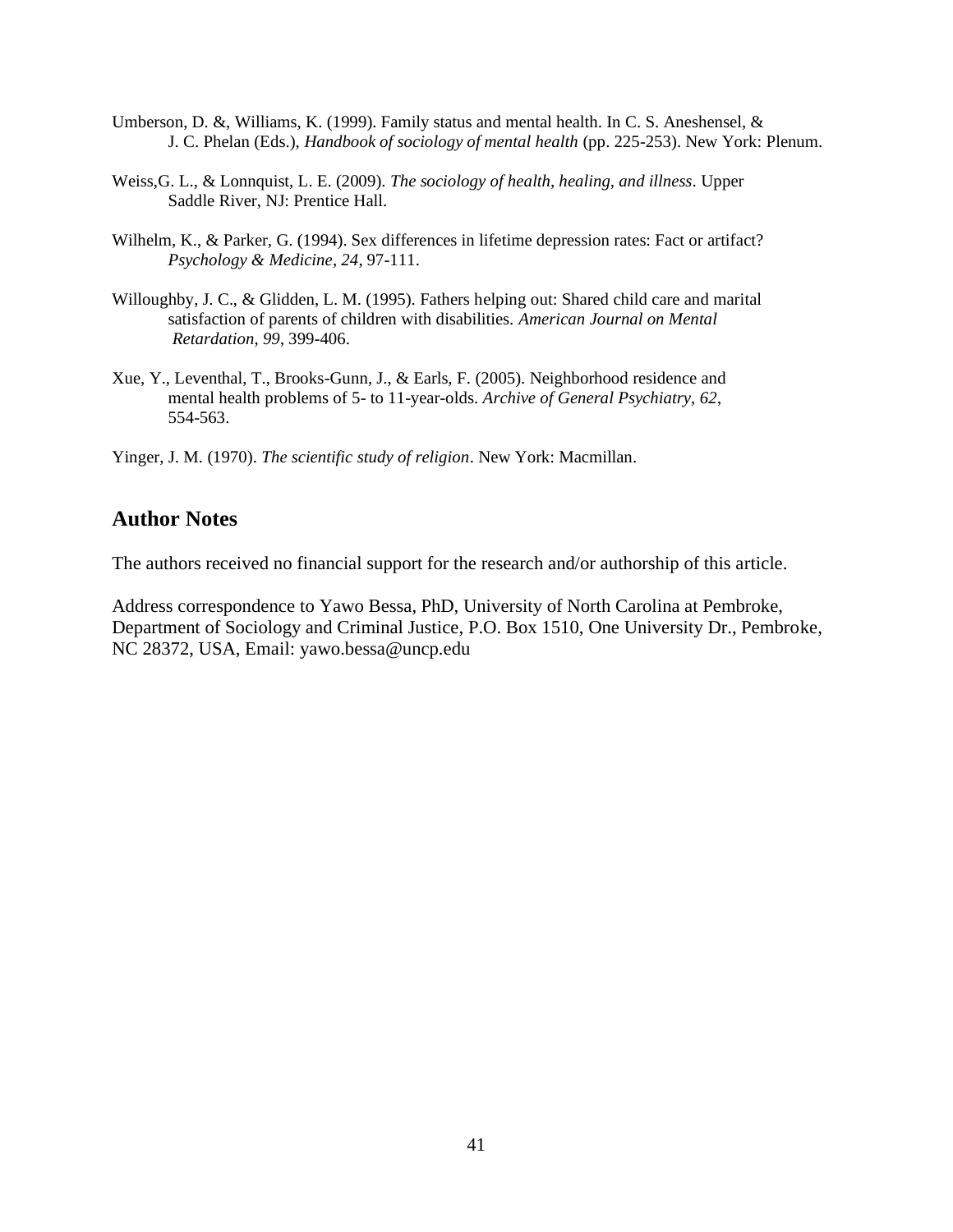Umberson, D. &, Williams, K. (1999). Family status and mental health. In C. S. Aneshensel, & J. C. Phelan (Eds.), *Handbook of sociology of mental health* (pp. 225-253). New York: Plenum.

Weiss,G. L., & Lonnquist, L. E. (2009). *The sociology of health, healing, and illness*. Upper Saddle River, NJ: Prentice Hall.

Wilhelm, K., & Parker, G. (1994). Sex differences in lifetime depression rates: Fact or artifact? *Psychology & Medicine*, *24*, 97-111.

Willoughby, J. C., & Glidden, L. M. (1995). Fathers helping out: Shared child care and marital satisfaction of parents of children with disabilities. *American Journal on Mental Retardation*, *99*, 399-406.

Xue, Y., Leventhal, T., Brooks-Gunn, J., & Earls, F. (2005). Neighborhood residence and mental health problems of 5- to 11-year-olds. *Archive of General Psychiatry*, *62*, 554-563.

Yinger, J. M. (1970). *The scientific study of religion*. New York: Macmillan.

## Author Notes

The authors received no financial support for the research and/or authorship of this article.

Address correspondence to Yawo Bessa, PhD, University of North Carolina at Pembroke, Department of Sociology and Criminal Justice, P.O. Box 1510, One University Dr., Pembroke, NC 28372, USA, Email: yawo.bessa@uncp.edu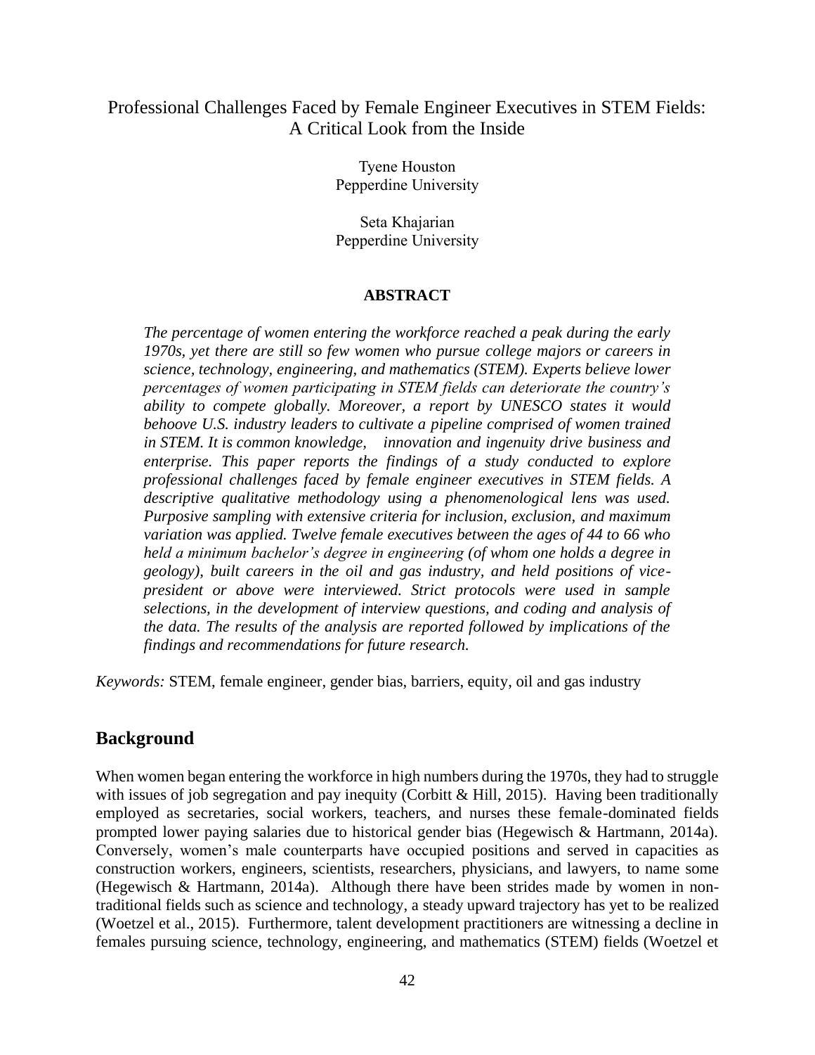# Professional Challenges Faced by Female Engineer Executives in STEM Fields: A Critical Look from the Inside

Tyene Houston
Pepperdine University

Seta Khajarian
Pepperdine University

**ABSTRACT**

*The percentage of women entering the workforce reached a peak during the early 1970s, yet there are still so few women who pursue college majors or careers in science, technology, engineering, and mathematics (STEM). Experts believe lower percentages of women participating in STEM fields can deteriorate the country's ability to compete globally. Moreover, a report by UNESCO states it would behoove U.S. industry leaders to cultivate a pipeline comprised of women trained in STEM. It is common knowledge, innovation and ingenuity drive business and enterprise. This paper reports the findings of a study conducted to explore professional challenges faced by female engineer executives in STEM fields. A descriptive qualitative methodology using a phenomenological lens was used. Purposive sampling with extensive criteria for inclusion, exclusion, and maximum variation was applied. Twelve female executives between the ages of 44 to 66 who held a minimum bachelor's degree in engineering (of whom one holds a degree in geology), built careers in the oil and gas industry, and held positions of vice-president or above were interviewed. Strict protocols were used in sample selections, in the development of interview questions, and coding and analysis of the data. The results of the analysis are reported followed by implications of the findings and recommendations for future research.*

*Keywords:* STEM, female engineer, gender bias, barriers, equity, oil and gas industry

## Background

When women began entering the workforce in high numbers during the 1970s, they had to struggle with issues of job segregation and pay inequity (Corbitt & Hill, 2015). Having been traditionally employed as secretaries, social workers, teachers, and nurses these female-dominated fields prompted lower paying salaries due to historical gender bias (Hegewisch & Hartmann, 2014a). Conversely, women's male counterparts have occupied positions and served in capacities as construction workers, engineers, scientists, researchers, physicians, and lawyers, to name some (Hegewisch & Hartmann, 2014a). Although there have been strides made by women in non-traditional fields such as science and technology, a steady upward trajectory has yet to be realized (Woetzel et al., 2015). Furthermore, talent development practitioners are witnessing a decline in females pursuing science, technology, engineering, and mathematics (STEM) fields (Woetzel et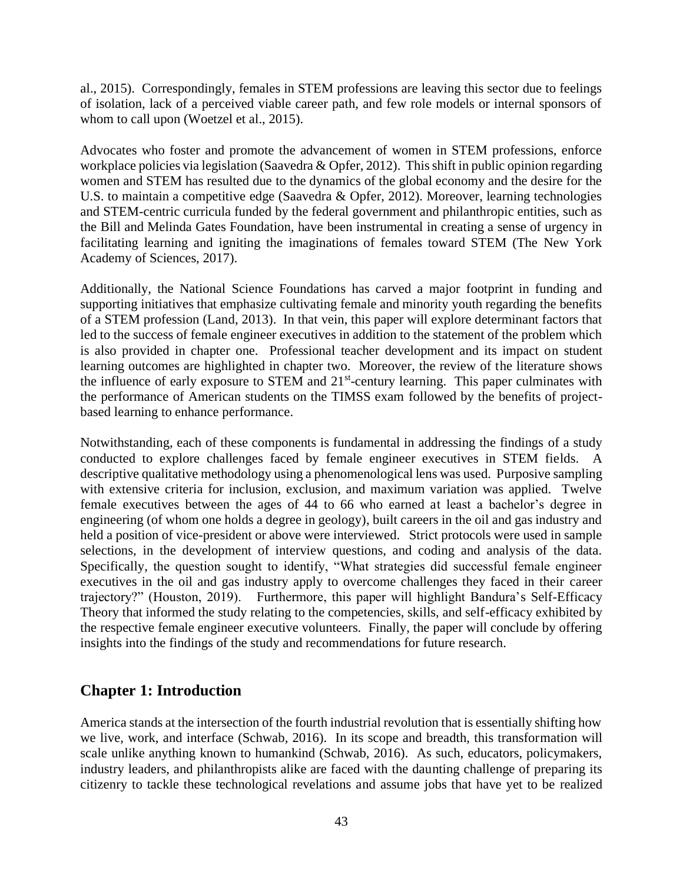al., 2015). Correspondingly, females in STEM professions are leaving this sector due to feelings of isolation, lack of a perceived viable career path, and few role models or internal sponsors of whom to call upon (Woetzel et al., 2015).

Advocates who foster and promote the advancement of women in STEM professions, enforce workplace policies via legislation (Saavedra & Opfer, 2012). This shift in public opinion regarding women and STEM has resulted due to the dynamics of the global economy and the desire for the U.S. to maintain a competitive edge (Saavedra & Opfer, 2012). Moreover, learning technologies and STEM-centric curricula funded by the federal government and philanthropic entities, such as the Bill and Melinda Gates Foundation, have been instrumental in creating a sense of urgency in facilitating learning and igniting the imaginations of females toward STEM (The New York Academy of Sciences, 2017).

Additionally, the National Science Foundations has carved a major footprint in funding and supporting initiatives that emphasize cultivating female and minority youth regarding the benefits of a STEM profession (Land, 2013). In that vein, this paper will explore determinant factors that led to the success of female engineer executives in addition to the statement of the problem which is also provided in chapter one. Professional teacher development and its impact on student learning outcomes are highlighted in chapter two. Moreover, the review of the literature shows the influence of early exposure to STEM and 21st-century learning. This paper culminates with the performance of American students on the TIMSS exam followed by the benefits of project-based learning to enhance performance.

Notwithstanding, each of these components is fundamental in addressing the findings of a study conducted to explore challenges faced by female engineer executives in STEM fields. A descriptive qualitative methodology using a phenomenological lens was used. Purposive sampling with extensive criteria for inclusion, exclusion, and maximum variation was applied. Twelve female executives between the ages of 44 to 66 who earned at least a bachelor's degree in engineering (of whom one holds a degree in geology), built careers in the oil and gas industry and held a position of vice-president or above were interviewed. Strict protocols were used in sample selections, in the development of interview questions, and coding and analysis of the data. Specifically, the question sought to identify, "What strategies did successful female engineer executives in the oil and gas industry apply to overcome challenges they faced in their career trajectory?" (Houston, 2019). Furthermore, this paper will highlight Bandura's Self-Efficacy Theory that informed the study relating to the competencies, skills, and self-efficacy exhibited by the respective female engineer executive volunteers. Finally, the paper will conclude by offering insights into the findings of the study and recommendations for future research.

## Chapter 1: Introduction

America stands at the intersection of the fourth industrial revolution that is essentially shifting how we live, work, and interface (Schwab, 2016). In its scope and breadth, this transformation will scale unlike anything known to humankind (Schwab, 2016). As such, educators, policymakers, industry leaders, and philanthropists alike are faced with the daunting challenge of preparing its citizenry to tackle these technological revelations and assume jobs that have yet to be realized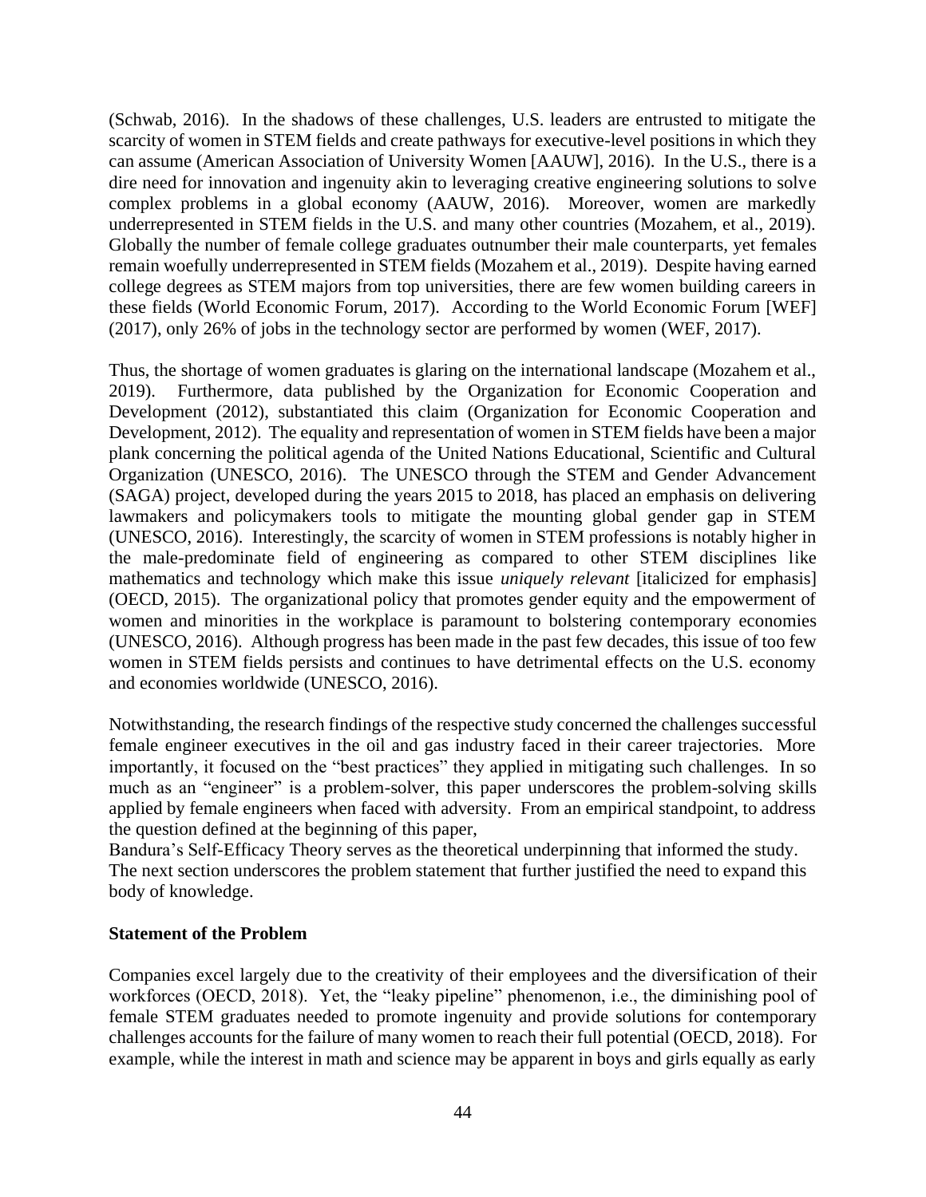(Schwab, 2016). In the shadows of these challenges, U.S. leaders are entrusted to mitigate the scarcity of women in STEM fields and create pathways for executive-level positions in which they can assume (American Association of University Women [AAUW], 2016). In the U.S., there is a dire need for innovation and ingenuity akin to leveraging creative engineering solutions to solve complex problems in a global economy (AAUW, 2016). Moreover, women are markedly underrepresented in STEM fields in the U.S. and many other countries (Mozahem, et al., 2019). Globally the number of female college graduates outnumber their male counterparts, yet females remain woefully underrepresented in STEM fields (Mozahem et al., 2019). Despite having earned college degrees as STEM majors from top universities, there are few women building careers in these fields (World Economic Forum, 2017). According to the World Economic Forum [WEF] (2017), only 26% of jobs in the technology sector are performed by women (WEF, 2017).

Thus, the shortage of women graduates is glaring on the international landscape (Mozahem et al., 2019). Furthermore, data published by the Organization for Economic Cooperation and Development (2012), substantiated this claim (Organization for Economic Cooperation and Development, 2012). The equality and representation of women in STEM fields have been a major plank concerning the political agenda of the United Nations Educational, Scientific and Cultural Organization (UNESCO, 2016). The UNESCO through the STEM and Gender Advancement (SAGA) project, developed during the years 2015 to 2018, has placed an emphasis on delivering lawmakers and policymakers tools to mitigate the mounting global gender gap in STEM (UNESCO, 2016). Interestingly, the scarcity of women in STEM professions is notably higher in the male-predominate field of engineering as compared to other STEM disciplines like mathematics and technology which make this issue *uniquely relevant* [italicized for emphasis] (OECD, 2015). The organizational policy that promotes gender equity and the empowerment of women and minorities in the workplace is paramount to bolstering contemporary economies (UNESCO, 2016). Although progress has been made in the past few decades, this issue of too few women in STEM fields persists and continues to have detrimental effects on the U.S. economy and economies worldwide (UNESCO, 2016).

Notwithstanding, the research findings of the respective study concerned the challenges successful female engineer executives in the oil and gas industry faced in their career trajectories. More importantly, it focused on the "best practices" they applied in mitigating such challenges. In so much as an "engineer" is a problem-solver, this paper underscores the problem-solving skills applied by female engineers when faced with adversity. From an empirical standpoint, to address the question defined at the beginning of this paper,
Bandura's Self-Efficacy Theory serves as the theoretical underpinning that informed the study. The next section underscores the problem statement that further justified the need to expand this body of knowledge.

**Statement of the Problem**

Companies excel largely due to the creativity of their employees and the diversification of their workforces (OECD, 2018). Yet, the "leaky pipeline" phenomenon, i.e., the diminishing pool of female STEM graduates needed to promote ingenuity and provide solutions for contemporary challenges accounts for the failure of many women to reach their full potential (OECD, 2018). For example, while the interest in math and science may be apparent in boys and girls equally as early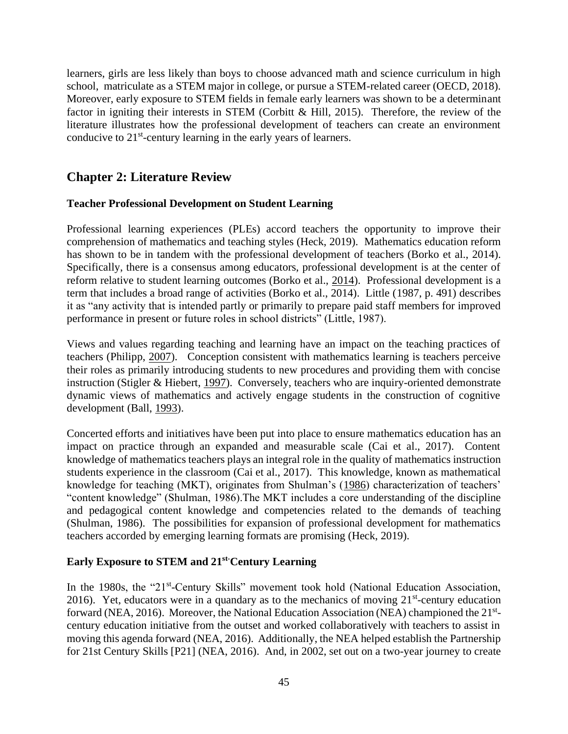learners, girls are less likely than boys to choose advanced math and science curriculum in high school, matriculate as a STEM major in college, or pursue a STEM-related career (OECD, 2018). Moreover, early exposure to STEM fields in female early learners was shown to be a determinant factor in igniting their interests in STEM (Corbitt & Hill, 2015). Therefore, the review of the literature illustrates how the professional development of teachers can create an environment conducive to 21st-century learning in the early years of learners.

## Chapter 2: Literature Review

### Teacher Professional Development on Student Learning

Professional learning experiences (PLEs) accord teachers the opportunity to improve their comprehension of mathematics and teaching styles (Heck, 2019). Mathematics education reform has shown to be in tandem with the professional development of teachers (Borko et al., 2014). Specifically, there is a consensus among educators, professional development is at the center of reform relative to student learning outcomes (Borko et al., 2014). Professional development is a term that includes a broad range of activities (Borko et al., 2014). Little (1987, p. 491) describes it as "any activity that is intended partly or primarily to prepare paid staff members for improved performance in present or future roles in school districts" (Little, 1987).

Views and values regarding teaching and learning have an impact on the teaching practices of teachers (Philipp, 2007). Conception consistent with mathematics learning is teachers perceive their roles as primarily introducing students to new procedures and providing them with concise instruction (Stigler & Hiebert, 1997). Conversely, teachers who are inquiry-oriented demonstrate dynamic views of mathematics and actively engage students in the construction of cognitive development (Ball, 1993).

Concerted efforts and initiatives have been put into place to ensure mathematics education has an impact on practice through an expanded and measurable scale (Cai et al., 2017). Content knowledge of mathematics teachers plays an integral role in the quality of mathematics instruction students experience in the classroom (Cai et al., 2017). This knowledge, known as mathematical knowledge for teaching (MKT), originates from Shulman's (1986) characterization of teachers' "content knowledge" (Shulman, 1986).The MKT includes a core understanding of the discipline and pedagogical content knowledge and competencies related to the demands of teaching (Shulman, 1986). The possibilities for expansion of professional development for mathematics teachers accorded by emerging learning formats are promising (Heck, 2019).

### Early Exposure to STEM and 21st-Century Learning

In the 1980s, the "21st-Century Skills" movement took hold (National Education Association, 2016). Yet, educators were in a quandary as to the mechanics of moving 21st-century education forward (NEA, 2016). Moreover, the National Education Association (NEA) championed the 21st-century education initiative from the outset and worked collaboratively with teachers to assist in moving this agenda forward (NEA, 2016). Additionally, the NEA helped establish the Partnership for 21st Century Skills [P21] (NEA, 2016). And, in 2002, set out on a two-year journey to create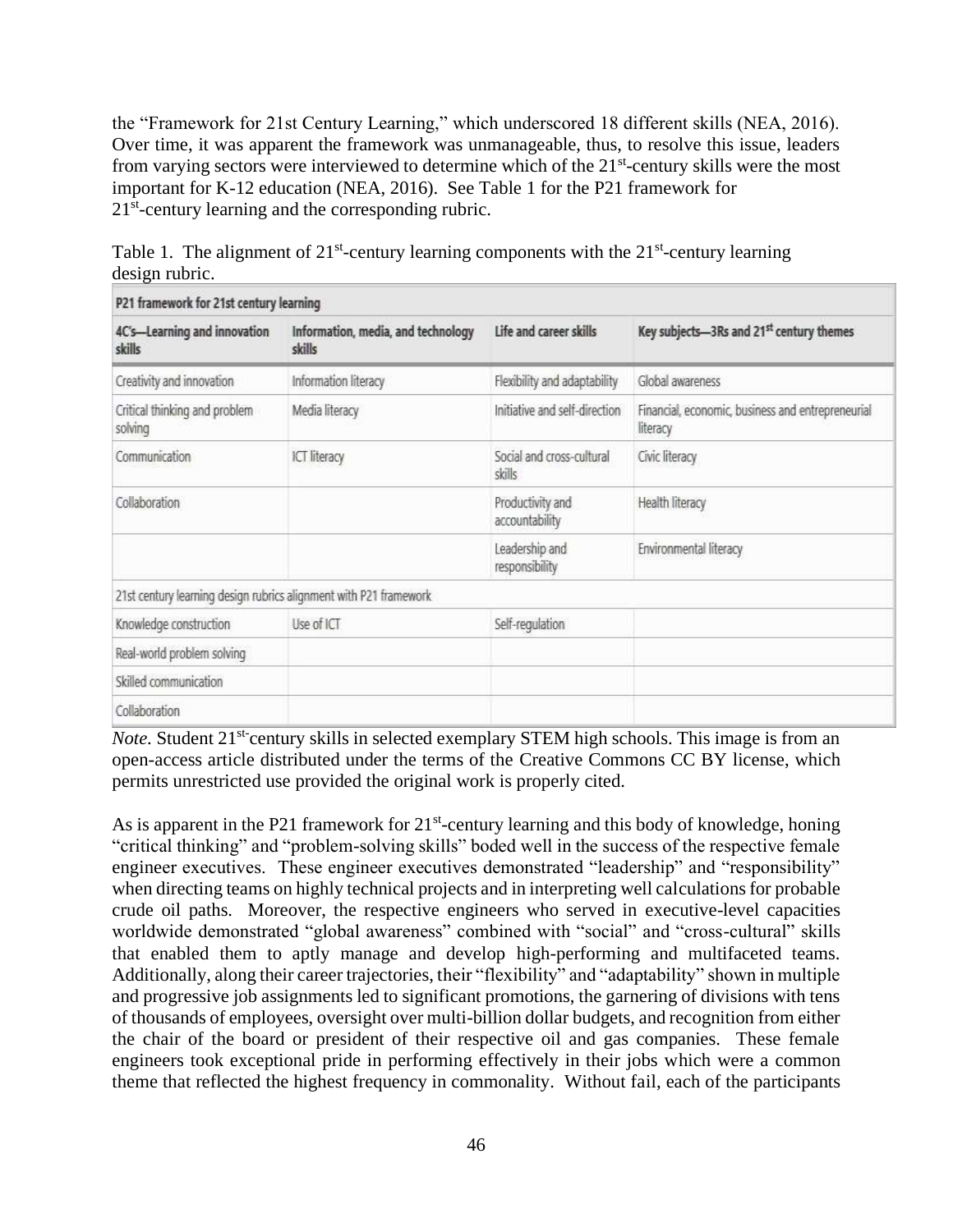the "Framework for 21st Century Learning," which underscored 18 different skills (NEA, 2016). Over time, it was apparent the framework was unmanageable, thus, to resolve this issue, leaders from varying sectors were interviewed to determine which of the 21st-century skills were the most important for K-12 education (NEA, 2016). See Table 1 for the P21 framework for 21st-century learning and the corresponding rubric.

Table 1. The alignment of 21st-century learning components with the 21st-century learning design rubric.

| P21 framework for 21st century learning | | | |
|---|---|---|---|
| 4C's—Learning and innovation skills | Information, media, and technology skills | Life and career skills | Key subjects—3Rs and 21st century themes |
| Creativity and innovation | Information literacy | Flexibility and adaptability | Global awareness |
| Critical thinking and problem solving | Media literacy | Initiative and self-direction | Financial, economic, business and entrepreneurial literacy |
| Communication | ICT literacy | Social and cross-cultural skills | Civic literacy |
| Collaboration | | Productivity and accountability | Health literacy |
| | | Leadership and responsibility | Environmental literacy |
| 21st century learning design rubrics alignment with P21 framework | | | |
| Knowledge construction | Use of ICT | Self-regulation | |
| Real-world problem solving | | | |
| Skilled communication | | | |
| Collaboration | | | |

*Note.* Student 21st-century skills in selected exemplary STEM high schools. This image is from an open-access article distributed under the terms of the Creative Commons CC BY license, which permits unrestricted use provided the original work is properly cited.

As is apparent in the P21 framework for 21st-century learning and this body of knowledge, honing "critical thinking" and "problem-solving skills" boded well in the success of the respective female engineer executives. These engineer executives demonstrated "leadership" and "responsibility" when directing teams on highly technical projects and in interpreting well calculations for probable crude oil paths. Moreover, the respective engineers who served in executive-level capacities worldwide demonstrated "global awareness" combined with "social" and "cross-cultural" skills that enabled them to aptly manage and develop high-performing and multifaceted teams. Additionally, along their career trajectories, their "flexibility" and "adaptability" shown in multiple and progressive job assignments led to significant promotions, the garnering of divisions with tens of thousands of employees, oversight over multi-billion dollar budgets, and recognition from either the chair of the board or president of their respective oil and gas companies. These female engineers took exceptional pride in performing effectively in their jobs which were a common theme that reflected the highest frequency in commonality. Without fail, each of the participants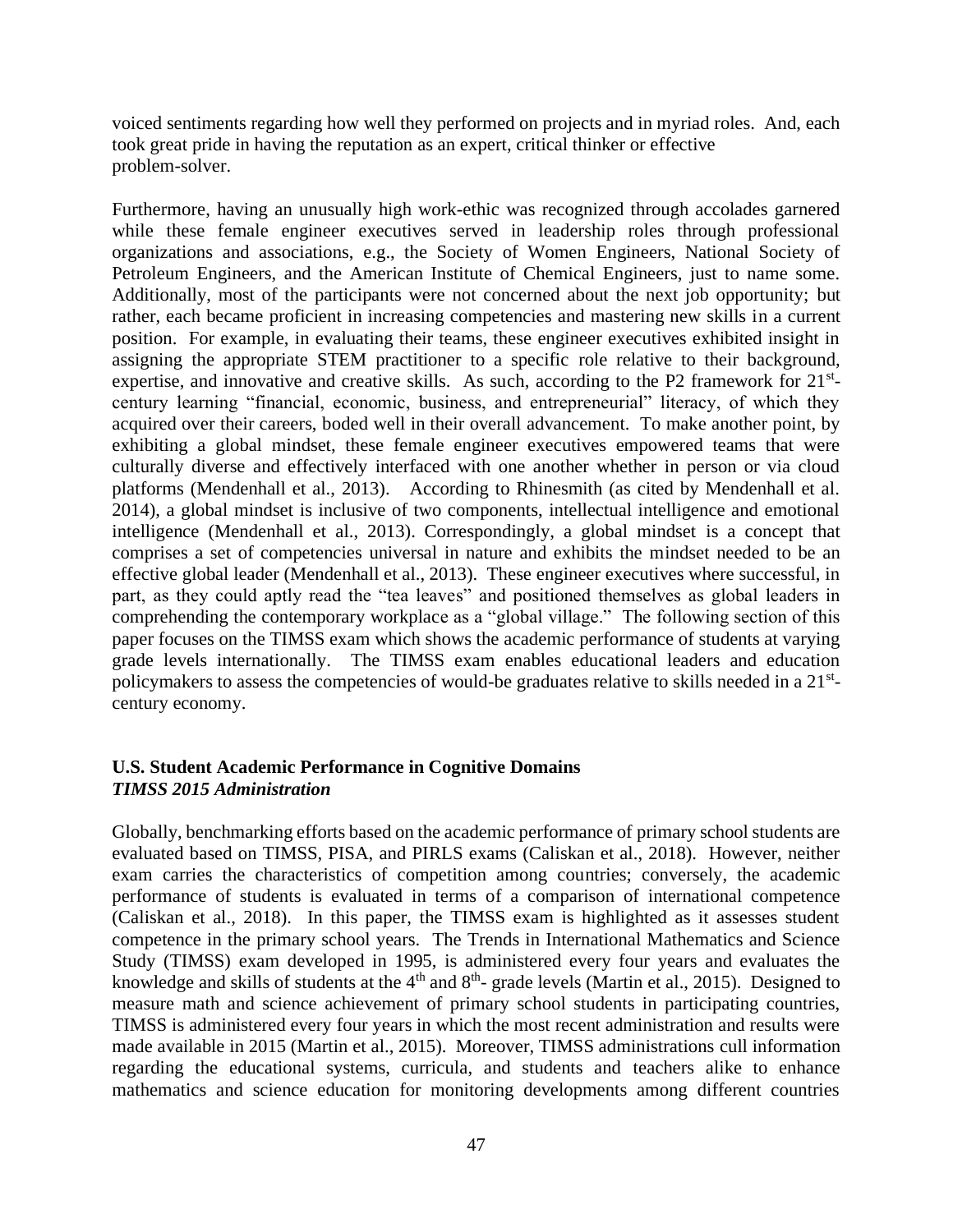voiced sentiments regarding how well they performed on projects and in myriad roles. And, each took great pride in having the reputation as an expert, critical thinker or effective problem-solver.

Furthermore, having an unusually high work-ethic was recognized through accolades garnered while these female engineer executives served in leadership roles through professional organizations and associations, e.g., the Society of Women Engineers, National Society of Petroleum Engineers, and the American Institute of Chemical Engineers, just to name some. Additionally, most of the participants were not concerned about the next job opportunity; but rather, each became proficient in increasing competencies and mastering new skills in a current position. For example, in evaluating their teams, these engineer executives exhibited insight in assigning the appropriate STEM practitioner to a specific role relative to their background, expertise, and innovative and creative skills. As such, according to the P2 framework for 21st-century learning "financial, economic, business, and entrepreneurial" literacy, of which they acquired over their careers, boded well in their overall advancement. To make another point, by exhibiting a global mindset, these female engineer executives empowered teams that were culturally diverse and effectively interfaced with one another whether in person or via cloud platforms (Mendenhall et al., 2013). According to Rhinesmith (as cited by Mendenhall et al. 2014), a global mindset is inclusive of two components, intellectual intelligence and emotional intelligence (Mendenhall et al., 2013). Correspondingly, a global mindset is a concept that comprises a set of competencies universal in nature and exhibits the mindset needed to be an effective global leader (Mendenhall et al., 2013). These engineer executives where successful, in part, as they could aptly read the "tea leaves" and positioned themselves as global leaders in comprehending the contemporary workplace as a "global village." The following section of this paper focuses on the TIMSS exam which shows the academic performance of students at varying grade levels internationally. The TIMSS exam enables educational leaders and education policymakers to assess the competencies of would-be graduates relative to skills needed in a 21st-century economy.

### U.S. Student Academic Performance in Cognitive Domains

***TIMSS 2015 Administration***

Globally, benchmarking efforts based on the academic performance of primary school students are evaluated based on TIMSS, PISA, and PIRLS exams (Caliskan et al., 2018). However, neither exam carries the characteristics of competition among countries; conversely, the academic performance of students is evaluated in terms of a comparison of international competence (Caliskan et al., 2018). In this paper, the TIMSS exam is highlighted as it assesses student competence in the primary school years. The Trends in International Mathematics and Science Study (TIMSS) exam developed in 1995, is administered every four years and evaluates the knowledge and skills of students at the 4th and 8th- grade levels (Martin et al., 2015). Designed to measure math and science achievement of primary school students in participating countries, TIMSS is administered every four years in which the most recent administration and results were made available in 2015 (Martin et al., 2015). Moreover, TIMSS administrations cull information regarding the educational systems, curricula, and students and teachers alike to enhance mathematics and science education for monitoring developments among different countries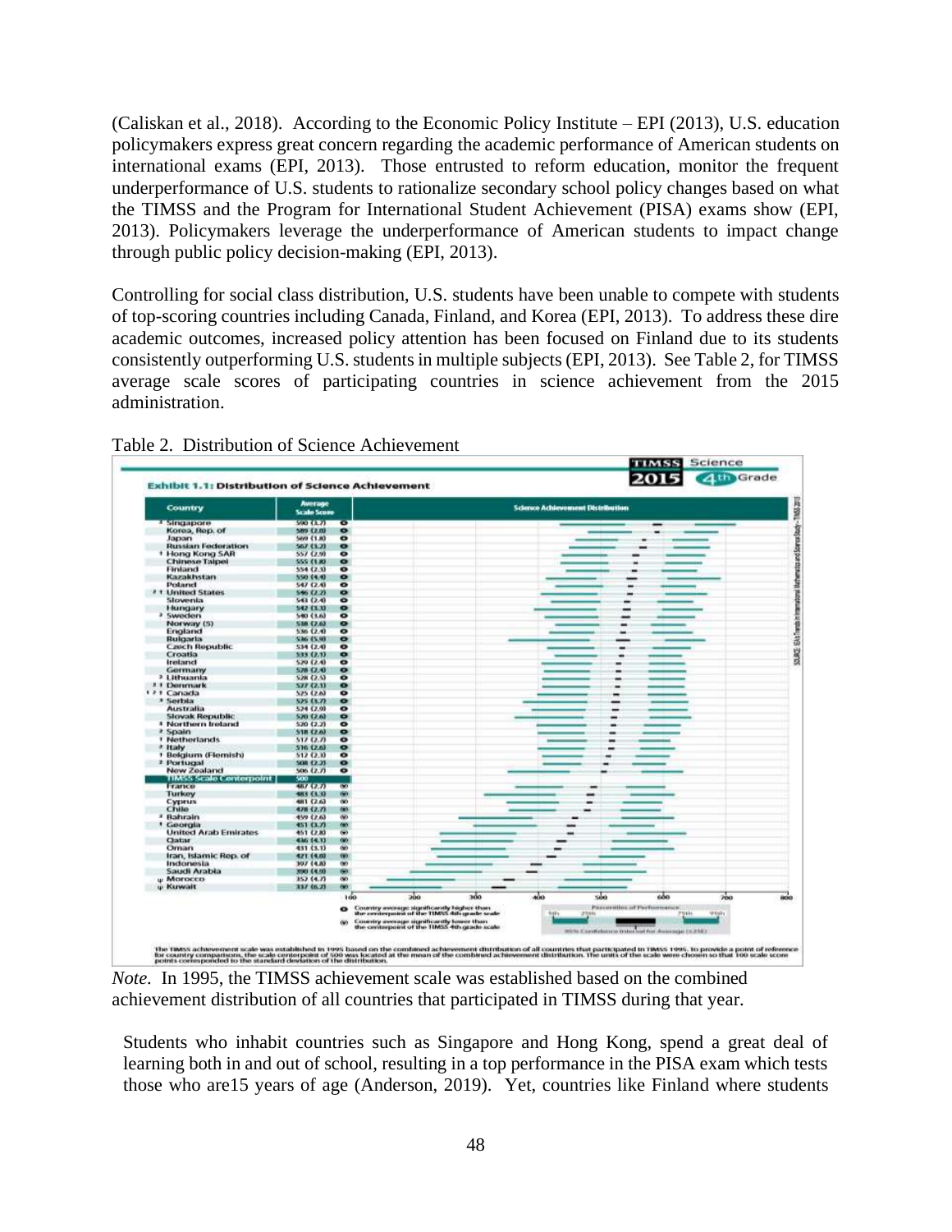(Caliskan et al., 2018). According to the Economic Policy Institute – EPI (2013), U.S. education policymakers express great concern regarding the academic performance of American students on international exams (EPI, 2013). Those entrusted to reform education, monitor the frequent underperformance of U.S. students to rationalize secondary school policy changes based on what the TIMSS and the Program for International Student Achievement (PISA) exams show (EPI, 2013). Policymakers leverage the underperformance of American students to impact change through public policy decision-making (EPI, 2013).

Controlling for social class distribution, U.S. students have been unable to compete with students of top-scoring countries including Canada, Finland, and Korea (EPI, 2013). To address these dire academic outcomes, increased policy attention has been focused on Finland due to its students consistently outperforming U.S. students in multiple subjects (EPI, 2013). See Table 2, for TIMSS average scale scores of participating countries in science achievement from the 2015 administration.

Table 2. Distribution of Science Achievement

**Exhibit 1.1: Distribution of Science Achievement** — TIMSS 2015 Science 4th Grade

| Country | Average Scale Score |
|---|---|
| Singapore | 590 (3.7) |
| Korea, Rep. of | 589 (2.0) |
| Japan | 569 (1.8) |
| Russian Federation | 567 (3.2) |
| Hong Kong SAR | 557 (2.9) |
| Chinese Taipei | 555 (1.8) |
| Finland | 554 (2.3) |
| Kazakhstan | 550 (4.4) |
| Poland | 547 (2.4) |
| United States | 546 (2.2) |
| Slovenia | 543 (2.4) |
| Hungary | 542 (3.3) |
| Sweden | 540 (3.6) |
| Norway (5) | 538 (2.6) |
| England | 536 (2.4) |
| Bulgaria | 536 (5.9) |
| Czech Republic | 534 (2.4) |
| Croatia | 533 (2.1) |
| Ireland | 529 (2.4) |
| Germany | 528 (2.4) |
| Lithuania | 528 (2.5) |
| Denmark | 527 (2.1) |
| Canada | 525 (2.6) |
| Serbia | 525 (3.7) |
| Australia | 524 (2.9) |
| Slovak Republic | 520 (2.6) |
| Northern Ireland | 520 (2.2) |
| Spain | 518 (2.6) |
| Netherlands | 517 (2.7) |
| Italy | 516 (2.6) |
| Belgium (Flemish) | 512 (2.3) |
| Portugal | 508 (2.2) |
| New Zealand | 506 (2.7) |
| TIMSS Scale Centerpoint | 500 |
| France | 487 (2.7) |
| Turkey | 483 (3.3) |
| Cyprus | 481 (2.6) |
| Chile | 478 (2.7) |
| Bahrain | 459 (2.6) |
| Georgia | 451 (3.7) |
| United Arab Emirates | 451 (2.8) |
| Qatar | 436 (4.1) |
| Oman | 431 (3.1) |
| Iran, Islamic Rep. of | 421 (4.0) |
| Indonesia | 397 (4.8) |
| Saudi Arabia | 390 (4.9) |
| Morocco | 352 (4.7) |
| Kuwait | 337 (6.2) |

*Note.* In 1995, the TIMSS achievement scale was established based on the combined achievement distribution of all countries that participated in TIMSS during that year.

Students who inhabit countries such as Singapore and Hong Kong, spend a great deal of learning both in and out of school, resulting in a top performance in the PISA exam which tests those who are15 years of age (Anderson, 2019). Yet, countries like Finland where students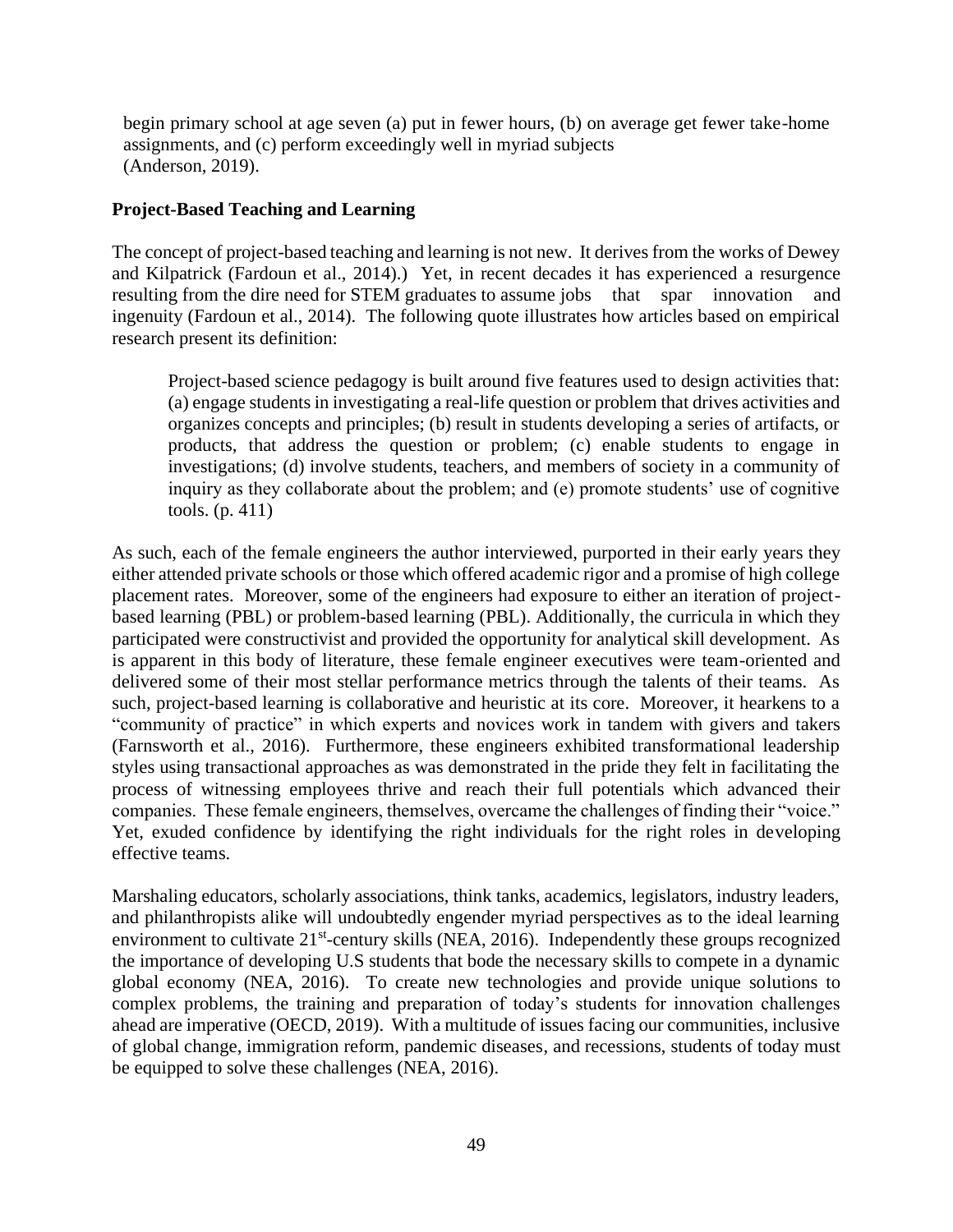begin primary school at age seven (a) put in fewer hours, (b) on average get fewer take-home assignments, and (c) perform exceedingly well in myriad subjects (Anderson, 2019).

**Project-Based Teaching and Learning**

The concept of project-based teaching and learning is not new. It derives from the works of Dewey and Kilpatrick (Fardoun et al., 2014).) Yet, in recent decades it has experienced a resurgence resulting from the dire need for STEM graduates to assume jobs that spar innovation and ingenuity (Fardoun et al., 2014). The following quote illustrates how articles based on empirical research present its definition:

> Project-based science pedagogy is built around five features used to design activities that: (a) engage students in investigating a real-life question or problem that drives activities and organizes concepts and principles; (b) result in students developing a series of artifacts, or products, that address the question or problem; (c) enable students to engage in investigations; (d) involve students, teachers, and members of society in a community of inquiry as they collaborate about the problem; and (e) promote students' use of cognitive tools. (p. 411)

As such, each of the female engineers the author interviewed, purported in their early years they either attended private schools or those which offered academic rigor and a promise of high college placement rates. Moreover, some of the engineers had exposure to either an iteration of project-based learning (PBL) or problem-based learning (PBL). Additionally, the curricula in which they participated were constructivist and provided the opportunity for analytical skill development. As is apparent in this body of literature, these female engineer executives were team-oriented and delivered some of their most stellar performance metrics through the talents of their teams. As such, project-based learning is collaborative and heuristic at its core. Moreover, it hearkens to a "community of practice" in which experts and novices work in tandem with givers and takers (Farnsworth et al., 2016). Furthermore, these engineers exhibited transformational leadership styles using transactional approaches as was demonstrated in the pride they felt in facilitating the process of witnessing employees thrive and reach their full potentials which advanced their companies. These female engineers, themselves, overcame the challenges of finding their "voice." Yet, exuded confidence by identifying the right individuals for the right roles in developing effective teams.

Marshaling educators, scholarly associations, think tanks, academics, legislators, industry leaders, and philanthropists alike will undoubtedly engender myriad perspectives as to the ideal learning environment to cultivate 21st-century skills (NEA, 2016). Independently these groups recognized the importance of developing U.S students that bode the necessary skills to compete in a dynamic global economy (NEA, 2016). To create new technologies and provide unique solutions to complex problems, the training and preparation of today's students for innovation challenges ahead are imperative (OECD, 2019). With a multitude of issues facing our communities, inclusive of global change, immigration reform, pandemic diseases, and recessions, students of today must be equipped to solve these challenges (NEA, 2016).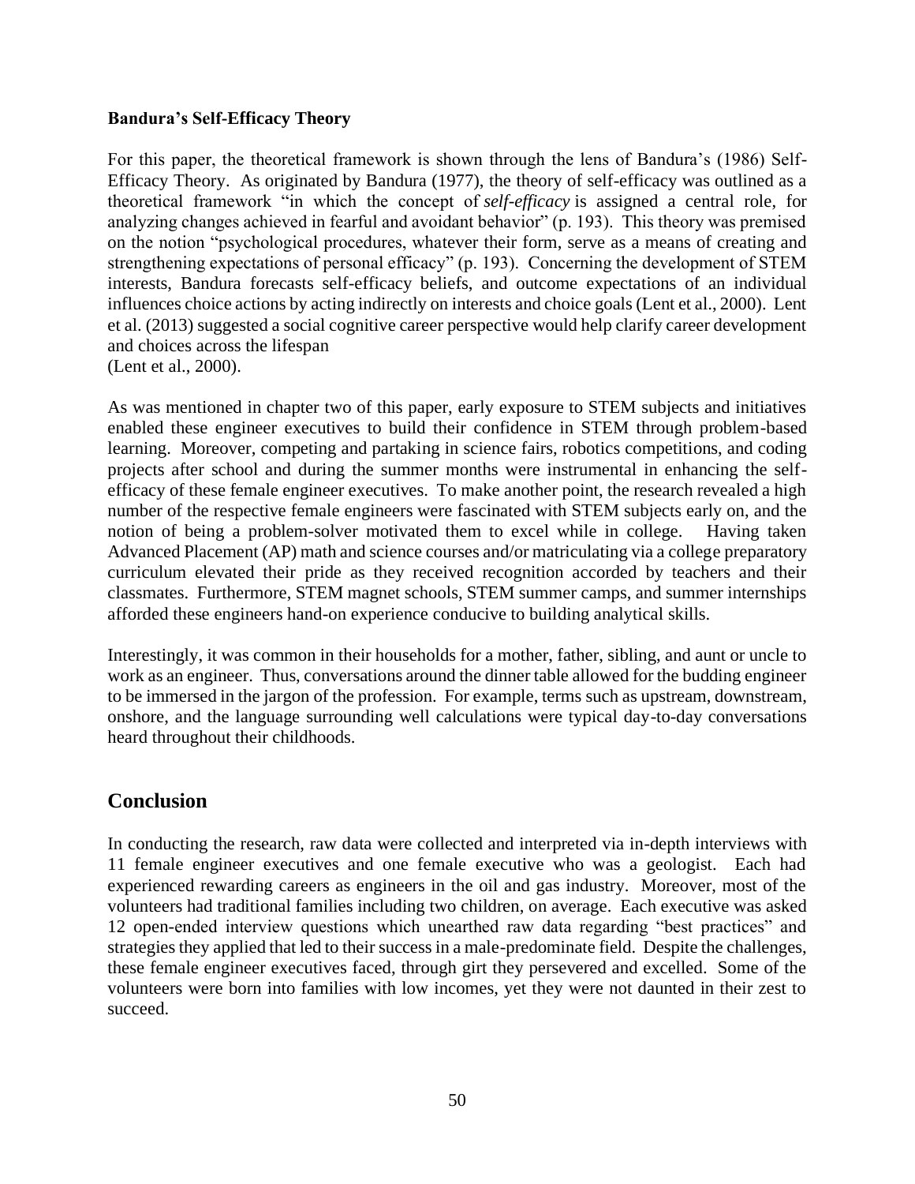**Bandura's Self-Efficacy Theory**

For this paper, the theoretical framework is shown through the lens of Bandura's (1986) Self-Efficacy Theory. As originated by Bandura (1977), the theory of self-efficacy was outlined as a theoretical framework "in which the concept of *self-efficacy* is assigned a central role, for analyzing changes achieved in fearful and avoidant behavior" (p. 193). This theory was premised on the notion "psychological procedures, whatever their form, serve as a means of creating and strengthening expectations of personal efficacy" (p. 193). Concerning the development of STEM interests, Bandura forecasts self-efficacy beliefs, and outcome expectations of an individual influences choice actions by acting indirectly on interests and choice goals (Lent et al., 2000). Lent et al. (2013) suggested a social cognitive career perspective would help clarify career development and choices across the lifespan
(Lent et al., 2000).

As was mentioned in chapter two of this paper, early exposure to STEM subjects and initiatives enabled these engineer executives to build their confidence in STEM through problem-based learning. Moreover, competing and partaking in science fairs, robotics competitions, and coding projects after school and during the summer months were instrumental in enhancing the self-efficacy of these female engineer executives. To make another point, the research revealed a high number of the respective female engineers were fascinated with STEM subjects early on, and the notion of being a problem-solver motivated them to excel while in college. Having taken Advanced Placement (AP) math and science courses and/or matriculating via a college preparatory curriculum elevated their pride as they received recognition accorded by teachers and their classmates. Furthermore, STEM magnet schools, STEM summer camps, and summer internships afforded these engineers hand-on experience conducive to building analytical skills.

Interestingly, it was common in their households for a mother, father, sibling, and aunt or uncle to work as an engineer. Thus, conversations around the dinner table allowed for the budding engineer to be immersed in the jargon of the profession. For example, terms such as upstream, downstream, onshore, and the language surrounding well calculations were typical day-to-day conversations heard throughout their childhoods.

## Conclusion

In conducting the research, raw data were collected and interpreted via in-depth interviews with 11 female engineer executives and one female executive who was a geologist. Each had experienced rewarding careers as engineers in the oil and gas industry. Moreover, most of the volunteers had traditional families including two children, on average. Each executive was asked 12 open-ended interview questions which unearthed raw data regarding "best practices" and strategies they applied that led to their success in a male-predominate field. Despite the challenges, these female engineer executives faced, through girt they persevered and excelled. Some of the volunteers were born into families with low incomes, yet they were not daunted in their zest to succeed.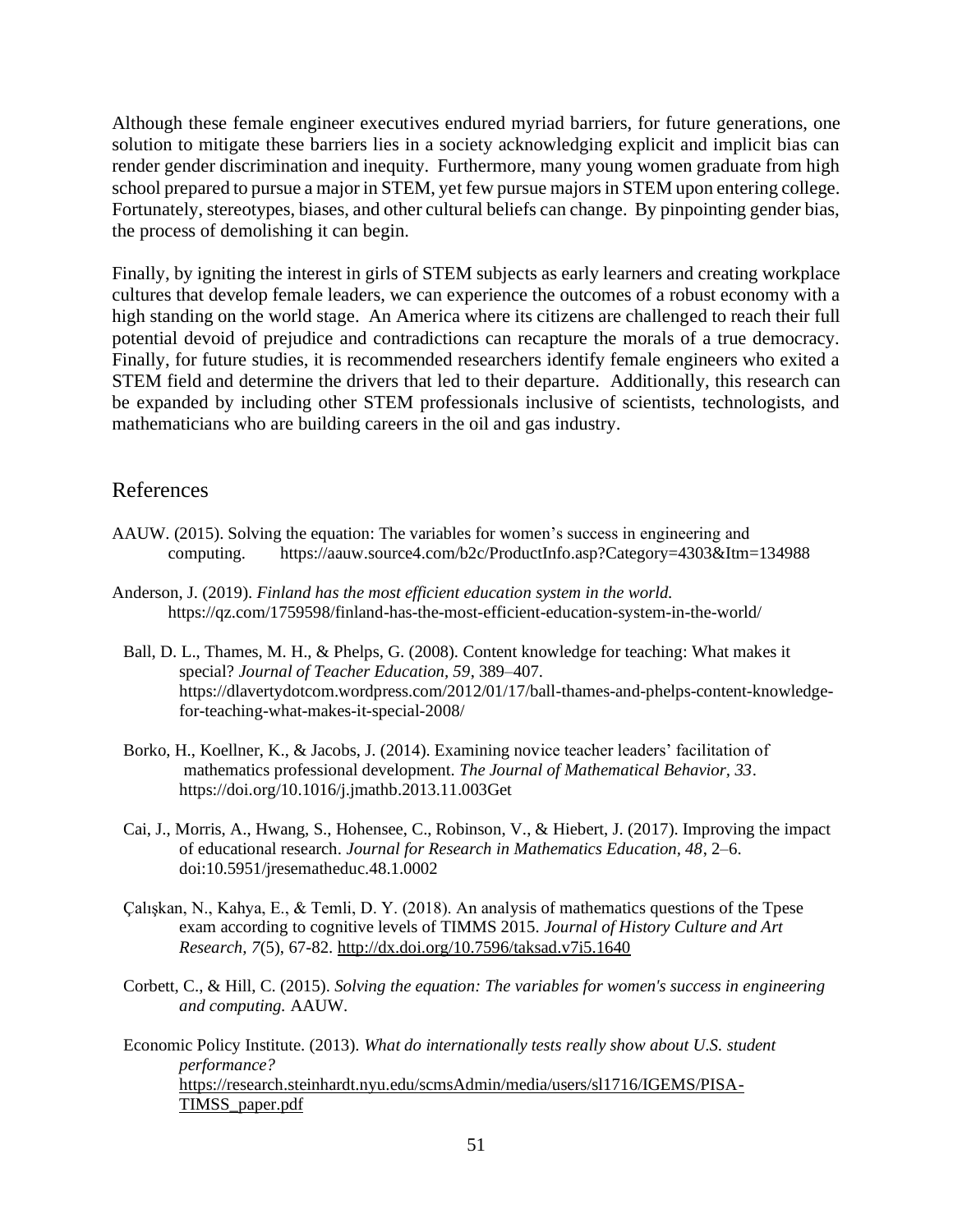Although these female engineer executives endured myriad barriers, for future generations, one solution to mitigate these barriers lies in a society acknowledging explicit and implicit bias can render gender discrimination and inequity. Furthermore, many young women graduate from high school prepared to pursue a major in STEM, yet few pursue majors in STEM upon entering college. Fortunately, stereotypes, biases, and other cultural beliefs can change. By pinpointing gender bias, the process of demolishing it can begin.

Finally, by igniting the interest in girls of STEM subjects as early learners and creating workplace cultures that develop female leaders, we can experience the outcomes of a robust economy with a high standing on the world stage. An America where its citizens are challenged to reach their full potential devoid of prejudice and contradictions can recapture the morals of a true democracy. Finally, for future studies, it is recommended researchers identify female engineers who exited a STEM field and determine the drivers that led to their departure. Additionally, this research can be expanded by including other STEM professionals inclusive of scientists, technologists, and mathematicians who are building careers in the oil and gas industry.

## References

AAUW. (2015). Solving the equation: The variables for women's success in engineering and computing. https://aauw.source4.com/b2c/ProductInfo.asp?Category=4303&Itm=134988

Anderson, J. (2019). *Finland has the most efficient education system in the world.* https://qz.com/1759598/finland-has-the-most-efficient-education-system-in-the-world/

Ball, D. L., Thames, M. H., & Phelps, G. (2008). Content knowledge for teaching: What makes it special? *Journal of Teacher Education, 59*, 389–407. https://dlavertydotcom.wordpress.com/2012/01/17/ball-thames-and-phelps-content-knowledge-for-teaching-what-makes-it-special-2008/

Borko, H., Koellner, K., & Jacobs, J. (2014). Examining novice teacher leaders' facilitation of mathematics professional development. *The Journal of Mathematical Behavior, 33*. https://doi.org/10.1016/j.jmathb.2013.11.003Get

Cai, J., Morris, A., Hwang, S., Hohensee, C., Robinson, V., & Hiebert, J. (2017). Improving the impact of educational research. *Journal for Research in Mathematics Education, 48*, 2–6. doi:10.5951/jresematheduc.48.1.0002

Çalışkan, N., Kahya, E., & Temli, D. Y. (2018). An analysis of mathematics questions of the Tpese exam according to cognitive levels of TIMMS 2015. *Journal of History Culture and Art Research, 7*(5), 67-82. http://dx.doi.org/10.7596/taksad.v7i5.1640

Corbett, C., & Hill, C. (2015). *Solving the equation: The variables for women's success in engineering and computing.* AAUW.

Economic Policy Institute. (2013). *What do internationally tests really show about U.S. student performance?* https://research.steinhardt.nyu.edu/scmsAdmin/media/users/sl1716/IGEMS/PISA-TIMSS_paper.pdf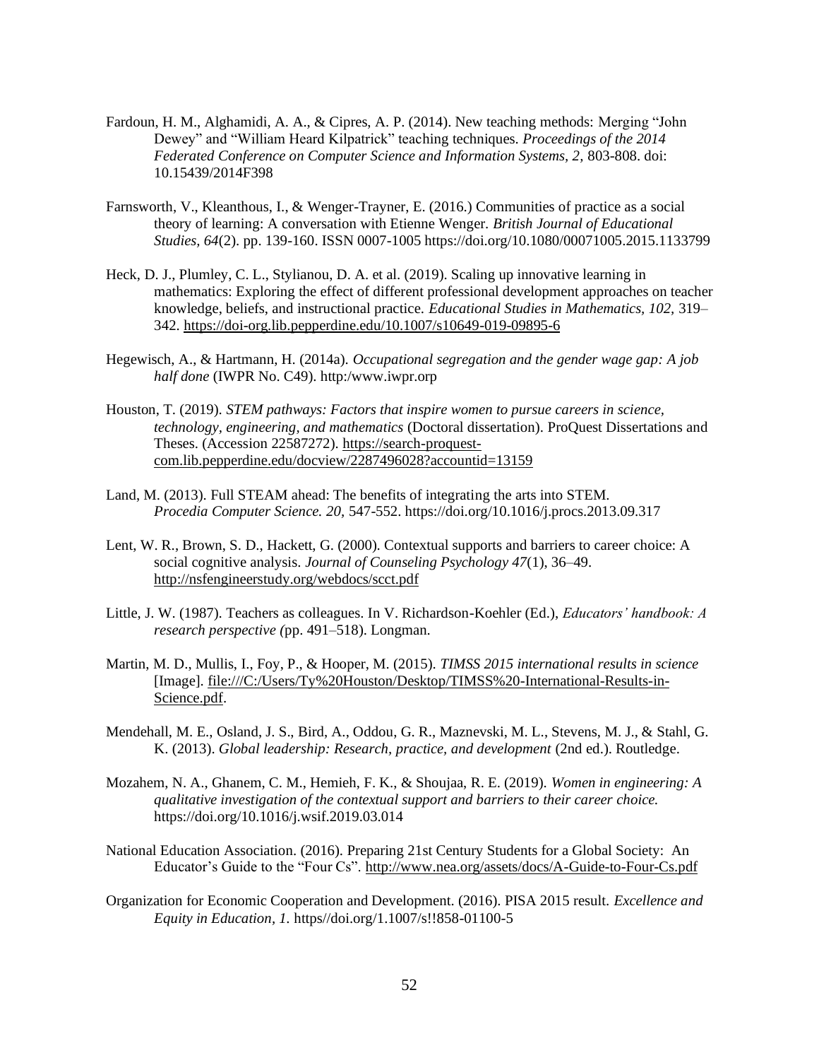Fardoun, H. M., Alghamidi, A. A., & Cipres, A. P. (2014). New teaching methods: Merging "John Dewey" and "William Heard Kilpatrick" teaching techniques. *Proceedings of the 2014 Federated Conference on Computer Science and Information Systems, 2,* 803-808. doi: 10.15439/2014F398

Farnsworth, V., Kleanthous, I., & Wenger-Trayner, E. (2016.) Communities of practice as a social theory of learning: A conversation with Etienne Wenger. *British Journal of Educational Studies, 64*(2). pp. 139-160. ISSN 0007-1005 https://doi.org/10.1080/00071005.2015.1133799

Heck, D. J., Plumley, C. L., Stylianou, D. A. et al. (2019). Scaling up innovative learning in mathematics: Exploring the effect of different professional development approaches on teacher knowledge, beliefs, and instructional practice. *Educational Studies in Mathematics, 102,* 319–342. https://doi-org.lib.pepperdine.edu/10.1007/s10649-019-09895-6

Hegewisch, A., & Hartmann, H. (2014a). *Occupational segregation and the gender wage gap: A job half done* (IWPR No. C49). http:/www.iwpr.orp

Houston, T. (2019). *STEM pathways: Factors that inspire women to pursue careers in science, technology, engineering, and mathematics* (Doctoral dissertation). ProQuest Dissertations and Theses. (Accession 22587272). https://search-proquest-com.lib.pepperdine.edu/docview/2287496028?accountid=13159

Land, M. (2013). Full STEAM ahead: The benefits of integrating the arts into STEM. *Procedia Computer Science. 20,* 547-552. https://doi.org/10.1016/j.procs.2013.09.317

Lent, W. R., Brown, S. D., Hackett, G. (2000). Contextual supports and barriers to career choice: A social cognitive analysis. *Journal of Counseling Psychology 47*(1), 36–49. http://nsfengineerstudy.org/webdocs/scct.pdf

Little, J. W. (1987). Teachers as colleagues. In V. Richardson-Koehler (Ed.), *Educators' handbook: A research perspective (*pp. 491–518). Longman.

Martin, M. D., Mullis, I., Foy, P., & Hooper, M. (2015). *TIMSS 2015 international results in science* [Image]. file:///C:/Users/Ty%20Houston/Desktop/TIMSS%20-International-Results-in-Science.pdf.

Mendehall, M. E., Osland, J. S., Bird, A., Oddou, G. R., Maznevski, M. L., Stevens, M. J., & Stahl, G. K. (2013). *Global leadership: Research, practice, and development* (2nd ed.). Routledge.

Mozahem, N. A., Ghanem, C. M., Hemieh, F. K., & Shoujaa, R. E. (2019). *Women in engineering: A qualitative investigation of the contextual support and barriers to their career choice.* https://doi.org/10.1016/j.wsif.2019.03.014

National Education Association. (2016). Preparing 21st Century Students for a Global Society: An Educator's Guide to the "Four Cs". http://www.nea.org/assets/docs/A-Guide-to-Four-Cs.pdf

Organization for Economic Cooperation and Development. (2016). PISA 2015 result. *Excellence and Equity in Education, 1.* https//doi.org/1.1007/s!!858-01100-5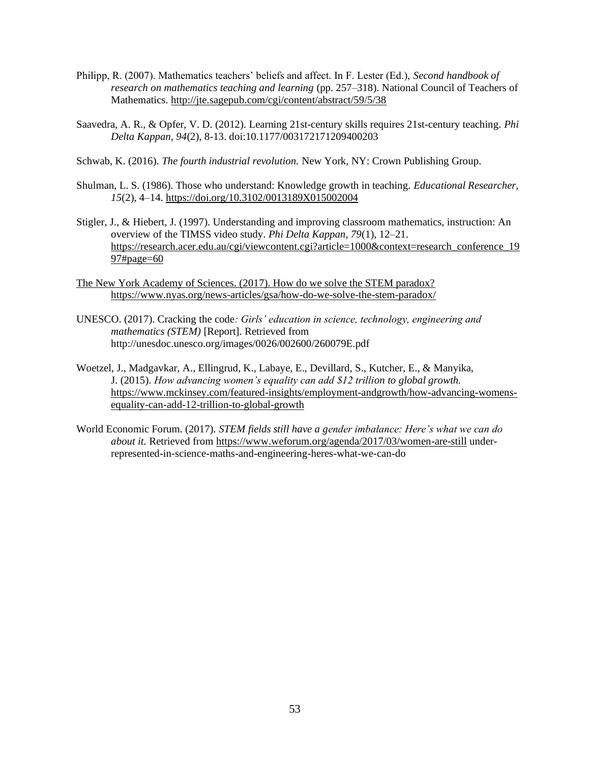Philipp, R. (2007). Mathematics teachers' beliefs and affect. In F. Lester (Ed.), *Second handbook of research on mathematics teaching and learning* (pp. 257–318). National Council of Teachers of Mathematics. http://jte.sagepub.com/cgi/content/abstract/59/5/38

Saavedra, A. R., & Opfer, V. D. (2012). Learning 21st-century skills requires 21st-century teaching. *Phi Delta Kappan, 94*(2), 8-13. doi:10.1177/003172171209400203

Schwab, K. (2016). *The fourth industrial revolution.* New York, NY: Crown Publishing Group.

Shulman, L. S. (1986). Those who understand: Knowledge growth in teaching. *Educational Researcher, 15*(2), 4–14. https://doi.org/10.3102/0013189X015002004

Stigler, J., & Hiebert, J. (1997). Understanding and improving classroom mathematics, instruction: An overview of the TIMSS video study. *Phi Delta Kappan, 79*(1), 12–21. https://research.acer.edu.au/cgi/viewcontent.cgi?article=1000&context=research_conference_1997#page=60

The New York Academy of Sciences. (2017). How do we solve the STEM paradox? https://www.nyas.org/news-articles/gsa/how-do-we-solve-the-stem-paradox/

UNESCO. (2017). Cracking the code*: Girls' education in science, technology, engineering and mathematics (STEM)* [Report]. Retrieved from http://unesdoc.unesco.org/images/0026/002600/260079E.pdf

Woetzel, J., Madgavkar, A., Ellingrud, K., Labaye, E., Devillard, S., Kutcher, E., & Manyika, J. (2015). *How advancing women's equality can add $12 trillion to global growth.* https://www.mckinsey.com/featured-insights/employment-andgrowth/how-advancing-womens-equality-can-add-12-trillion-to-global-growth

World Economic Forum. (2017). *STEM fields still have a gender imbalance: Here's what we can do about it.* Retrieved from https://www.weforum.org/agenda/2017/03/women-are-still under-represented-in-science-maths-and-engineering-heres-what-we-can-do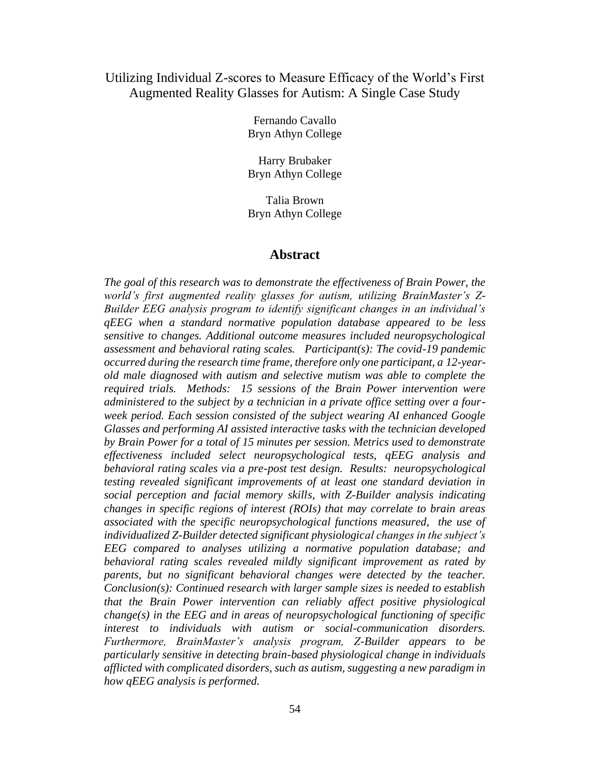# Utilizing Individual Z-scores to Measure Efficacy of the World's First Augmented Reality Glasses for Autism: A Single Case Study

Fernando Cavallo
Bryn Athyn College

Harry Brubaker
Bryn Athyn College

Talia Brown
Bryn Athyn College

## Abstract

*The goal of this research was to demonstrate the effectiveness of Brain Power, the world's first augmented reality glasses for autism, utilizing BrainMaster's Z-Builder EEG analysis program to identify significant changes in an individual's qEEG when a standard normative population database appeared to be less sensitive to changes. Additional outcome measures included neuropsychological assessment and behavioral rating scales. Participant(s): The covid-19 pandemic occurred during the research time frame, therefore only one participant, a 12-year-old male diagnosed with autism and selective mutism was able to complete the required trials. Methods: 15 sessions of the Brain Power intervention were administered to the subject by a technician in a private office setting over a four-week period. Each session consisted of the subject wearing AI enhanced Google Glasses and performing AI assisted interactive tasks with the technician developed by Brain Power for a total of 15 minutes per session. Metrics used to demonstrate effectiveness included select neuropsychological tests, qEEG analysis and behavioral rating scales via a pre-post test design. Results: neuropsychological testing revealed significant improvements of at least one standard deviation in social perception and facial memory skills, with Z-Builder analysis indicating changes in specific regions of interest (ROIs) that may correlate to brain areas associated with the specific neuropsychological functions measured, the use of individualized Z-Builder detected significant physiological changes in the subject's EEG compared to analyses utilizing a normative population database; and behavioral rating scales revealed mildly significant improvement as rated by parents, but no significant behavioral changes were detected by the teacher. Conclusion(s): Continued research with larger sample sizes is needed to establish that the Brain Power intervention can reliably affect positive physiological change(s) in the EEG and in areas of neuropsychological functioning of specific interest to individuals with autism or social-communication disorders. Furthermore, BrainMaster's analysis program, Z-Builder appears to be particularly sensitive in detecting brain-based physiological change in individuals afflicted with complicated disorders, such as autism, suggesting a new paradigm in how qEEG analysis is performed.*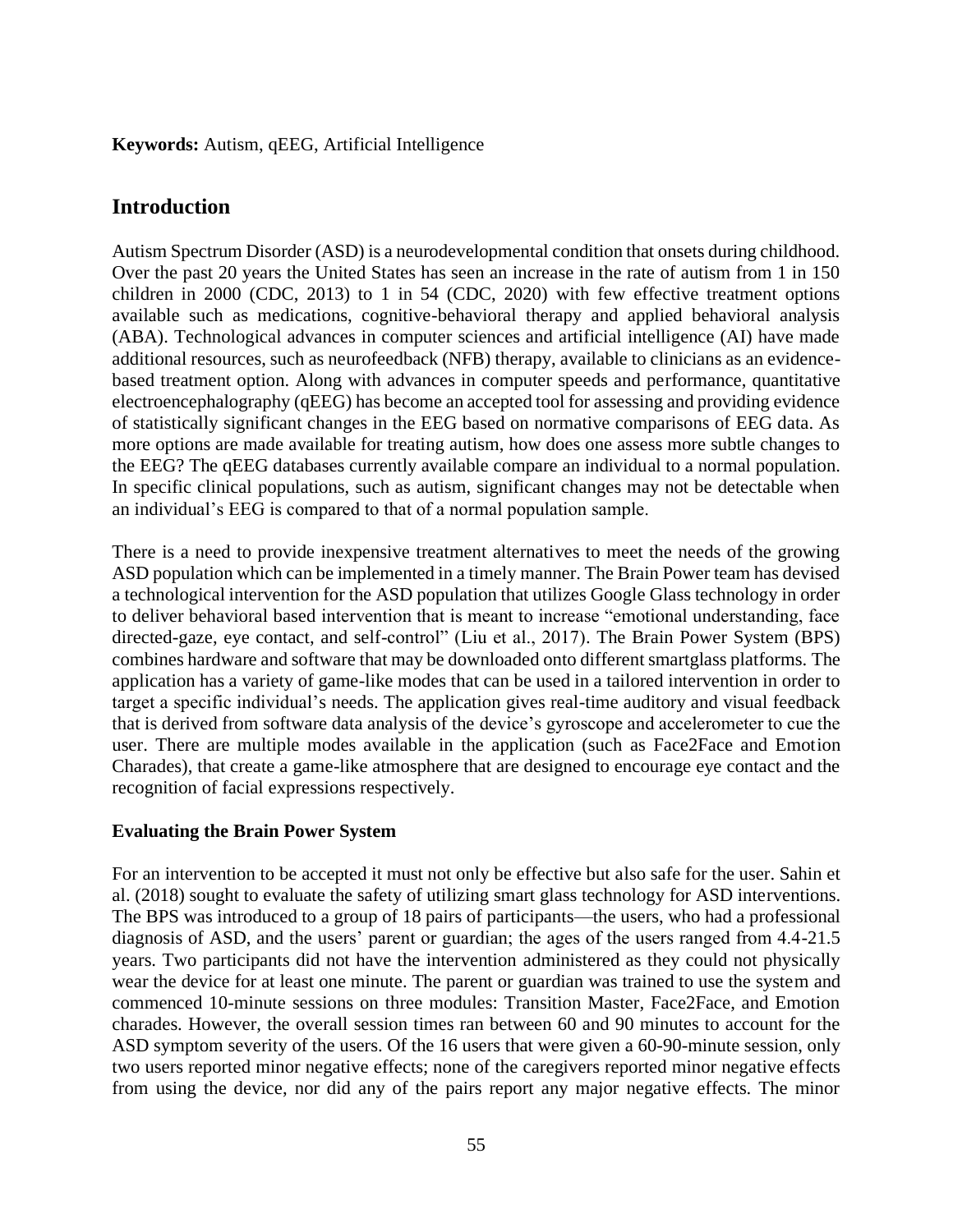**Keywords:** Autism, qEEG, Artificial Intelligence

## Introduction

Autism Spectrum Disorder (ASD) is a neurodevelopmental condition that onsets during childhood. Over the past 20 years the United States has seen an increase in the rate of autism from 1 in 150 children in 2000 (CDC, 2013) to 1 in 54 (CDC, 2020) with few effective treatment options available such as medications, cognitive-behavioral therapy and applied behavioral analysis (ABA). Technological advances in computer sciences and artificial intelligence (AI) have made additional resources, such as neurofeedback (NFB) therapy, available to clinicians as an evidence-based treatment option. Along with advances in computer speeds and performance, quantitative electroencephalography (qEEG) has become an accepted tool for assessing and providing evidence of statistically significant changes in the EEG based on normative comparisons of EEG data. As more options are made available for treating autism, how does one assess more subtle changes to the EEG? The qEEG databases currently available compare an individual to a normal population. In specific clinical populations, such as autism, significant changes may not be detectable when an individual's EEG is compared to that of a normal population sample.

There is a need to provide inexpensive treatment alternatives to meet the needs of the growing ASD population which can be implemented in a timely manner. The Brain Power team has devised a technological intervention for the ASD population that utilizes Google Glass technology in order to deliver behavioral based intervention that is meant to increase "emotional understanding, face directed-gaze, eye contact, and self-control" (Liu et al., 2017). The Brain Power System (BPS) combines hardware and software that may be downloaded onto different smartglass platforms. The application has a variety of game-like modes that can be used in a tailored intervention in order to target a specific individual's needs. The application gives real-time auditory and visual feedback that is derived from software data analysis of the device's gyroscope and accelerometer to cue the user. There are multiple modes available in the application (such as Face2Face and Emotion Charades), that create a game-like atmosphere that are designed to encourage eye contact and the recognition of facial expressions respectively.

### Evaluating the Brain Power System

For an intervention to be accepted it must not only be effective but also safe for the user. Sahin et al. (2018) sought to evaluate the safety of utilizing smart glass technology for ASD interventions. The BPS was introduced to a group of 18 pairs of participants—the users, who had a professional diagnosis of ASD, and the users' parent or guardian; the ages of the users ranged from 4.4-21.5 years. Two participants did not have the intervention administered as they could not physically wear the device for at least one minute. The parent or guardian was trained to use the system and commenced 10-minute sessions on three modules: Transition Master, Face2Face, and Emotion charades. However, the overall session times ran between 60 and 90 minutes to account for the ASD symptom severity of the users. Of the 16 users that were given a 60-90-minute session, only two users reported minor negative effects; none of the caregivers reported minor negative effects from using the device, nor did any of the pairs report any major negative effects. The minor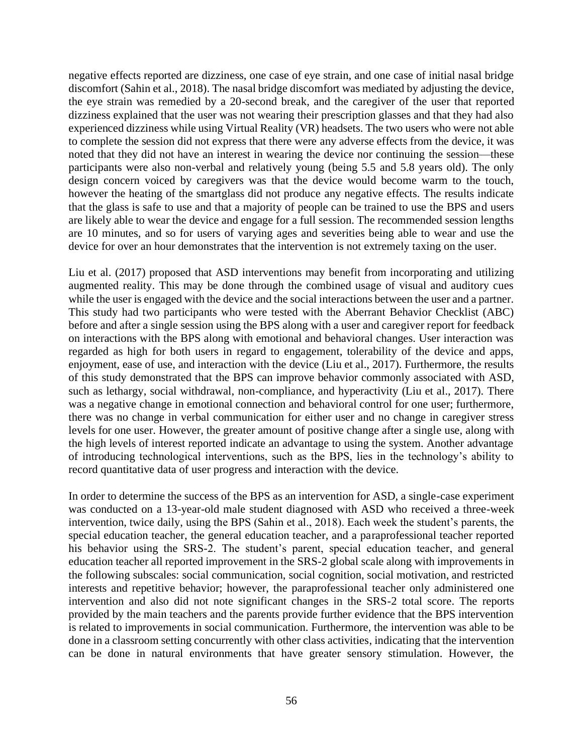negative effects reported are dizziness, one case of eye strain, and one case of initial nasal bridge discomfort (Sahin et al., 2018). The nasal bridge discomfort was mediated by adjusting the device, the eye strain was remedied by a 20-second break, and the caregiver of the user that reported dizziness explained that the user was not wearing their prescription glasses and that they had also experienced dizziness while using Virtual Reality (VR) headsets. The two users who were not able to complete the session did not express that there were any adverse effects from the device, it was noted that they did not have an interest in wearing the device nor continuing the session—these participants were also non-verbal and relatively young (being 5.5 and 5.8 years old). The only design concern voiced by caregivers was that the device would become warm to the touch, however the heating of the smartglass did not produce any negative effects. The results indicate that the glass is safe to use and that a majority of people can be trained to use the BPS and users are likely able to wear the device and engage for a full session. The recommended session lengths are 10 minutes, and so for users of varying ages and severities being able to wear and use the device for over an hour demonstrates that the intervention is not extremely taxing on the user.

Liu et al. (2017) proposed that ASD interventions may benefit from incorporating and utilizing augmented reality. This may be done through the combined usage of visual and auditory cues while the user is engaged with the device and the social interactions between the user and a partner. This study had two participants who were tested with the Aberrant Behavior Checklist (ABC) before and after a single session using the BPS along with a user and caregiver report for feedback on interactions with the BPS along with emotional and behavioral changes. User interaction was regarded as high for both users in regard to engagement, tolerability of the device and apps, enjoyment, ease of use, and interaction with the device (Liu et al., 2017). Furthermore, the results of this study demonstrated that the BPS can improve behavior commonly associated with ASD, such as lethargy, social withdrawal, non-compliance, and hyperactivity (Liu et al., 2017). There was a negative change in emotional connection and behavioral control for one user; furthermore, there was no change in verbal communication for either user and no change in caregiver stress levels for one user. However, the greater amount of positive change after a single use, along with the high levels of interest reported indicate an advantage to using the system. Another advantage of introducing technological interventions, such as the BPS, lies in the technology's ability to record quantitative data of user progress and interaction with the device.

In order to determine the success of the BPS as an intervention for ASD, a single-case experiment was conducted on a 13-year-old male student diagnosed with ASD who received a three-week intervention, twice daily, using the BPS (Sahin et al., 2018). Each week the student's parents, the special education teacher, the general education teacher, and a paraprofessional teacher reported his behavior using the SRS-2. The student's parent, special education teacher, and general education teacher all reported improvement in the SRS-2 global scale along with improvements in the following subscales: social communication, social cognition, social motivation, and restricted interests and repetitive behavior; however, the paraprofessional teacher only administered one intervention and also did not note significant changes in the SRS-2 total score. The reports provided by the main teachers and the parents provide further evidence that the BPS intervention is related to improvements in social communication. Furthermore, the intervention was able to be done in a classroom setting concurrently with other class activities, indicating that the intervention can be done in natural environments that have greater sensory stimulation. However, the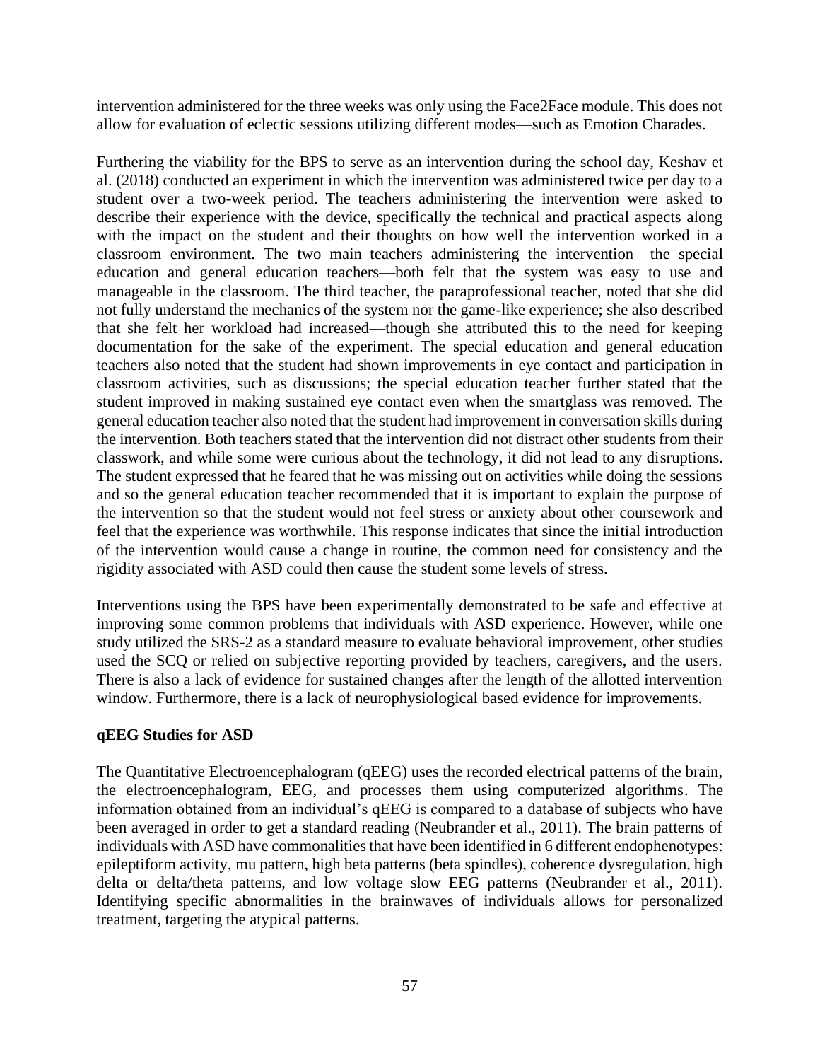intervention administered for the three weeks was only using the Face2Face module. This does not allow for evaluation of eclectic sessions utilizing different modes—such as Emotion Charades.

Furthering the viability for the BPS to serve as an intervention during the school day, Keshav et al. (2018) conducted an experiment in which the intervention was administered twice per day to a student over a two-week period. The teachers administering the intervention were asked to describe their experience with the device, specifically the technical and practical aspects along with the impact on the student and their thoughts on how well the intervention worked in a classroom environment. The two main teachers administering the intervention—the special education and general education teachers—both felt that the system was easy to use and manageable in the classroom. The third teacher, the paraprofessional teacher, noted that she did not fully understand the mechanics of the system nor the game-like experience; she also described that she felt her workload had increased—though she attributed this to the need for keeping documentation for the sake of the experiment. The special education and general education teachers also noted that the student had shown improvements in eye contact and participation in classroom activities, such as discussions; the special education teacher further stated that the student improved in making sustained eye contact even when the smartglass was removed. The general education teacher also noted that the student had improvement in conversation skills during the intervention. Both teachers stated that the intervention did not distract other students from their classwork, and while some were curious about the technology, it did not lead to any disruptions. The student expressed that he feared that he was missing out on activities while doing the sessions and so the general education teacher recommended that it is important to explain the purpose of the intervention so that the student would not feel stress or anxiety about other coursework and feel that the experience was worthwhile. This response indicates that since the initial introduction of the intervention would cause a change in routine, the common need for consistency and the rigidity associated with ASD could then cause the student some levels of stress.

Interventions using the BPS have been experimentally demonstrated to be safe and effective at improving some common problems that individuals with ASD experience. However, while one study utilized the SRS-2 as a standard measure to evaluate behavioral improvement, other studies used the SCQ or relied on subjective reporting provided by teachers, caregivers, and the users. There is also a lack of evidence for sustained changes after the length of the allotted intervention window. Furthermore, there is a lack of neurophysiological based evidence for improvements.

**qEEG Studies for ASD**

The Quantitative Electroencephalogram (qEEG) uses the recorded electrical patterns of the brain, the electroencephalogram, EEG, and processes them using computerized algorithms. The information obtained from an individual's qEEG is compared to a database of subjects who have been averaged in order to get a standard reading (Neubrander et al., 2011). The brain patterns of individuals with ASD have commonalities that have been identified in 6 different endophenotypes: epileptiform activity, mu pattern, high beta patterns (beta spindles), coherence dysregulation, high delta or delta/theta patterns, and low voltage slow EEG patterns (Neubrander et al., 2011). Identifying specific abnormalities in the brainwaves of individuals allows for personalized treatment, targeting the atypical patterns.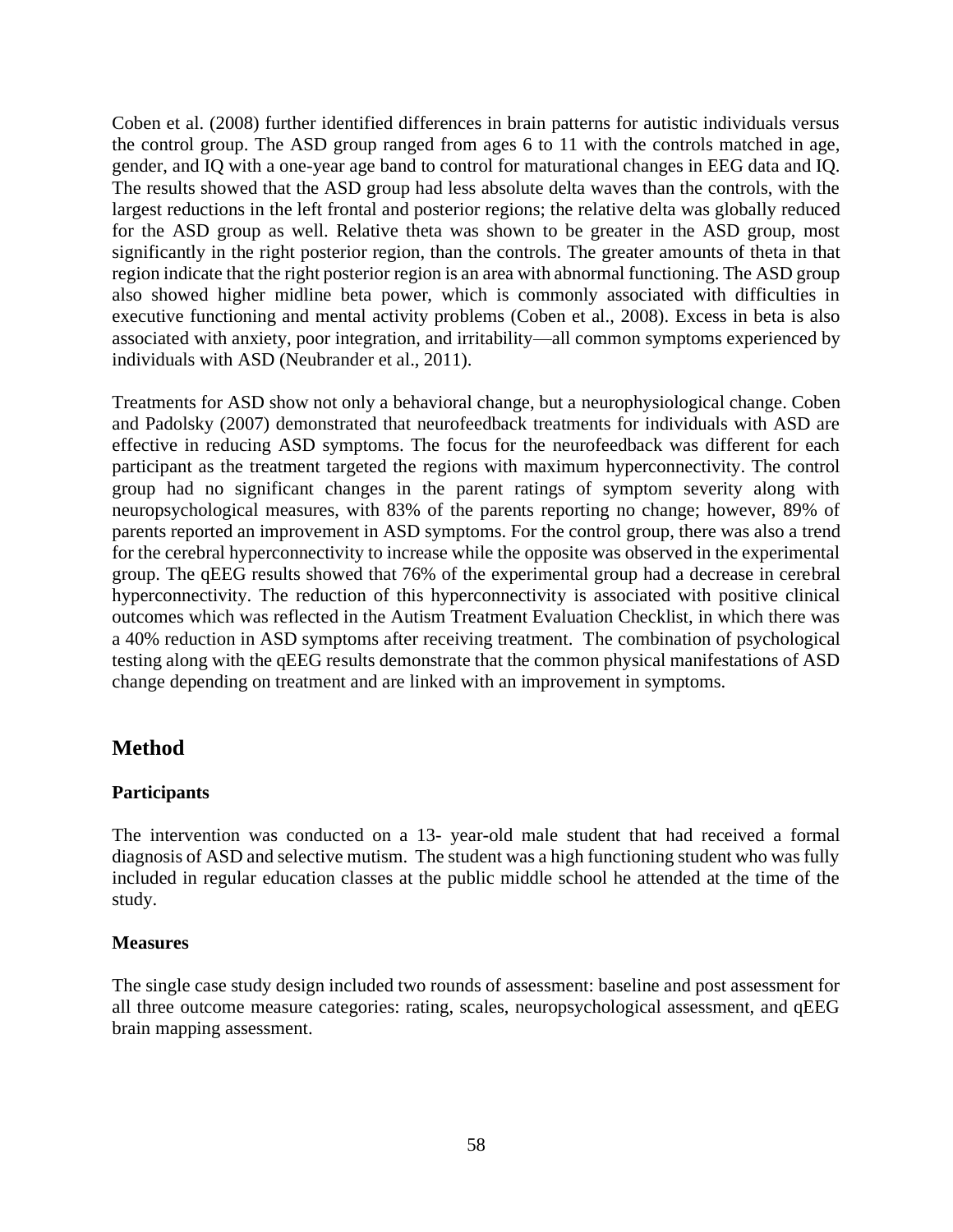Coben et al. (2008) further identified differences in brain patterns for autistic individuals versus the control group. The ASD group ranged from ages 6 to 11 with the controls matched in age, gender, and IQ with a one-year age band to control for maturational changes in EEG data and IQ. The results showed that the ASD group had less absolute delta waves than the controls, with the largest reductions in the left frontal and posterior regions; the relative delta was globally reduced for the ASD group as well. Relative theta was shown to be greater in the ASD group, most significantly in the right posterior region, than the controls. The greater amounts of theta in that region indicate that the right posterior region is an area with abnormal functioning. The ASD group also showed higher midline beta power, which is commonly associated with difficulties in executive functioning and mental activity problems (Coben et al., 2008). Excess in beta is also associated with anxiety, poor integration, and irritability—all common symptoms experienced by individuals with ASD (Neubrander et al., 2011).

Treatments for ASD show not only a behavioral change, but a neurophysiological change. Coben and Padolsky (2007) demonstrated that neurofeedback treatments for individuals with ASD are effective in reducing ASD symptoms. The focus for the neurofeedback was different for each participant as the treatment targeted the regions with maximum hyperconnectivity. The control group had no significant changes in the parent ratings of symptom severity along with neuropsychological measures, with 83% of the parents reporting no change; however, 89% of parents reported an improvement in ASD symptoms. For the control group, there was also a trend for the cerebral hyperconnectivity to increase while the opposite was observed in the experimental group. The qEEG results showed that 76% of the experimental group had a decrease in cerebral hyperconnectivity. The reduction of this hyperconnectivity is associated with positive clinical outcomes which was reflected in the Autism Treatment Evaluation Checklist, in which there was a 40% reduction in ASD symptoms after receiving treatment. The combination of psychological testing along with the qEEG results demonstrate that the common physical manifestations of ASD change depending on treatment and are linked with an improvement in symptoms.

## Method

### Participants

The intervention was conducted on a 13- year-old male student that had received a formal diagnosis of ASD and selective mutism. The student was a high functioning student who was fully included in regular education classes at the public middle school he attended at the time of the study.

### Measures

The single case study design included two rounds of assessment: baseline and post assessment for all three outcome measure categories: rating, scales, neuropsychological assessment, and qEEG brain mapping assessment.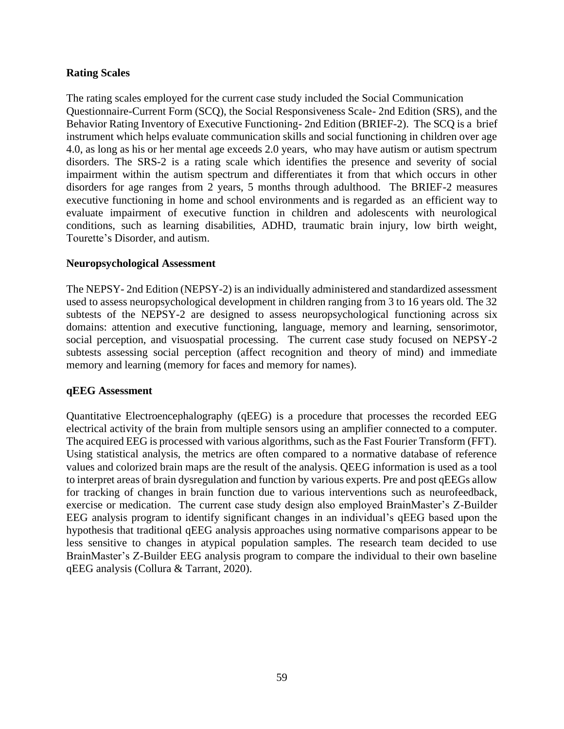### Rating Scales

The rating scales employed for the current case study included the Social Communication Questionnaire-Current Form (SCQ), the Social Responsiveness Scale- 2nd Edition (SRS), and the Behavior Rating Inventory of Executive Functioning- 2nd Edition (BRIEF-2). The SCQ is a brief instrument which helps evaluate communication skills and social functioning in children over age 4.0, as long as his or her mental age exceeds 2.0 years, who may have autism or autism spectrum disorders. The SRS-2 is a rating scale which identifies the presence and severity of social impairment within the autism spectrum and differentiates it from that which occurs in other disorders for age ranges from 2 years, 5 months through adulthood. The BRIEF-2 measures executive functioning in home and school environments and is regarded as an efficient way to evaluate impairment of executive function in children and adolescents with neurological conditions, such as learning disabilities, ADHD, traumatic brain injury, low birth weight, Tourette's Disorder, and autism.

### Neuropsychological Assessment

The NEPSY- 2nd Edition (NEPSY-2) is an individually administered and standardized assessment used to assess neuropsychological development in children ranging from 3 to 16 years old. The 32 subtests of the NEPSY-2 are designed to assess neuropsychological functioning across six domains: attention and executive functioning, language, memory and learning, sensorimotor, social perception, and visuospatial processing. The current case study focused on NEPSY-2 subtests assessing social perception (affect recognition and theory of mind) and immediate memory and learning (memory for faces and memory for names).

### qEEG Assessment

Quantitative Electroencephalography (qEEG) is a procedure that processes the recorded EEG electrical activity of the brain from multiple sensors using an amplifier connected to a computer. The acquired EEG is processed with various algorithms, such as the Fast Fourier Transform (FFT). Using statistical analysis, the metrics are often compared to a normative database of reference values and colorized brain maps are the result of the analysis. QEEG information is used as a tool to interpret areas of brain dysregulation and function by various experts. Pre and post qEEGs allow for tracking of changes in brain function due to various interventions such as neurofeedback, exercise or medication. The current case study design also employed BrainMaster's Z-Builder EEG analysis program to identify significant changes in an individual's qEEG based upon the hypothesis that traditional qEEG analysis approaches using normative comparisons appear to be less sensitive to changes in atypical population samples. The research team decided to use BrainMaster's Z-Builder EEG analysis program to compare the individual to their own baseline qEEG analysis (Collura & Tarrant, 2020).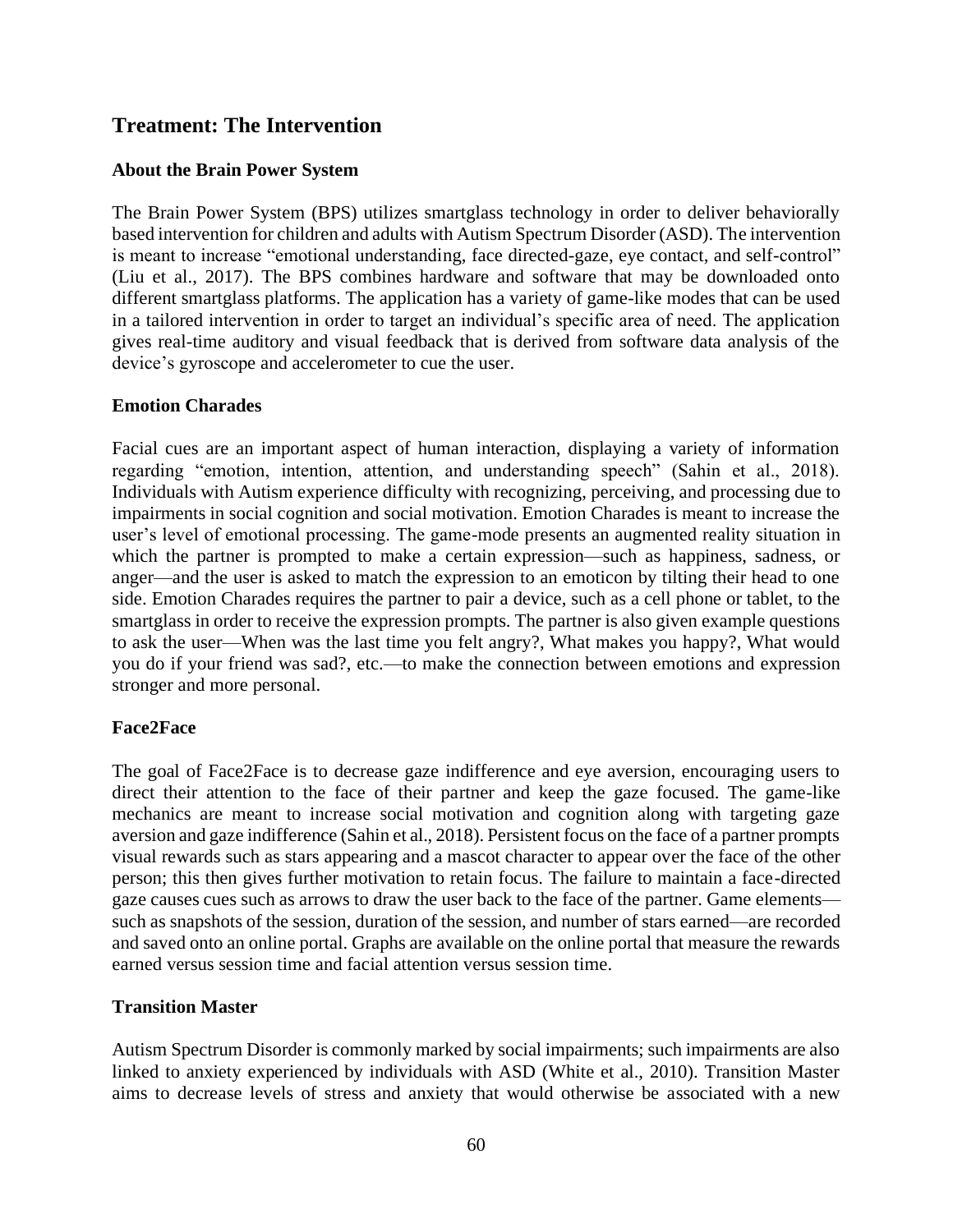## Treatment: The Intervention

### About the Brain Power System

The Brain Power System (BPS) utilizes smartglass technology in order to deliver behaviorally based intervention for children and adults with Autism Spectrum Disorder (ASD). The intervention is meant to increase "emotional understanding, face directed-gaze, eye contact, and self-control" (Liu et al., 2017). The BPS combines hardware and software that may be downloaded onto different smartglass platforms. The application has a variety of game-like modes that can be used in a tailored intervention in order to target an individual's specific area of need. The application gives real-time auditory and visual feedback that is derived from software data analysis of the device's gyroscope and accelerometer to cue the user.

### Emotion Charades

Facial cues are an important aspect of human interaction, displaying a variety of information regarding "emotion, intention, attention, and understanding speech" (Sahin et al., 2018). Individuals with Autism experience difficulty with recognizing, perceiving, and processing due to impairments in social cognition and social motivation. Emotion Charades is meant to increase the user's level of emotional processing. The game-mode presents an augmented reality situation in which the partner is prompted to make a certain expression—such as happiness, sadness, or anger—and the user is asked to match the expression to an emoticon by tilting their head to one side. Emotion Charades requires the partner to pair a device, such as a cell phone or tablet, to the smartglass in order to receive the expression prompts. The partner is also given example questions to ask the user—When was the last time you felt angry?, What makes you happy?, What would you do if your friend was sad?, etc.—to make the connection between emotions and expression stronger and more personal.

### Face2Face

The goal of Face2Face is to decrease gaze indifference and eye aversion, encouraging users to direct their attention to the face of their partner and keep the gaze focused. The game-like mechanics are meant to increase social motivation and cognition along with targeting gaze aversion and gaze indifference (Sahin et al., 2018). Persistent focus on the face of a partner prompts visual rewards such as stars appearing and a mascot character to appear over the face of the other person; this then gives further motivation to retain focus. The failure to maintain a face-directed gaze causes cues such as arrows to draw the user back to the face of the partner. Game elements—such as snapshots of the session, duration of the session, and number of stars earned—are recorded and saved onto an online portal. Graphs are available on the online portal that measure the rewards earned versus session time and facial attention versus session time.

### Transition Master

Autism Spectrum Disorder is commonly marked by social impairments; such impairments are also linked to anxiety experienced by individuals with ASD (White et al., 2010). Transition Master aims to decrease levels of stress and anxiety that would otherwise be associated with a new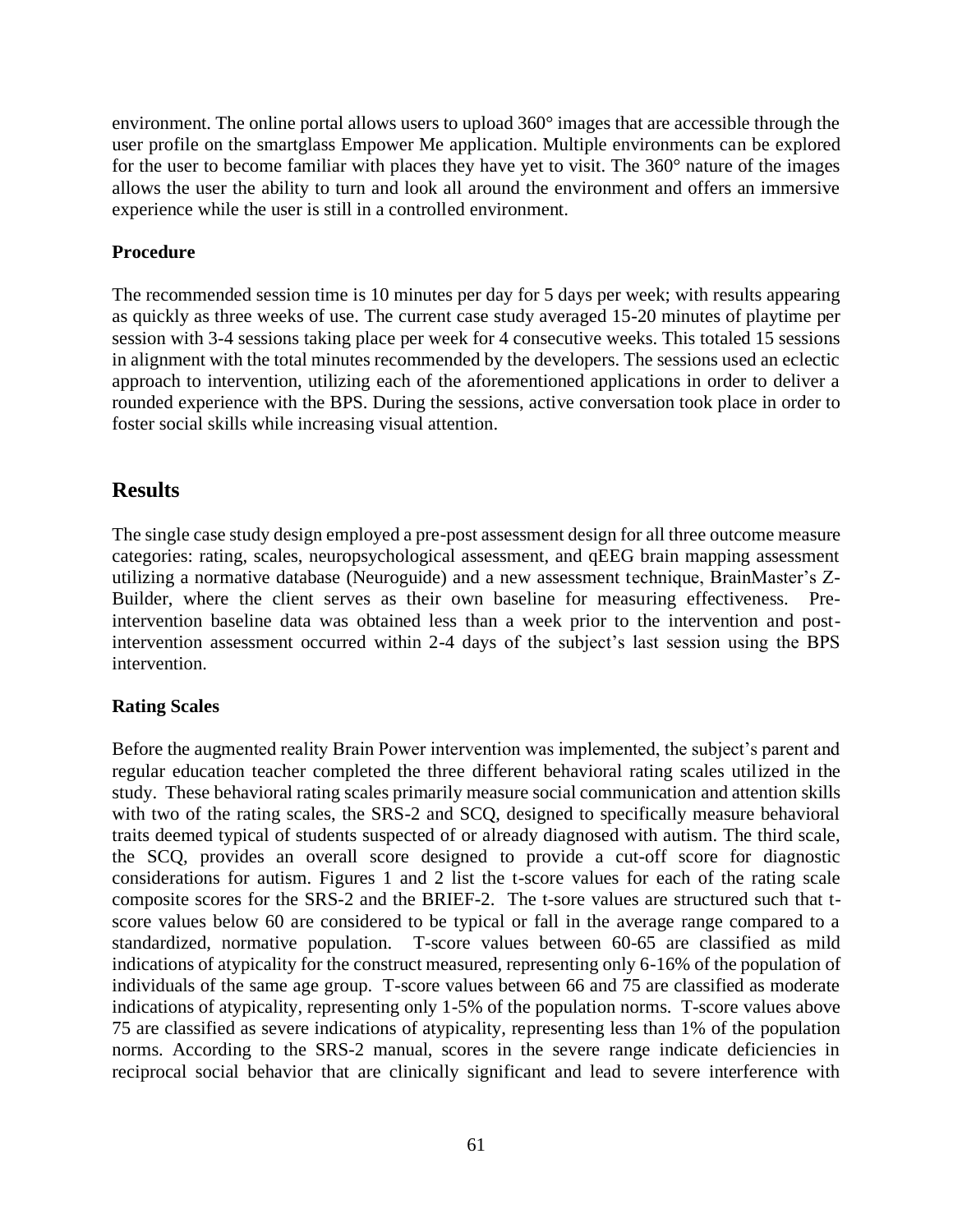environment. The online portal allows users to upload 360° images that are accessible through the user profile on the smartglass Empower Me application. Multiple environments can be explored for the user to become familiar with places they have yet to visit. The 360° nature of the images allows the user the ability to turn and look all around the environment and offers an immersive experience while the user is still in a controlled environment.

### Procedure

The recommended session time is 10 minutes per day for 5 days per week; with results appearing as quickly as three weeks of use. The current case study averaged 15-20 minutes of playtime per session with 3-4 sessions taking place per week for 4 consecutive weeks. This totaled 15 sessions in alignment with the total minutes recommended by the developers. The sessions used an eclectic approach to intervention, utilizing each of the aforementioned applications in order to deliver a rounded experience with the BPS. During the sessions, active conversation took place in order to foster social skills while increasing visual attention.

## Results

The single case study design employed a pre-post assessment design for all three outcome measure categories: rating, scales, neuropsychological assessment, and qEEG brain mapping assessment utilizing a normative database (Neuroguide) and a new assessment technique, BrainMaster's Z-Builder, where the client serves as their own baseline for measuring effectiveness. Pre-intervention baseline data was obtained less than a week prior to the intervention and post-intervention assessment occurred within 2-4 days of the subject's last session using the BPS intervention.

### Rating Scales

Before the augmented reality Brain Power intervention was implemented, the subject's parent and regular education teacher completed the three different behavioral rating scales utilized in the study. These behavioral rating scales primarily measure social communication and attention skills with two of the rating scales, the SRS-2 and SCQ, designed to specifically measure behavioral traits deemed typical of students suspected of or already diagnosed with autism. The third scale, the SCQ, provides an overall score designed to provide a cut-off score for diagnostic considerations for autism. Figures 1 and 2 list the t-score values for each of the rating scale composite scores for the SRS-2 and the BRIEF-2. The t-sore values are structured such that t-score values below 60 are considered to be typical or fall in the average range compared to a standardized, normative population. T-score values between 60-65 are classified as mild indications of atypicality for the construct measured, representing only 6-16% of the population of individuals of the same age group. T-score values between 66 and 75 are classified as moderate indications of atypicality, representing only 1-5% of the population norms. T-score values above 75 are classified as severe indications of atypicality, representing less than 1% of the population norms. According to the SRS-2 manual, scores in the severe range indicate deficiencies in reciprocal social behavior that are clinically significant and lead to severe interference with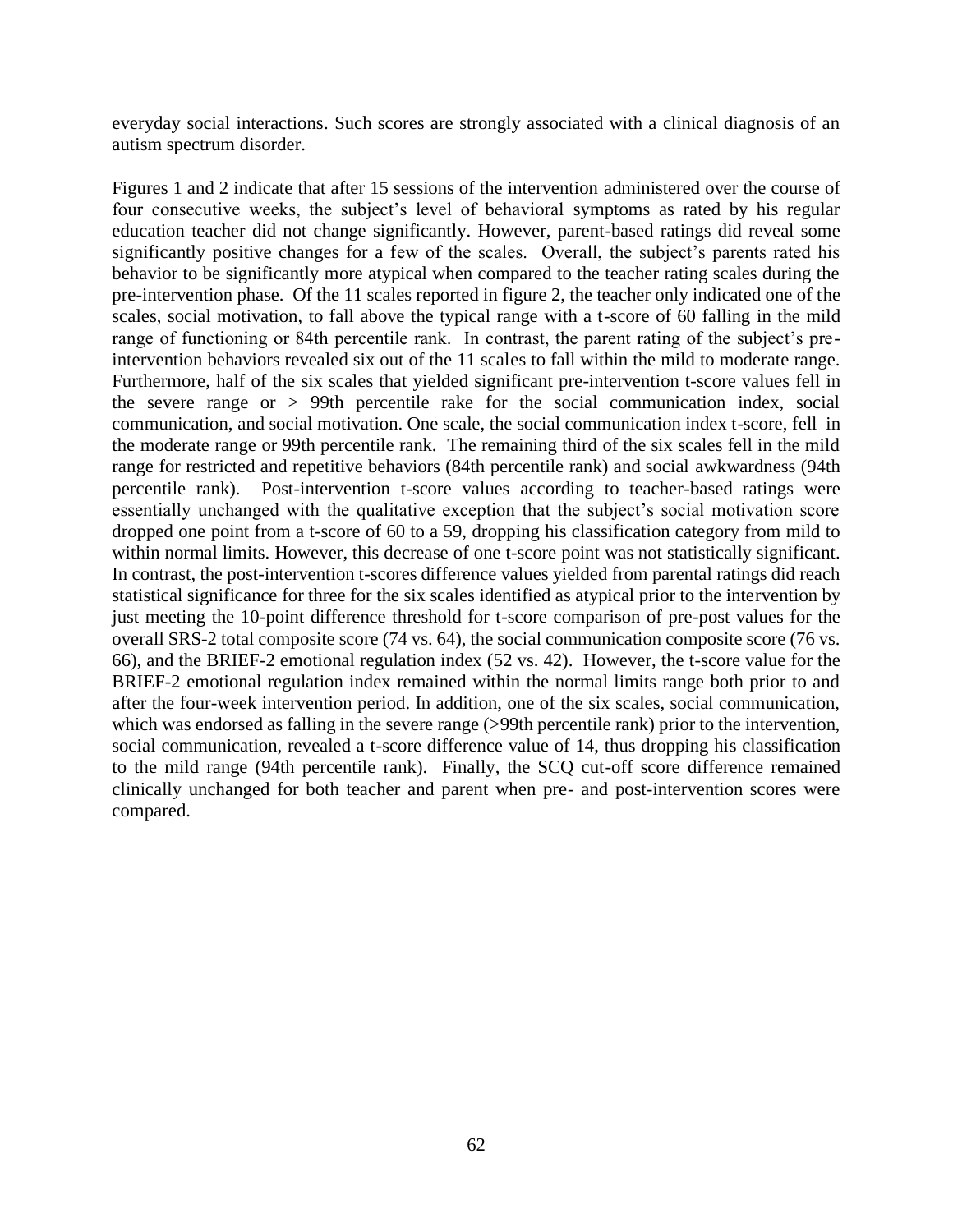everyday social interactions. Such scores are strongly associated with a clinical diagnosis of an autism spectrum disorder.

Figures 1 and 2 indicate that after 15 sessions of the intervention administered over the course of four consecutive weeks, the subject's level of behavioral symptoms as rated by his regular education teacher did not change significantly. However, parent-based ratings did reveal some significantly positive changes for a few of the scales. Overall, the subject's parents rated his behavior to be significantly more atypical when compared to the teacher rating scales during the pre-intervention phase. Of the 11 scales reported in figure 2, the teacher only indicated one of the scales, social motivation, to fall above the typical range with a t-score of 60 falling in the mild range of functioning or 84th percentile rank. In contrast, the parent rating of the subject's pre-intervention behaviors revealed six out of the 11 scales to fall within the mild to moderate range. Furthermore, half of the six scales that yielded significant pre-intervention t-score values fell in the severe range or > 99th percentile rake for the social communication index, social communication, and social motivation. One scale, the social communication index t-score, fell in the moderate range or 99th percentile rank. The remaining third of the six scales fell in the mild range for restricted and repetitive behaviors (84th percentile rank) and social awkwardness (94th percentile rank). Post-intervention t-score values according to teacher-based ratings were essentially unchanged with the qualitative exception that the subject's social motivation score dropped one point from a t-score of 60 to a 59, dropping his classification category from mild to within normal limits. However, this decrease of one t-score point was not statistically significant. In contrast, the post-intervention t-scores difference values yielded from parental ratings did reach statistical significance for three for the six scales identified as atypical prior to the intervention by just meeting the 10-point difference threshold for t-score comparison of pre-post values for the overall SRS-2 total composite score (74 vs. 64), the social communication composite score (76 vs. 66), and the BRIEF-2 emotional regulation index (52 vs. 42). However, the t-score value for the BRIEF-2 emotional regulation index remained within the normal limits range both prior to and after the four-week intervention period. In addition, one of the six scales, social communication, which was endorsed as falling in the severe range (>99th percentile rank) prior to the intervention, social communication, revealed a t-score difference value of 14, thus dropping his classification to the mild range (94th percentile rank). Finally, the SCQ cut-off score difference remained clinically unchanged for both teacher and parent when pre- and post-intervention scores were compared.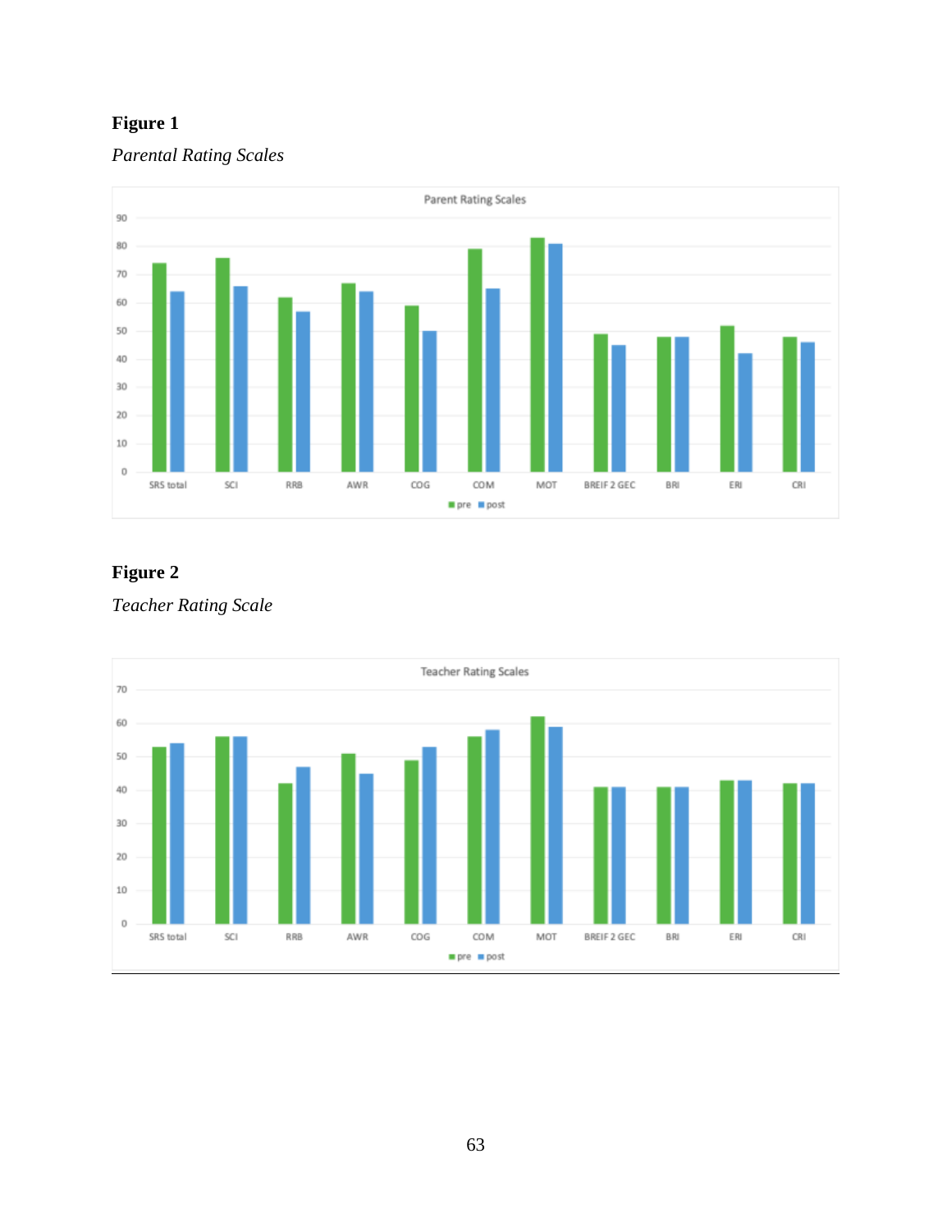**Figure 1**

*Parental Rating Scales*

**Figure 2**

*Teacher Rating Scale*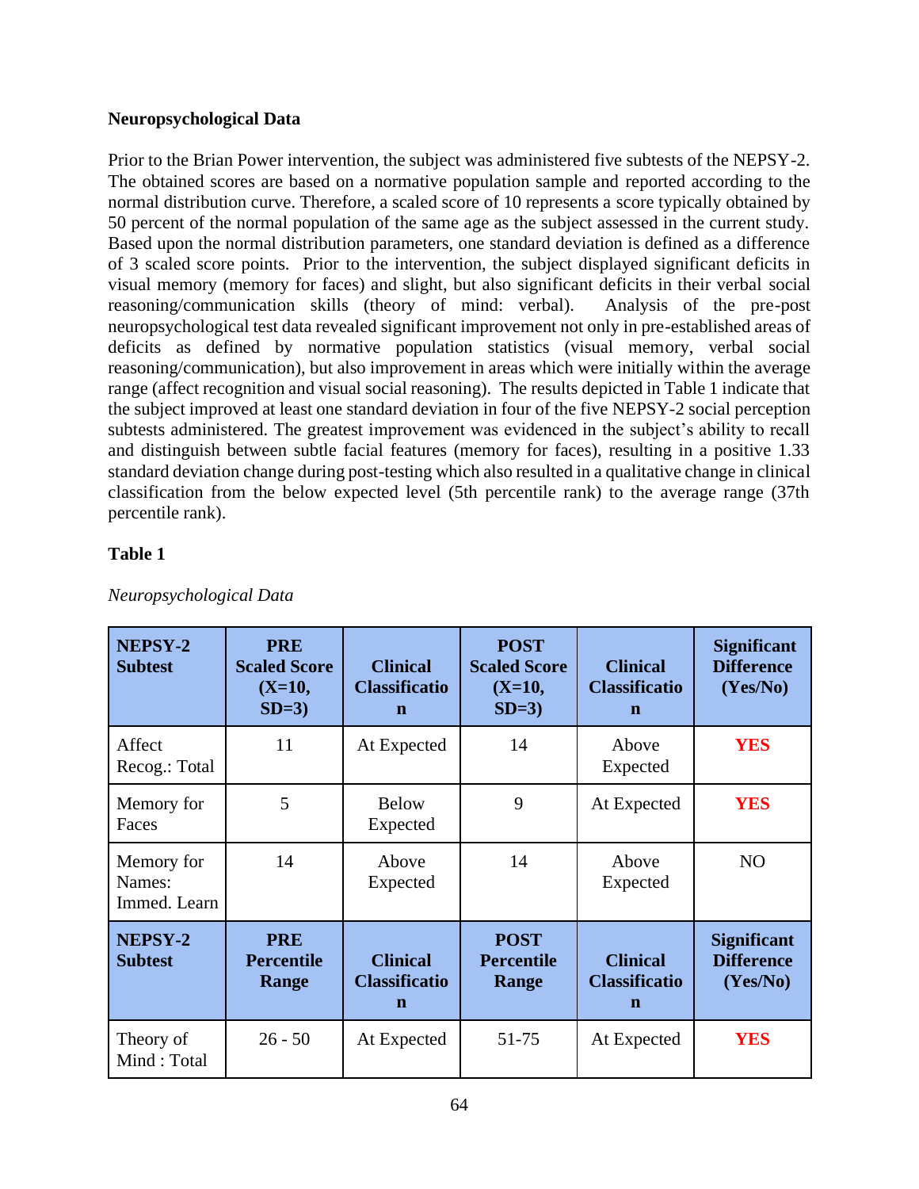**Neuropsychological Data**

Prior to the Brian Power intervention, the subject was administered five subtests of the NEPSY-2. The obtained scores are based on a normative population sample and reported according to the normal distribution curve. Therefore, a scaled score of 10 represents a score typically obtained by 50 percent of the normal population of the same age as the subject assessed in the current study. Based upon the normal distribution parameters, one standard deviation is defined as a difference of 3 scaled score points. Prior to the intervention, the subject displayed significant deficits in visual memory (memory for faces) and slight, but also significant deficits in their verbal social reasoning/communication skills (theory of mind: verbal). Analysis of the pre-post neuropsychological test data revealed significant improvement not only in pre-established areas of deficits as defined by normative population statistics (visual memory, verbal social reasoning/communication), but also improvement in areas which were initially within the average range (affect recognition and visual social reasoning). The results depicted in Table 1 indicate that the subject improved at least one standard deviation in four of the five NEPSY-2 social perception subtests administered. The greatest improvement was evidenced in the subject's ability to recall and distinguish between subtle facial features (memory for faces), resulting in a positive 1.33 standard deviation change during post-testing which also resulted in a qualitative change in clinical classification from the below expected level (5th percentile rank) to the average range (37th percentile rank).

**Table 1**

*Neuropsychological Data*

| NEPSY-2 Subtest | PRE Scaled Score (X=10, SD=3) | Clinical Classification | POST Scaled Score (X=10, SD=3) | Clinical Classification | Significant Difference (Yes/No) |
|---|---|---|---|---|---|
| Affect Recog.: Total | 11 | At Expected | 14 | Above Expected | **YES** |
| Memory for Faces | 5 | Below Expected | 9 | At Expected | **YES** |
| Memory for Names: Immed. Learn | 14 | Above Expected | 14 | Above Expected | NO |
| **NEPSY-2 Subtest** | **PRE Percentile Range** | **Clinical Classification** | **POST Percentile Range** | **Clinical Classification** | **Significant Difference (Yes/No)** |
| Theory of Mind : Total | 26 - 50 | At Expected | 51-75 | At Expected | **YES** |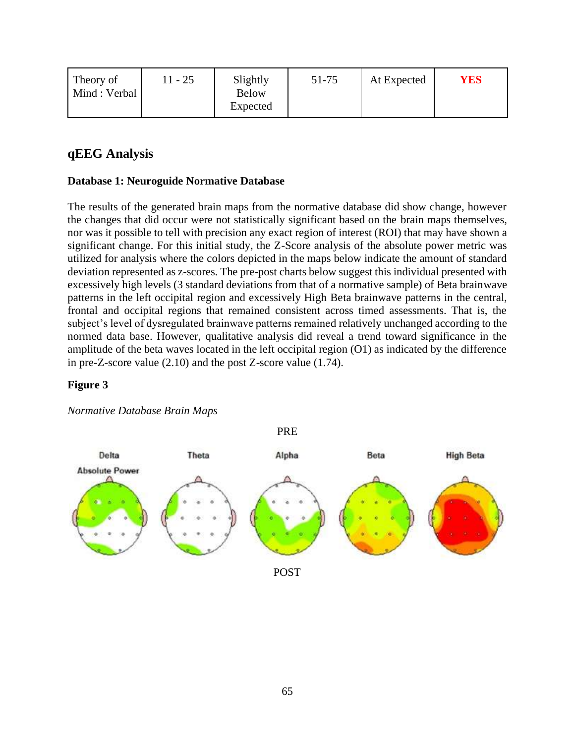| Theory of Mind : Verbal | 11 - 25 | Slightly Below Expected | 51-75 | At Expected | **YES** |
|---|---|---|---|---|---|

## qEEG Analysis

**Database 1: Neuroguide Normative Database**

The results of the generated brain maps from the normative database did show change, however the changes that did occur were not statistically significant based on the brain maps themselves, nor was it possible to tell with precision any exact region of interest (ROI) that may have shown a significant change. For this initial study, the Z-Score analysis of the absolute power metric was utilized for analysis where the colors depicted in the maps below indicate the amount of standard deviation represented as z-scores. The pre-post charts below suggest this individual presented with excessively high levels (3 standard deviations from that of a normative sample) of Beta brainwave patterns in the left occipital region and excessively High Beta brainwave patterns in the central, frontal and occipital regions that remained consistent across timed assessments. That is, the subject's level of dysregulated brainwave patterns remained relatively unchanged according to the normed data base. However, qualitative analysis did reveal a trend toward significance in the amplitude of the beta waves located in the left occipital region (O1) as indicated by the difference in pre-Z-score value (2.10) and the post Z-score value (1.74).

**Figure 3**

*Normative Database Brain Maps*

PRE

Delta Absolute Power | Theta | Alpha | Beta | High Beta

POST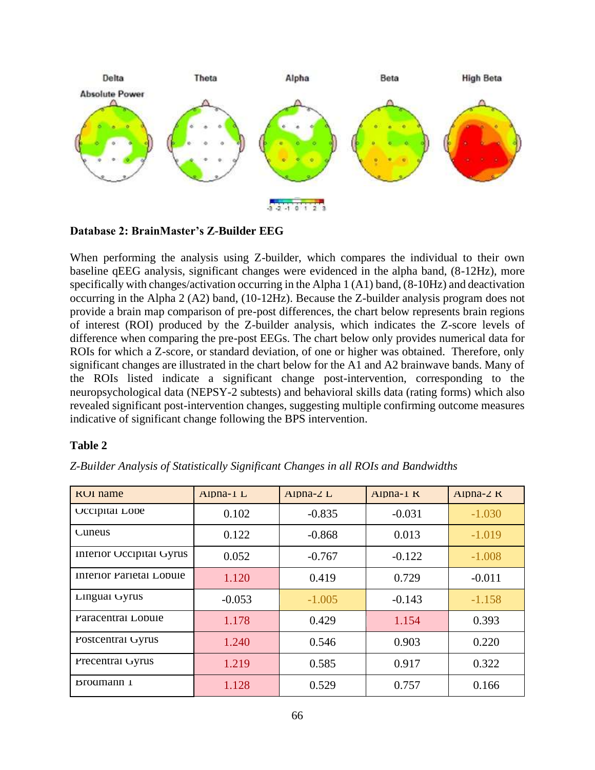Delta Theta Alpha Beta High Beta

Absolute Power

-3 -2 -1 0 1 2 3

**Database 2: BrainMaster's Z-Builder EEG**

When performing the analysis using Z-builder, which compares the individual to their own baseline qEEG analysis, significant changes were evidenced in the alpha band, (8-12Hz), more specifically with changes/activation occurring in the Alpha 1 (A1) band, (8-10Hz) and deactivation occurring in the Alpha 2 (A2) band, (10-12Hz). Because the Z-builder analysis program does not provide a brain map comparison of pre-post differences, the chart below represents brain regions of interest (ROI) produced by the Z-builder analysis, which indicates the Z-score levels of difference when comparing the pre-post EEGs. The chart below only provides numerical data for ROIs for which a Z-score, or standard deviation, of one or higher was obtained. Therefore, only significant changes are illustrated in the chart below for the A1 and A2 brainwave bands. Many of the ROIs listed indicate a significant change post-intervention, corresponding to the neuropsychological data (NEPSY-2 subtests) and behavioral skills data (rating forms) which also revealed significant post-intervention changes, suggesting multiple confirming outcome measures indicative of significant change following the BPS intervention.

**Table 2**

*Z-Builder Analysis of Statistically Significant Changes in all ROIs and Bandwidths*

| ROI name | Alpha-1 L | Alpha-2 L | Alpha-1 R | Alpha-2 R |
|---|---|---|---|---|
| Occipital Lobe | 0.102 | -0.835 | -0.031 | -1.030 |
| Cuneus | 0.122 | -0.868 | 0.013 | -1.019 |
| Inferior Occipital Gyrus | 0.052 | -0.767 | -0.122 | -1.008 |
| Inferior Parietal Lobule | 1.120 | 0.419 | 0.729 | -0.011 |
| Lingual Gyrus | -0.053 | -1.005 | -0.143 | -1.158 |
| Paracentral Lobule | 1.178 | 0.429 | 1.154 | 0.393 |
| Postcentral Gyrus | 1.240 | 0.546 | 0.903 | 0.220 |
| Precentral Gyrus | 1.219 | 0.585 | 0.917 | 0.322 |
| Brodmann 1 | 1.128 | 0.529 | 0.757 | 0.166 |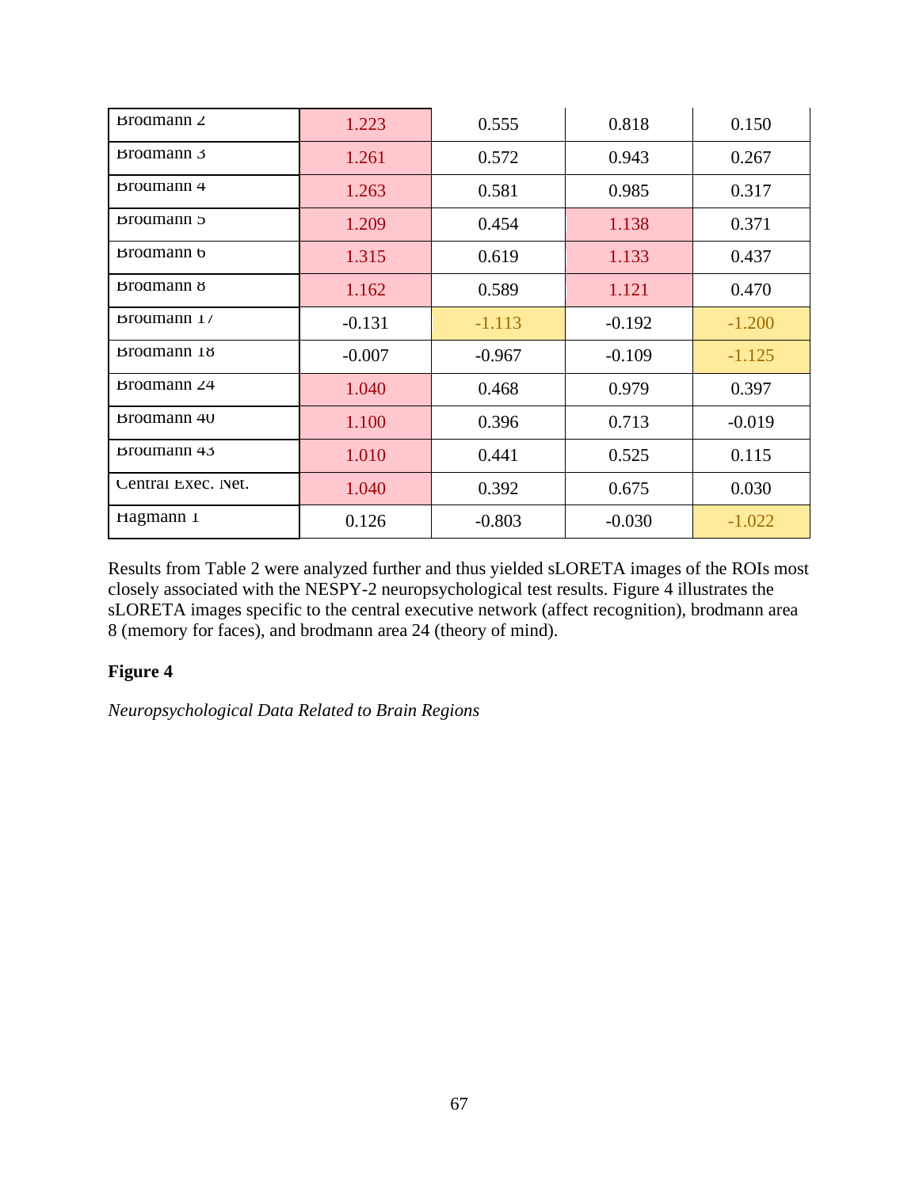| | | | | |
|---|---|---|---|---|
| Brodmann 2 | 1.223 | 0.555 | 0.818 | 0.150 |
| Brodmann 3 | 1.261 | 0.572 | 0.943 | 0.267 |
| Brodmann 4 | 1.263 | 0.581 | 0.985 | 0.317 |
| Brodmann 5 | 1.209 | 0.454 | 1.138 | 0.371 |
| Brodmann 6 | 1.315 | 0.619 | 1.133 | 0.437 |
| Brodmann 8 | 1.162 | 0.589 | 1.121 | 0.470 |
| Brodmann 17 | -0.131 | -1.113 | -0.192 | -1.200 |
| Brodmann 18 | -0.007 | -0.967 | -0.109 | -1.125 |
| Brodmann 24 | 1.040 | 0.468 | 0.979 | 0.397 |
| Brodmann 40 | 1.100 | 0.396 | 0.713 | -0.019 |
| Brodmann 43 | 1.010 | 0.441 | 0.525 | 0.115 |
| Central Exec. Net. | 1.040 | 0.392 | 0.675 | 0.030 |
| Hagmann 1 | 0.126 | -0.803 | -0.030 | -1.022 |

Results from Table 2 were analyzed further and thus yielded sLORETA images of the ROIs most closely associated with the NESPY-2 neuropsychological test results. Figure 4 illustrates the sLORETA images specific to the central executive network (affect recognition), brodmann area 8 (memory for faces), and brodmann area 24 (theory of mind).

**Figure 4**

*Neuropsychological Data Related to Brain Regions*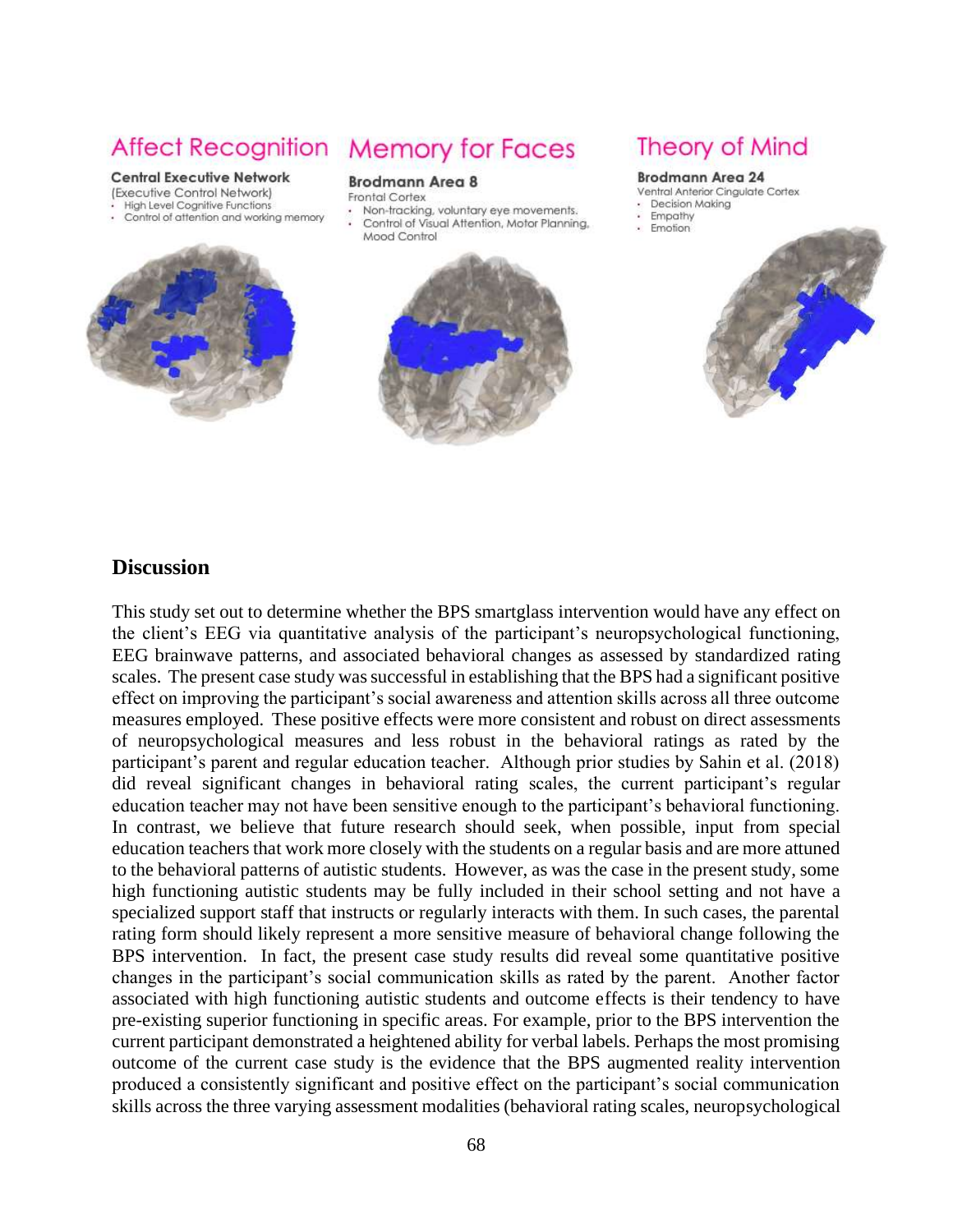Affect Recognition

**Central Executive Network**
(Executive Control Network)
- High Level Cognitive Functions
- Control of attention and working memory

Memory for Faces

**Brodmann Area 8**
Frontal Cortex
- Non-tracking, voluntary eye movements.
- Control of Visual Attention, Motor Planning, Mood Control

Theory of Mind

**Brodmann Area 24**
Ventral Anterior Cingulate Cortex
- Decision Making
- Empathy
- Emotion

## Discussion

This study set out to determine whether the BPS smartglass intervention would have any effect on the client's EEG via quantitative analysis of the participant's neuropsychological functioning, EEG brainwave patterns, and associated behavioral changes as assessed by standardized rating scales. The present case study was successful in establishing that the BPS had a significant positive effect on improving the participant's social awareness and attention skills across all three outcome measures employed. These positive effects were more consistent and robust on direct assessments of neuropsychological measures and less robust in the behavioral ratings as rated by the participant's parent and regular education teacher. Although prior studies by Sahin et al. (2018) did reveal significant changes in behavioral rating scales, the current participant's regular education teacher may not have been sensitive enough to the participant's behavioral functioning. In contrast, we believe that future research should seek, when possible, input from special education teachers that work more closely with the students on a regular basis and are more attuned to the behavioral patterns of autistic students. However, as was the case in the present study, some high functioning autistic students may be fully included in their school setting and not have a specialized support staff that instructs or regularly interacts with them. In such cases, the parental rating form should likely represent a more sensitive measure of behavioral change following the BPS intervention. In fact, the present case study results did reveal some quantitative positive changes in the participant's social communication skills as rated by the parent. Another factor associated with high functioning autistic students and outcome effects is their tendency to have pre-existing superior functioning in specific areas. For example, prior to the BPS intervention the current participant demonstrated a heightened ability for verbal labels. Perhaps the most promising outcome of the current case study is the evidence that the BPS augmented reality intervention produced a consistently significant and positive effect on the participant's social communication skills across the three varying assessment modalities (behavioral rating scales, neuropsychological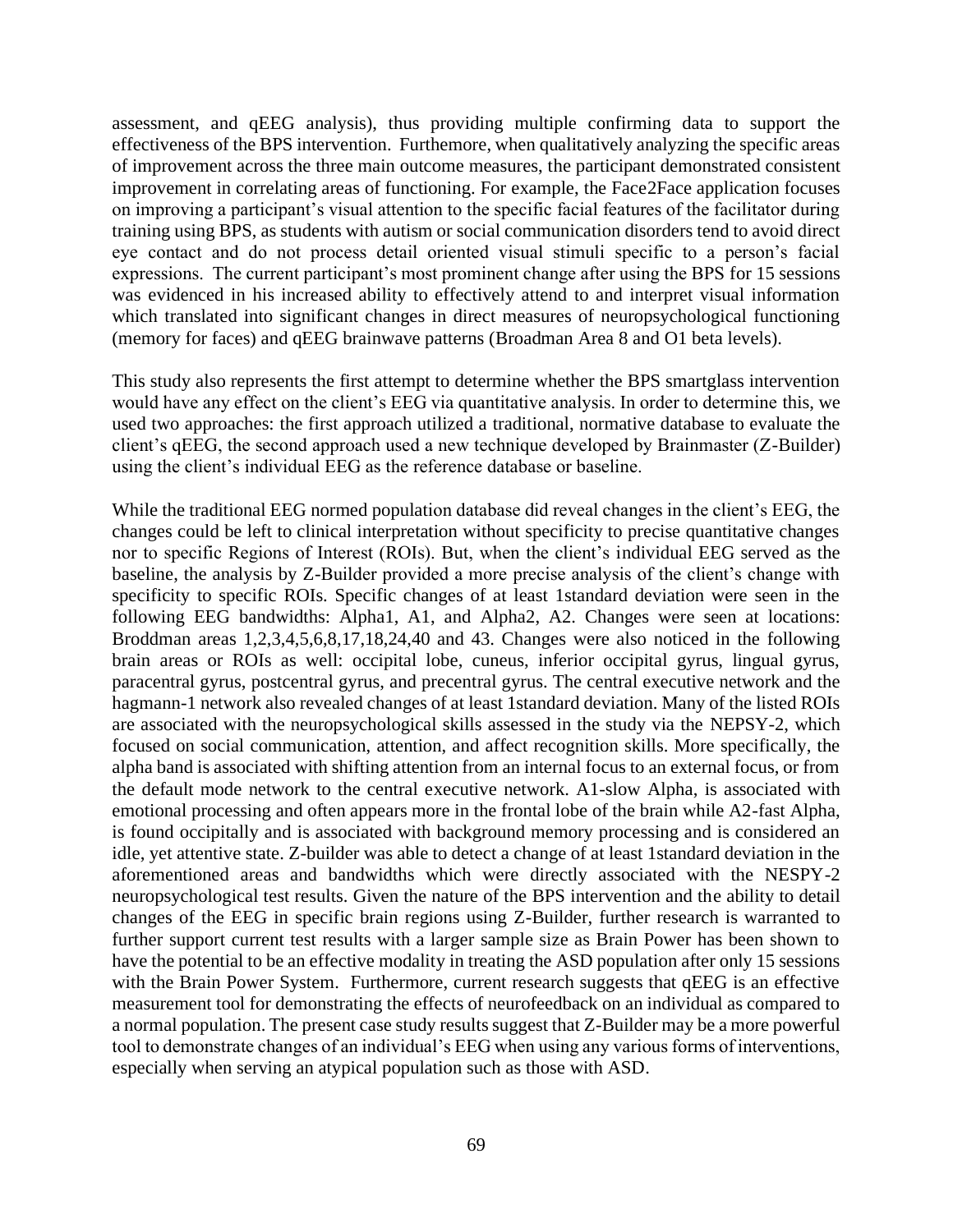assessment, and qEEG analysis), thus providing multiple confirming data to support the effectiveness of the BPS intervention. Furthemore, when qualitatively analyzing the specific areas of improvement across the three main outcome measures, the participant demonstrated consistent improvement in correlating areas of functioning. For example, the Face2Face application focuses on improving a participant's visual attention to the specific facial features of the facilitator during training using BPS, as students with autism or social communication disorders tend to avoid direct eye contact and do not process detail oriented visual stimuli specific to a person's facial expressions. The current participant's most prominent change after using the BPS for 15 sessions was evidenced in his increased ability to effectively attend to and interpret visual information which translated into significant changes in direct measures of neuropsychological functioning (memory for faces) and qEEG brainwave patterns (Broadman Area 8 and O1 beta levels).

This study also represents the first attempt to determine whether the BPS smartglass intervention would have any effect on the client's EEG via quantitative analysis. In order to determine this, we used two approaches: the first approach utilized a traditional, normative database to evaluate the client's qEEG, the second approach used a new technique developed by Brainmaster (Z-Builder) using the client's individual EEG as the reference database or baseline.

While the traditional EEG normed population database did reveal changes in the client's EEG, the changes could be left to clinical interpretation without specificity to precise quantitative changes nor to specific Regions of Interest (ROIs). But, when the client's individual EEG served as the baseline, the analysis by Z-Builder provided a more precise analysis of the client's change with specificity to specific ROIs. Specific changes of at least 1standard deviation were seen in the following EEG bandwidths: Alpha1, A1, and Alpha2, A2. Changes were seen at locations: Broddman areas 1,2,3,4,5,6,8,17,18,24,40 and 43. Changes were also noticed in the following brain areas or ROIs as well: occipital lobe, cuneus, inferior occipital gyrus, lingual gyrus, paracentral gyrus, postcentral gyrus, and precentral gyrus. The central executive network and the hagmann-1 network also revealed changes of at least 1standard deviation. Many of the listed ROIs are associated with the neuropsychological skills assessed in the study via the NEPSY-2, which focused on social communication, attention, and affect recognition skills. More specifically, the alpha band is associated with shifting attention from an internal focus to an external focus, or from the default mode network to the central executive network. A1-slow Alpha, is associated with emotional processing and often appears more in the frontal lobe of the brain while A2-fast Alpha, is found occipitally and is associated with background memory processing and is considered an idle, yet attentive state. Z-builder was able to detect a change of at least 1standard deviation in the aforementioned areas and bandwidths which were directly associated with the NESPY-2 neuropsychological test results. Given the nature of the BPS intervention and the ability to detail changes of the EEG in specific brain regions using Z-Builder, further research is warranted to further support current test results with a larger sample size as Brain Power has been shown to have the potential to be an effective modality in treating the ASD population after only 15 sessions with the Brain Power System. Furthermore, current research suggests that qEEG is an effective measurement tool for demonstrating the effects of neurofeedback on an individual as compared to a normal population. The present case study results suggest that Z-Builder may be a more powerful tool to demonstrate changes of an individual's EEG when using any various forms of interventions, especially when serving an atypical population such as those with ASD.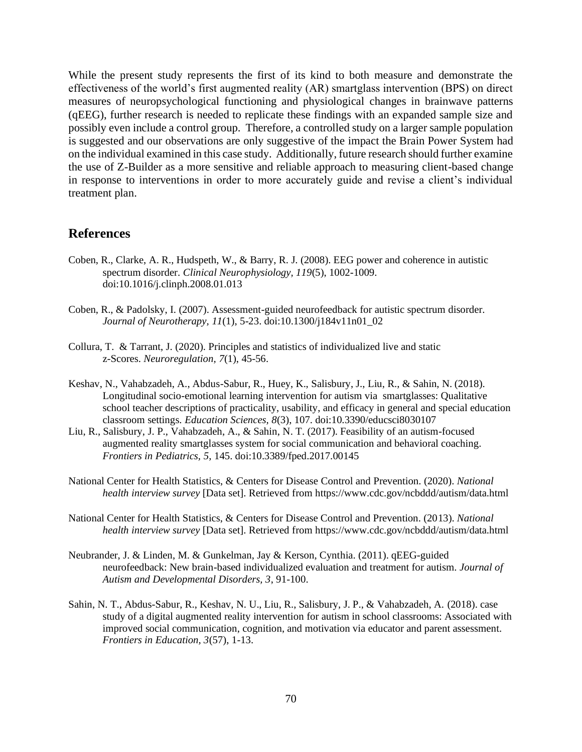While the present study represents the first of its kind to both measure and demonstrate the effectiveness of the world's first augmented reality (AR) smartglass intervention (BPS) on direct measures of neuropsychological functioning and physiological changes in brainwave patterns (qEEG), further research is needed to replicate these findings with an expanded sample size and possibly even include a control group. Therefore, a controlled study on a larger sample population is suggested and our observations are only suggestive of the impact the Brain Power System had on the individual examined in this case study. Additionally, future research should further examine the use of Z-Builder as a more sensitive and reliable approach to measuring client-based change in response to interventions in order to more accurately guide and revise a client's individual treatment plan.

## References

Coben, R., Clarke, A. R., Hudspeth, W., & Barry, R. J. (2008). EEG power and coherence in autistic spectrum disorder. *Clinical Neurophysiology, 119*(5), 1002-1009. doi:10.1016/j.clinph.2008.01.013

Coben, R., & Padolsky, I. (2007). Assessment-guided neurofeedback for autistic spectrum disorder. *Journal of Neurotherapy, 11*(1), 5-23. doi:10.1300/j184v11n01_02

Collura, T. & Tarrant, J. (2020). Principles and statistics of individualized live and static z-Scores. *Neuroregulation, 7*(1), 45-56.

Keshav, N., Vahabzadeh, A., Abdus-Sabur, R., Huey, K., Salisbury, J., Liu, R., & Sahin, N. (2018). Longitudinal socio-emotional learning intervention for autism via smartglasses: Qualitative school teacher descriptions of practicality, usability, and efficacy in general and special education classroom settings. *Education Sciences, 8*(3), 107. doi:10.3390/educsci8030107

Liu, R., Salisbury, J. P., Vahabzadeh, A., & Sahin, N. T. (2017). Feasibility of an autism-focused augmented reality smartglasses system for social communication and behavioral coaching. *Frontiers in Pediatrics, 5,* 145. doi:10.3389/fped.2017.00145

National Center for Health Statistics, & Centers for Disease Control and Prevention. (2020). *National health interview survey* [Data set]. Retrieved from https://www.cdc.gov/ncbddd/autism/data.html

National Center for Health Statistics, & Centers for Disease Control and Prevention. (2013). *National health interview survey* [Data set]. Retrieved from https://www.cdc.gov/ncbddd/autism/data.html

Neubrander, J. & Linden, M. & Gunkelman, Jay & Kerson, Cynthia. (2011). qEEG-guided neurofeedback: New brain-based individualized evaluation and treatment for autism. *Journal of Autism and Developmental Disorders, 3*, 91-100.

Sahin, N. T., Abdus-Sabur, R., Keshav, N. U., Liu, R., Salisbury, J. P., & Vahabzadeh, A. (2018). case study of a digital augmented reality intervention for autism in school classrooms: Associated with improved social communication, cognition, and motivation via educator and parent assessment. *Frontiers in Education, 3*(57), 1-13.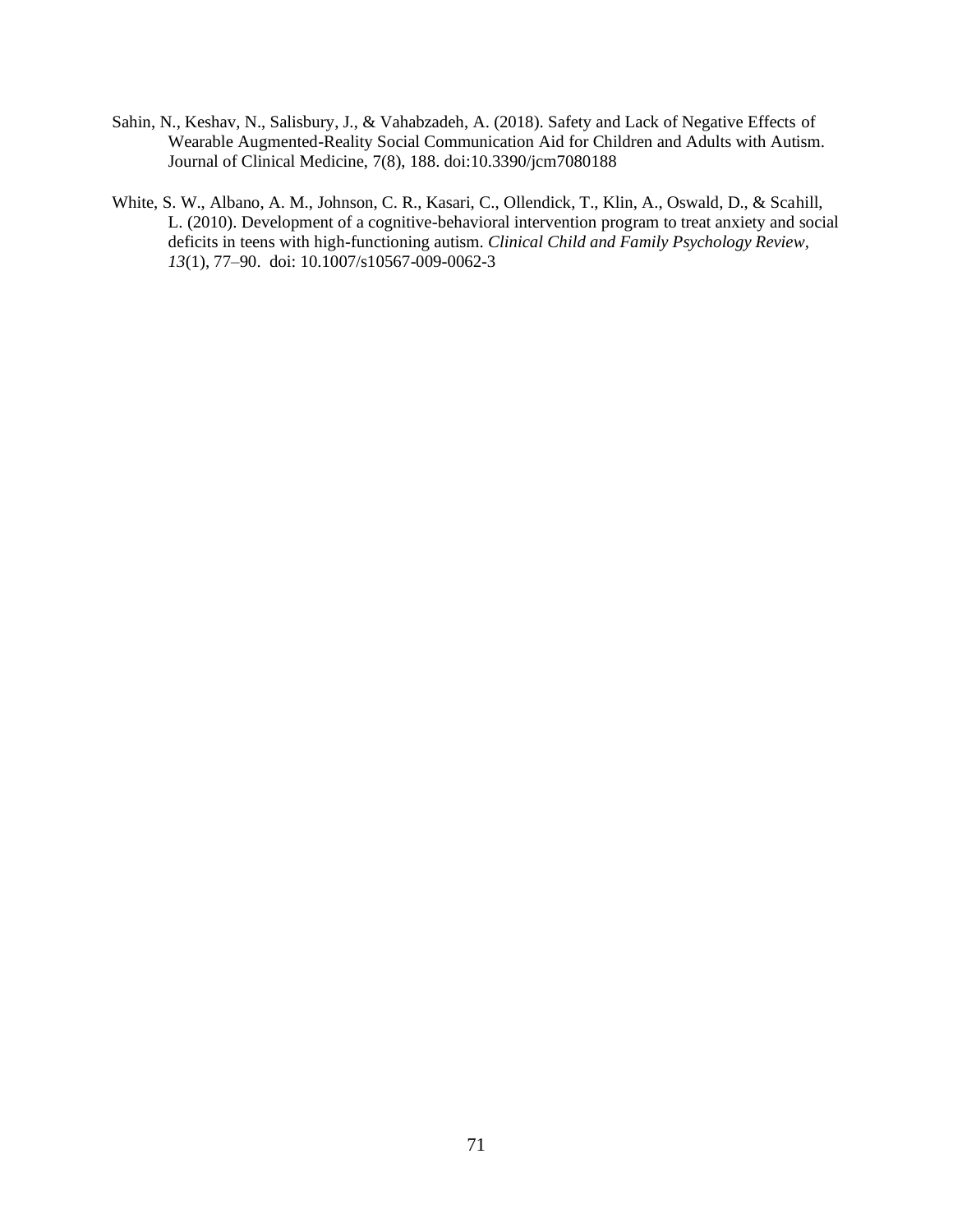Sahin, N., Keshav, N., Salisbury, J., & Vahabzadeh, A. (2018). Safety and Lack of Negative Effects of Wearable Augmented-Reality Social Communication Aid for Children and Adults with Autism. Journal of Clinical Medicine, 7(8), 188. doi:10.3390/jcm7080188

White, S. W., Albano, A. M., Johnson, C. R., Kasari, C., Ollendick, T., Klin, A., Oswald, D., & Scahill, L. (2010). Development of a cognitive-behavioral intervention program to treat anxiety and social deficits in teens with high-functioning autism. *Clinical Child and Family Psychology Review*, *13*(1), 77–90. doi: 10.1007/s10567-009-0062-3